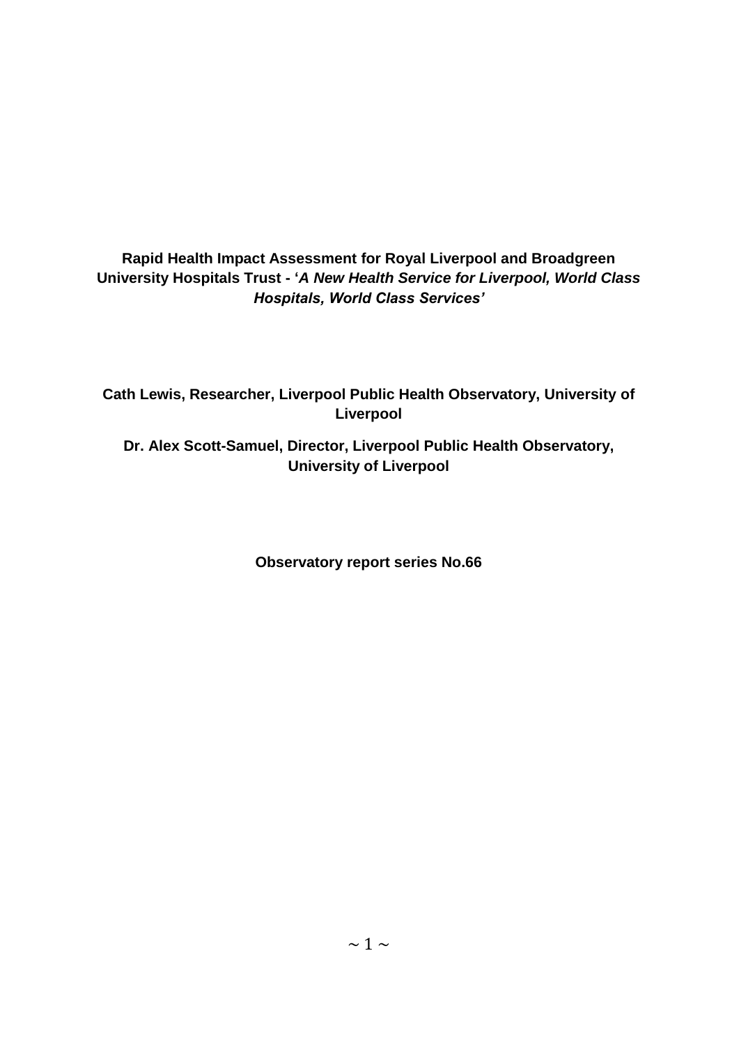# Rapid Health Impact Assessment for Royal Liverpool and Broadgreen University Hospitals Trust - '*A New Health Service for Liverpool, World Class Hospitals, World Class Services*'

**Cath Lewis, Researcher, Liverpool Public Health Observatory, University of Liverpool**

**Dr. Alex Scott-Samuel, Director, Liverpool Public Health Observatory, University of Liverpool**

**Observatory report series No.66**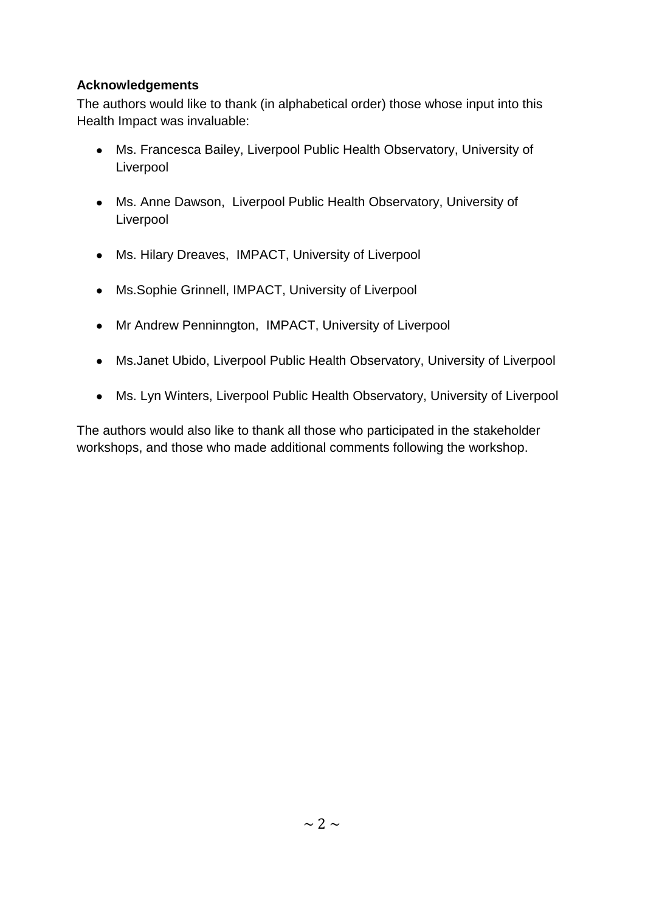**Acknowledgements**

The authors would like to thank (in alphabetical order) those whose input into this Health Impact was invaluable:

- Ms. Francesca Bailey, Liverpool Public Health Observatory, University of Liverpool
- Ms. Anne Dawson, Liverpool Public Health Observatory, University of Liverpool
- Ms. Hilary Dreaves, IMPACT, University of Liverpool
- Ms.Sophie Grinnell, IMPACT, University of Liverpool
- Mr Andrew Penninngton, IMPACT, University of Liverpool
- Ms.Janet Ubido, Liverpool Public Health Observatory, University of Liverpool
- Ms. Lyn Winters, Liverpool Public Health Observatory, University of Liverpool

The authors would also like to thank all those who participated in the stakeholder workshops, and those who made additional comments following the workshop.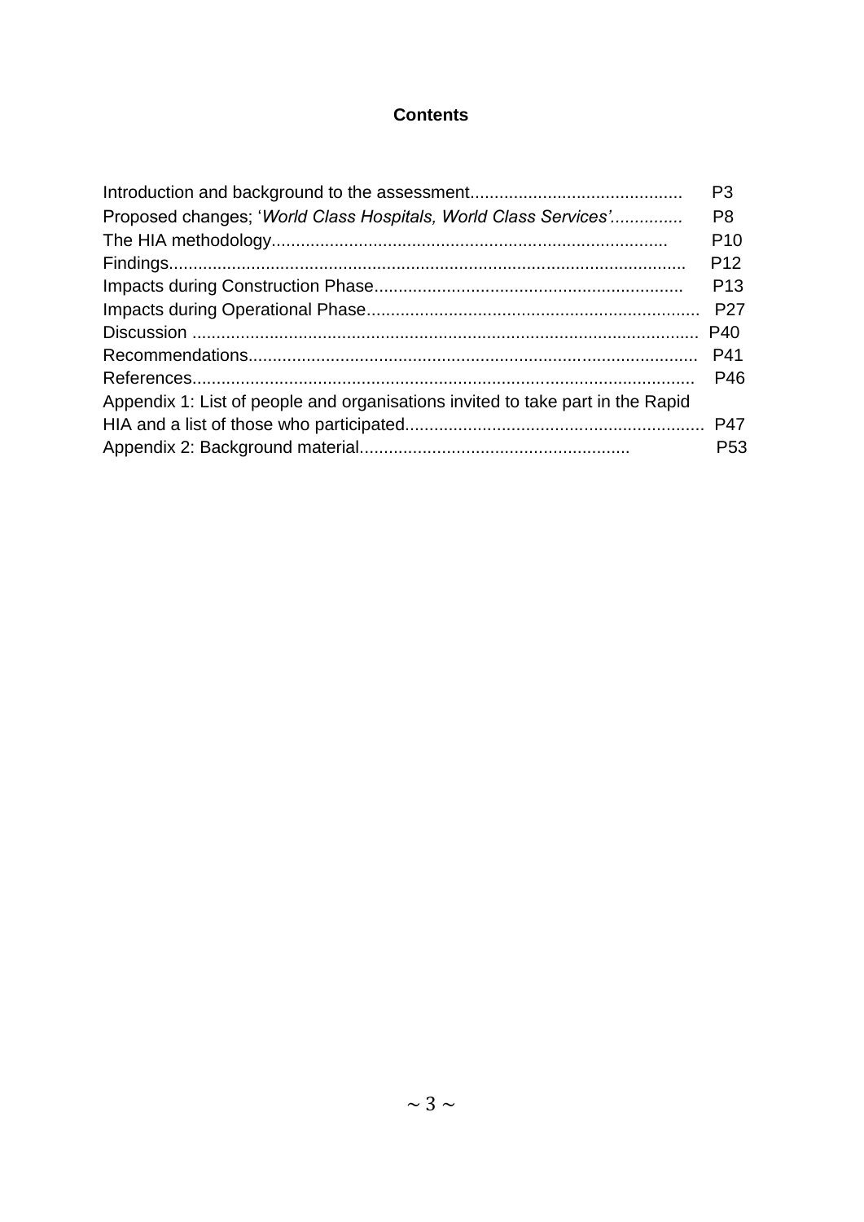# Contents

Introduction and background to the assessment........................................... P3
Proposed changes; '*World Class Hospitals, World Class Services'*.............. P8
The HIA methodology................................................................................ P10
Findings........................................................................................................ P12
Impacts during Construction Phase................................................................ P13
Impacts during Operational Phase.................................................................... P27
Discussion ....................................................................................................... P40
Recommendations............................................................................................ P41
References....................................................................................................... P46
Appendix 1: List of people and organisations invited to take part in the Rapid HIA and a list of those who participated.............................................................. P47
Appendix 2: Background material....................................................... P53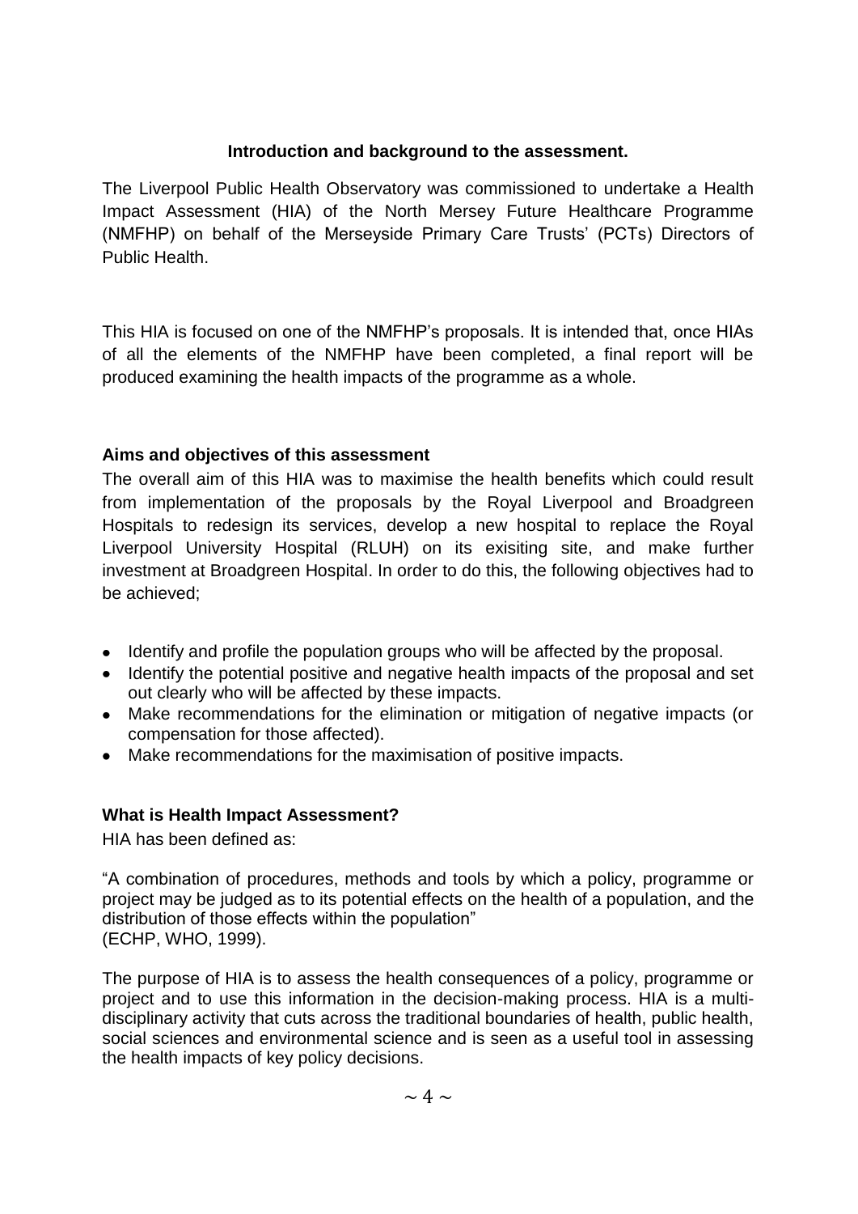## Introduction and background to the assessment.

The Liverpool Public Health Observatory was commissioned to undertake a Health Impact Assessment (HIA) of the North Mersey Future Healthcare Programme (NMFHP) on behalf of the Merseyside Primary Care Trusts' (PCTs) Directors of Public Health.

This HIA is focused on one of the NMFHP's proposals. It is intended that, once HIAs of all the elements of the NMFHP have been completed, a final report will be produced examining the health impacts of the programme as a whole.

### Aims and objectives of this assessment

The overall aim of this HIA was to maximise the health benefits which could result from implementation of the proposals by the Royal Liverpool and Broadgreen Hospitals to redesign its services, develop a new hospital to replace the Royal Liverpool University Hospital (RLUH) on its exisiting site, and make further investment at Broadgreen Hospital. In order to do this, the following objectives had to be achieved;

- Identify and profile the population groups who will be affected by the proposal.
- Identify the potential positive and negative health impacts of the proposal and set out clearly who will be affected by these impacts.
- Make recommendations for the elimination or mitigation of negative impacts (or compensation for those affected).
- Make recommendations for the maximisation of positive impacts.

### What is Health Impact Assessment?

HIA has been defined as:

"A combination of procedures, methods and tools by which a policy, programme or project may be judged as to its potential effects on the health of a population, and the distribution of those effects within the population"
(ECHP, WHO, 1999).

The purpose of HIA is to assess the health consequences of a policy, programme or project and to use this information in the decision-making process. HIA is a multi-disciplinary activity that cuts across the traditional boundaries of health, public health, social sciences and environmental science and is seen as a useful tool in assessing the health impacts of key policy decisions.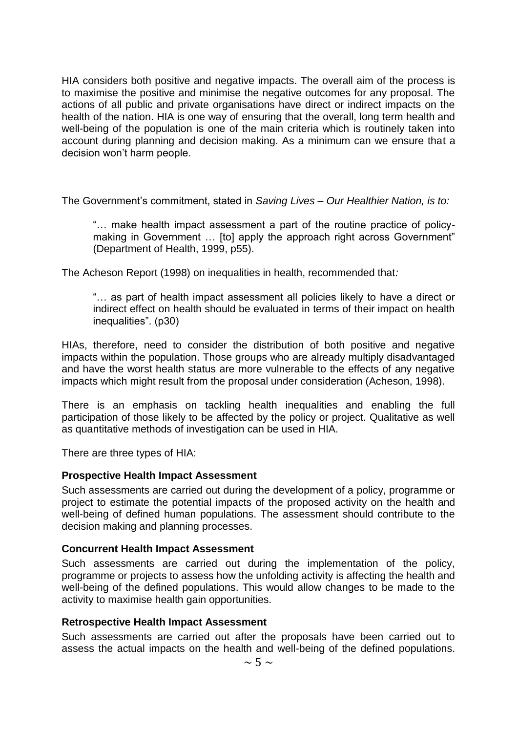HIA considers both positive and negative impacts. The overall aim of the process is to maximise the positive and minimise the negative outcomes for any proposal. The actions of all public and private organisations have direct or indirect impacts on the health of the nation. HIA is one way of ensuring that the overall, long term health and well-being of the population is one of the main criteria which is routinely taken into account during planning and decision making. As a minimum can we ensure that a decision won't harm people.

The Government's commitment, stated in *Saving Lives – Our Healthier Nation, is to:*

> "… make health impact assessment a part of the routine practice of policy-making in Government … [to] apply the approach right across Government" (Department of Health, 1999, p55).

The Acheson Report (1998) on inequalities in health, recommended that*:*

> "… as part of health impact assessment all policies likely to have a direct or indirect effect on health should be evaluated in terms of their impact on health inequalities". (p30)

HIAs, therefore, need to consider the distribution of both positive and negative impacts within the population. Those groups who are already multiply disadvantaged and have the worst health status are more vulnerable to the effects of any negative impacts which might result from the proposal under consideration (Acheson, 1998).

There is an emphasis on tackling health inequalities and enabling the full participation of those likely to be affected by the policy or project. Qualitative as well as quantitative methods of investigation can be used in HIA.

There are three types of HIA:

**Prospective Health Impact Assessment**

Such assessments are carried out during the development of a policy, programme or project to estimate the potential impacts of the proposed activity on the health and well-being of defined human populations. The assessment should contribute to the decision making and planning processes.

**Concurrent Health Impact Assessment**

Such assessments are carried out during the implementation of the policy, programme or projects to assess how the unfolding activity is affecting the health and well-being of the defined populations. This would allow changes to be made to the activity to maximise health gain opportunities.

**Retrospective Health Impact Assessment**

Such assessments are carried out after the proposals have been carried out to assess the actual impacts on the health and well-being of the defined populations.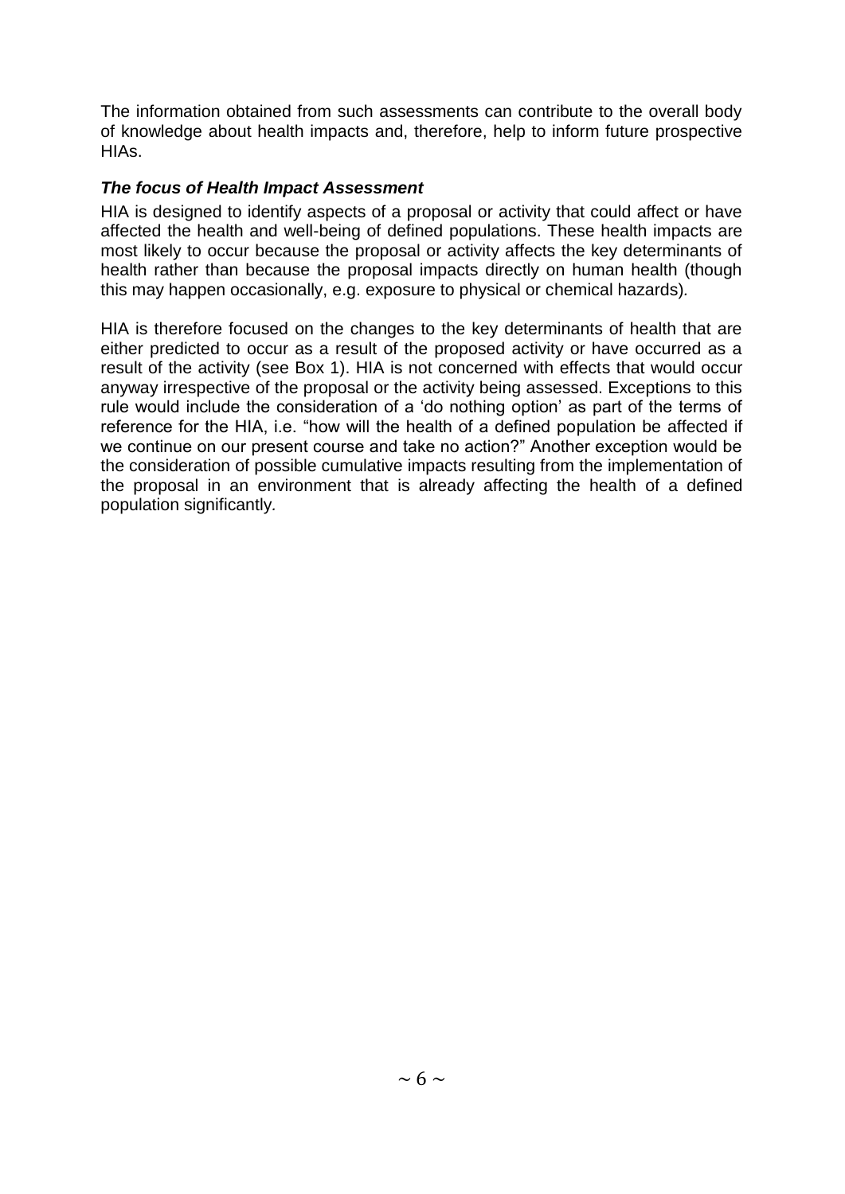The information obtained from such assessments can contribute to the overall body of knowledge about health impacts and, therefore, help to inform future prospective HIAs.

### ***The focus of Health Impact Assessment***

HIA is designed to identify aspects of a proposal or activity that could affect or have affected the health and well-being of defined populations. These health impacts are most likely to occur because the proposal or activity affects the key determinants of health rather than because the proposal impacts directly on human health (though this may happen occasionally, e.g. exposure to physical or chemical hazards).

HIA is therefore focused on the changes to the key determinants of health that are either predicted to occur as a result of the proposed activity or have occurred as a result of the activity (see Box 1). HIA is not concerned with effects that would occur anyway irrespective of the proposal or the activity being assessed. Exceptions to this rule would include the consideration of a 'do nothing option' as part of the terms of reference for the HIA, i.e. "how will the health of a defined population be affected if we continue on our present course and take no action?" Another exception would be the consideration of possible cumulative impacts resulting from the implementation of the proposal in an environment that is already affecting the health of a defined population significantly.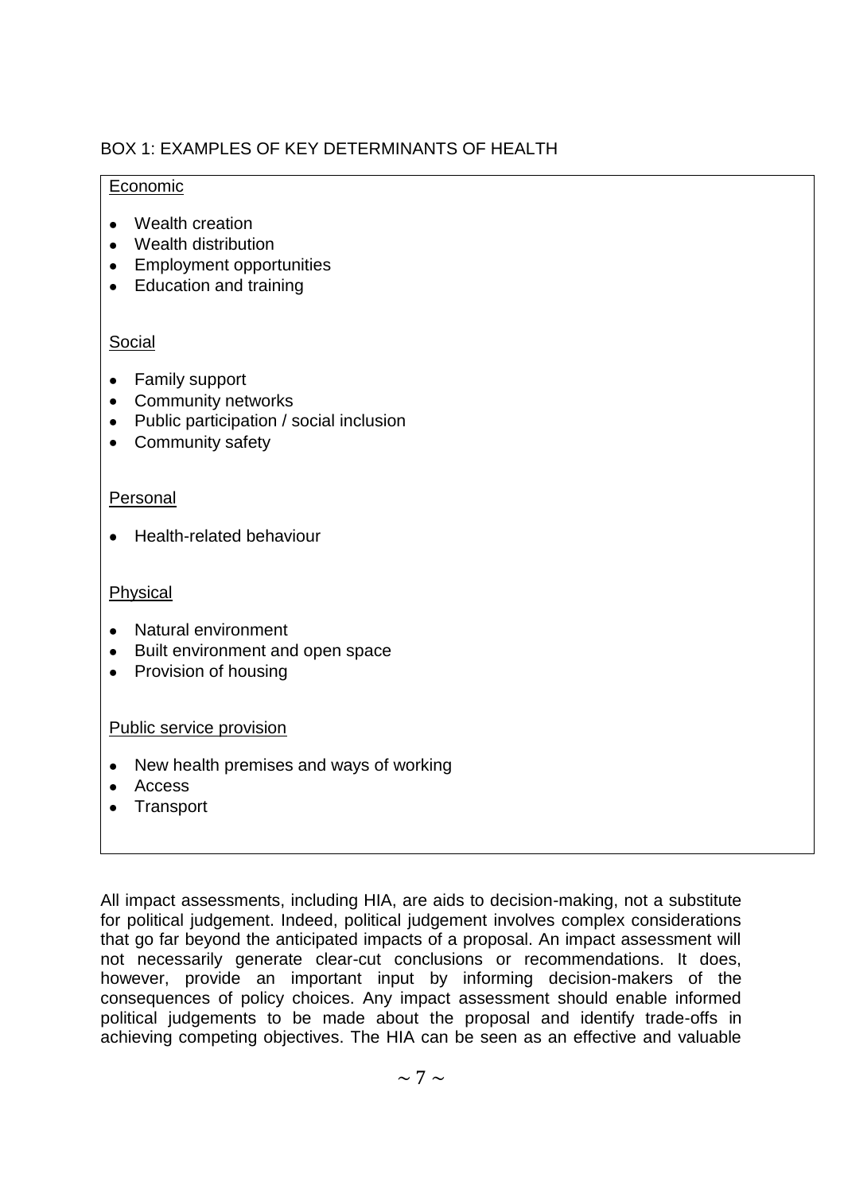BOX 1: EXAMPLES OF KEY DETERMINANTS OF HEALTH

Economic

- Wealth creation
- Wealth distribution
- Employment opportunities
- Education and training

Social

- Family support
- Community networks
- Public participation / social inclusion
- Community safety

Personal

- Health-related behaviour

Physical

- Natural environment
- Built environment and open space
- Provision of housing

Public service provision

- New health premises and ways of working
- Access
- Transport

All impact assessments, including HIA, are aids to decision-making, not a substitute for political judgement. Indeed, political judgement involves complex considerations that go far beyond the anticipated impacts of a proposal. An impact assessment will not necessarily generate clear-cut conclusions or recommendations. It does, however, provide an important input by informing decision-makers of the consequences of policy choices. Any impact assessment should enable informed political judgements to be made about the proposal and identify trade-offs in achieving competing objectives. The HIA can be seen as an effective and valuable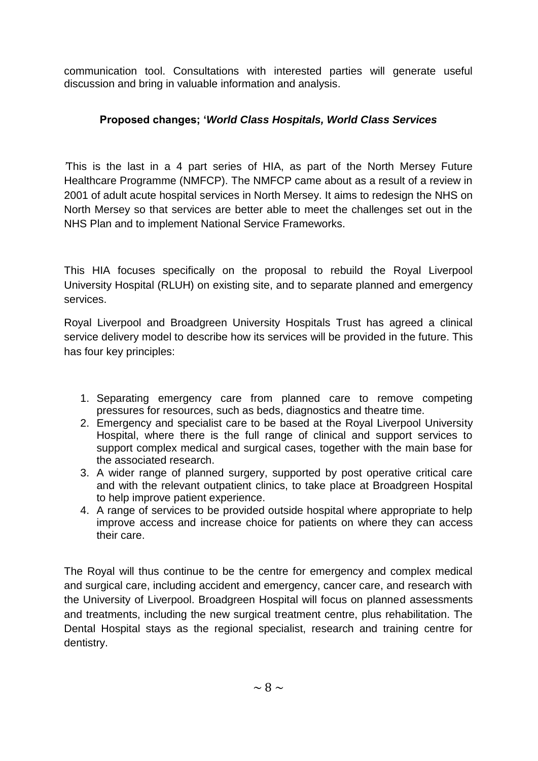communication tool. Consultations with interested parties will generate useful discussion and bring in valuable information and analysis.

### Proposed changes; '*World Class Hospitals, World Class Services*

'This is the last in a 4 part series of HIA, as part of the North Mersey Future Healthcare Programme (NMFCP). The NMFCP came about as a result of a review in 2001 of adult acute hospital services in North Mersey. It aims to redesign the NHS on North Mersey so that services are better able to meet the challenges set out in the NHS Plan and to implement National Service Frameworks.

This HIA focuses specifically on the proposal to rebuild the Royal Liverpool University Hospital (RLUH) on existing site, and to separate planned and emergency services.

Royal Liverpool and Broadgreen University Hospitals Trust has agreed a clinical service delivery model to describe how its services will be provided in the future. This has four key principles:

1. Separating emergency care from planned care to remove competing pressures for resources, such as beds, diagnostics and theatre time.
2. Emergency and specialist care to be based at the Royal Liverpool University Hospital, where there is the full range of clinical and support services to support complex medical and surgical cases, together with the main base for the associated research.
3. A wider range of planned surgery, supported by post operative critical care and with the relevant outpatient clinics, to take place at Broadgreen Hospital to help improve patient experience.
4. A range of services to be provided outside hospital where appropriate to help improve access and increase choice for patients on where they can access their care.

The Royal will thus continue to be the centre for emergency and complex medical and surgical care, including accident and emergency, cancer care, and research with the University of Liverpool. Broadgreen Hospital will focus on planned assessments and treatments, including the new surgical treatment centre, plus rehabilitation. The Dental Hospital stays as the regional specialist, research and training centre for dentistry.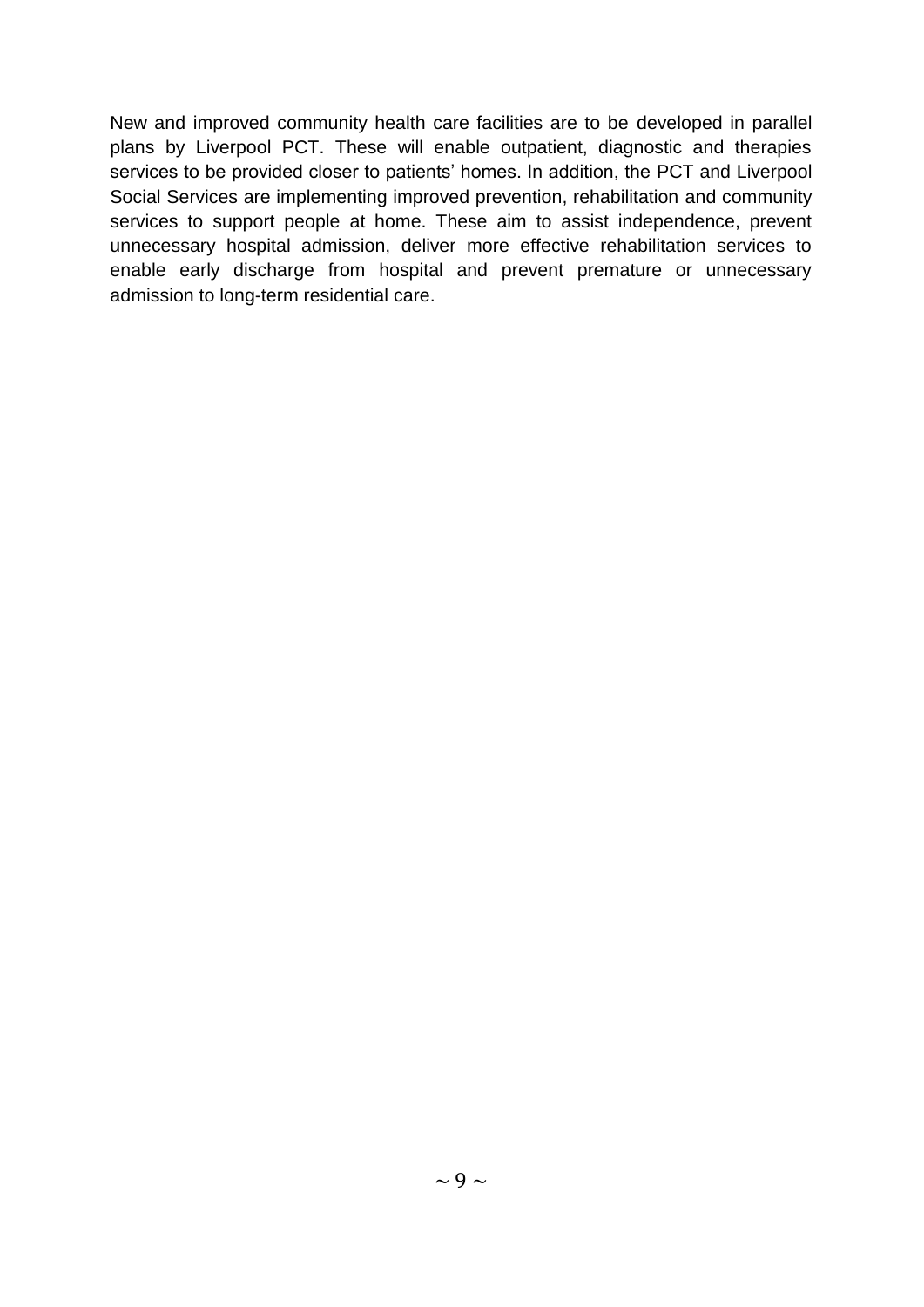New and improved community health care facilities are to be developed in parallel plans by Liverpool PCT. These will enable outpatient, diagnostic and therapies services to be provided closer to patients' homes. In addition, the PCT and Liverpool Social Services are implementing improved prevention, rehabilitation and community services to support people at home. These aim to assist independence, prevent unnecessary hospital admission, deliver more effective rehabilitation services to enable early discharge from hospital and prevent premature or unnecessary admission to long-term residential care.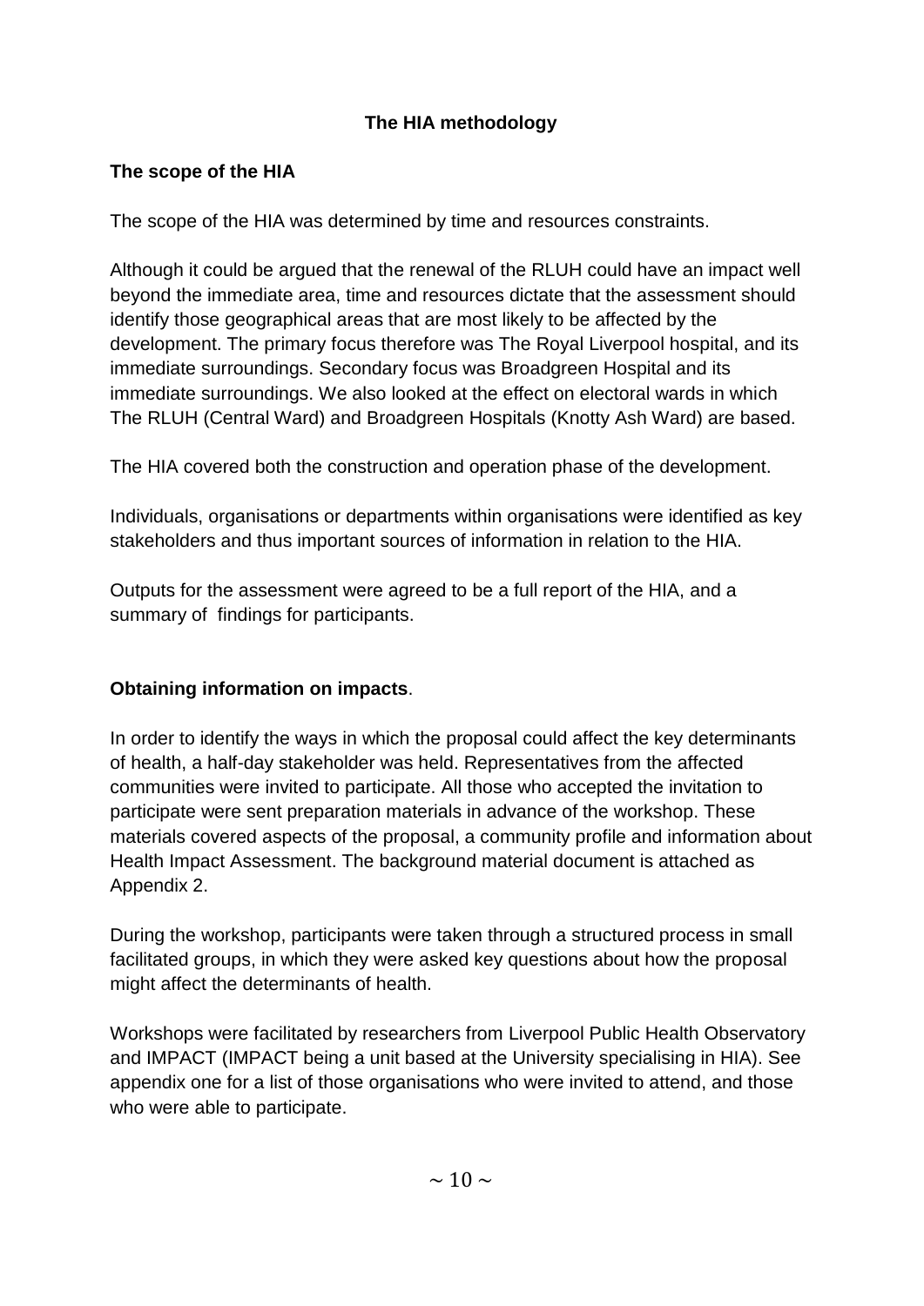## The HIA methodology

### The scope of the HIA

The scope of the HIA was determined by time and resources constraints.

Although it could be argued that the renewal of the RLUH could have an impact well beyond the immediate area, time and resources dictate that the assessment should identify those geographical areas that are most likely to be affected by the development. The primary focus therefore was The Royal Liverpool hospital, and its immediate surroundings. Secondary focus was Broadgreen Hospital and its immediate surroundings. We also looked at the effect on electoral wards in which The RLUH (Central Ward) and Broadgreen Hospitals (Knotty Ash Ward) are based.

The HIA covered both the construction and operation phase of the development.

Individuals, organisations or departments within organisations were identified as key stakeholders and thus important sources of information in relation to the HIA.

Outputs for the assessment were agreed to be a full report of the HIA, and a summary of findings for participants.

### Obtaining information on impacts.

In order to identify the ways in which the proposal could affect the key determinants of health, a half-day stakeholder was held. Representatives from the affected communities were invited to participate. All those who accepted the invitation to participate were sent preparation materials in advance of the workshop. These materials covered aspects of the proposal, a community profile and information about Health Impact Assessment. The background material document is attached as Appendix 2.

During the workshop, participants were taken through a structured process in small facilitated groups, in which they were asked key questions about how the proposal might affect the determinants of health.

Workshops were facilitated by researchers from Liverpool Public Health Observatory and IMPACT (IMPACT being a unit based at the University specialising in HIA). See appendix one for a list of those organisations who were invited to attend, and those who were able to participate.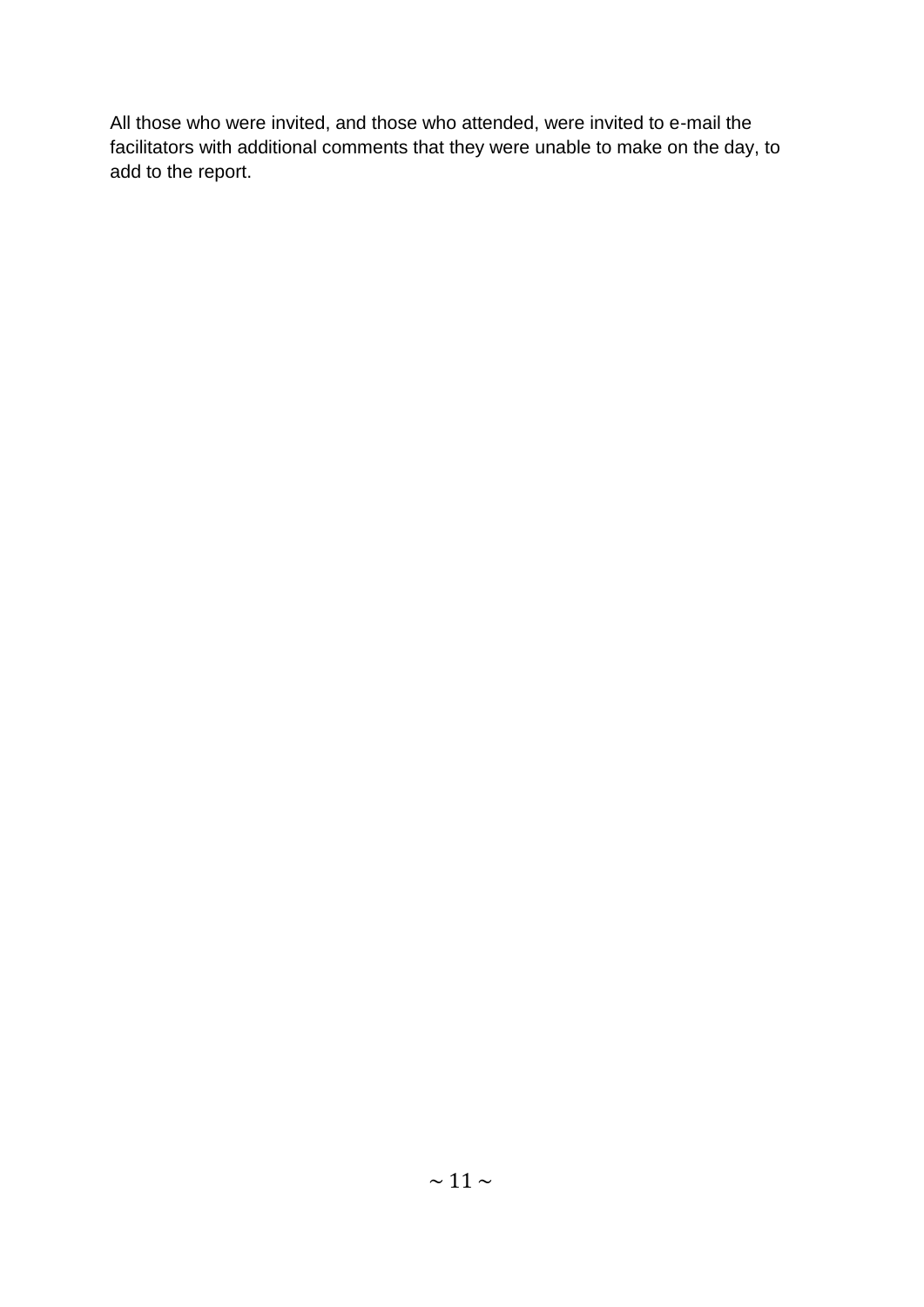All those who were invited, and those who attended, were invited to e-mail the facilitators with additional comments that they were unable to make on the day, to add to the report.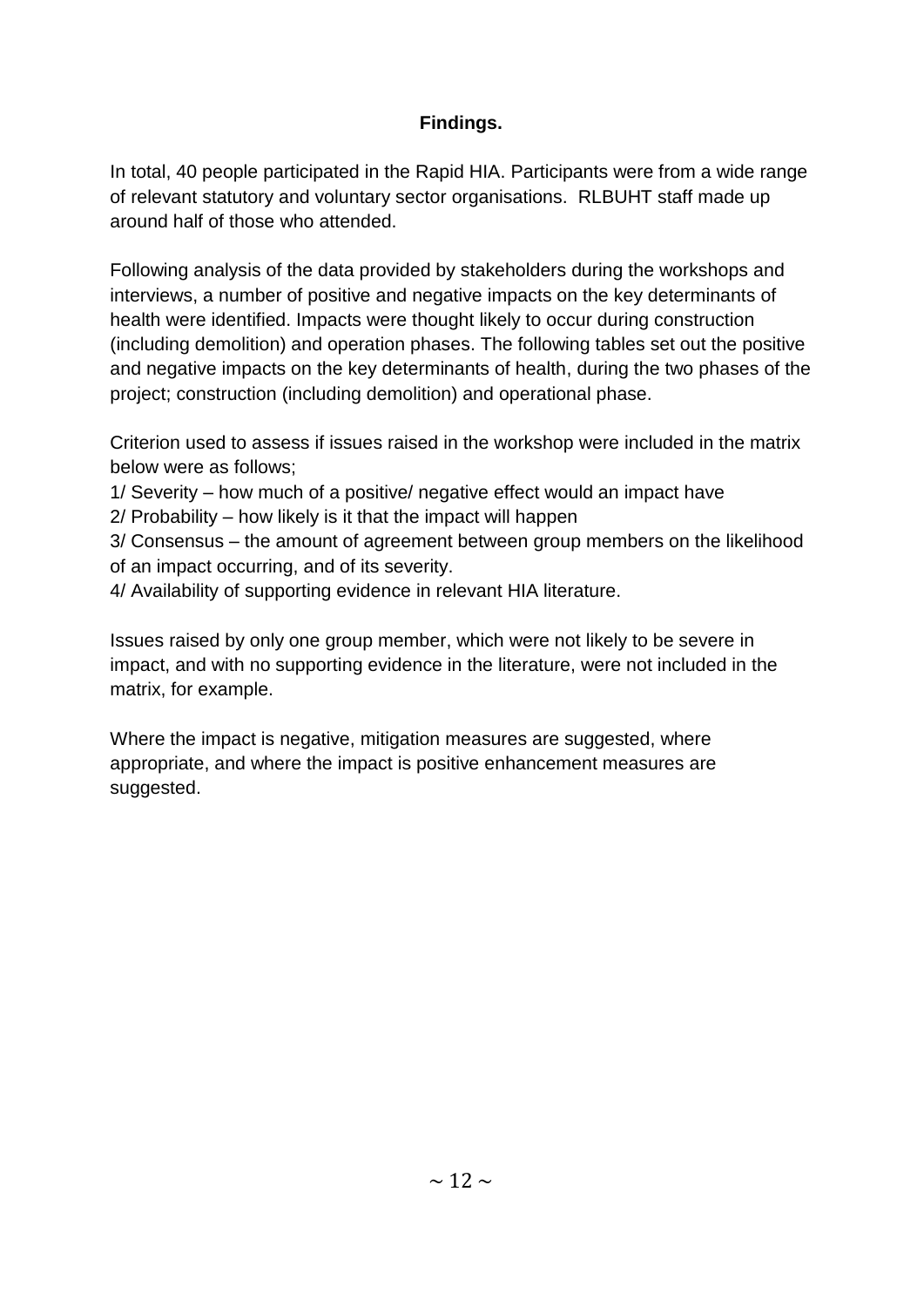## Findings.

In total, 40 people participated in the Rapid HIA. Participants were from a wide range of relevant statutory and voluntary sector organisations. RLBUHT staff made up around half of those who attended.

Following analysis of the data provided by stakeholders during the workshops and interviews, a number of positive and negative impacts on the key determinants of health were identified. Impacts were thought likely to occur during construction (including demolition) and operation phases. The following tables set out the positive and negative impacts on the key determinants of health, during the two phases of the project; construction (including demolition) and operational phase.

Criterion used to assess if issues raised in the workshop were included in the matrix below were as follows;

1/ Severity – how much of a positive/ negative effect would an impact have

2/ Probability – how likely is it that the impact will happen

3/ Consensus – the amount of agreement between group members on the likelihood of an impact occurring, and of its severity.

4/ Availability of supporting evidence in relevant HIA literature.

Issues raised by only one group member, which were not likely to be severe in impact, and with no supporting evidence in the literature, were not included in the matrix, for example.

Where the impact is negative, mitigation measures are suggested, where appropriate, and where the impact is positive enhancement measures are suggested.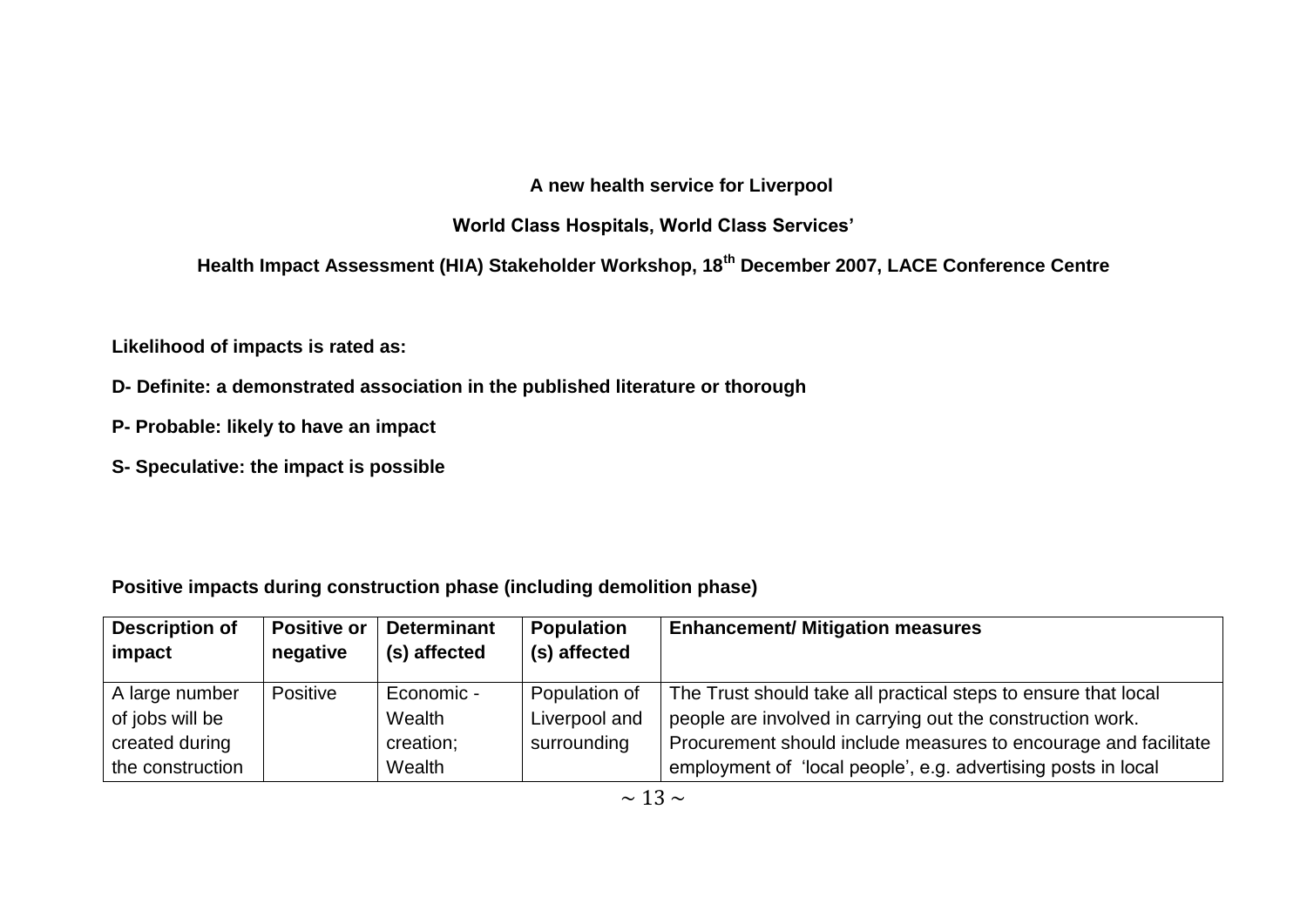**A new health service for Liverpool**

**World Class Hospitals, World Class Services'**

**Health Impact Assessment (HIA) Stakeholder Workshop, 18th December 2007, LACE Conference Centre**

**Likelihood of impacts is rated as:**

**D- Definite: a demonstrated association in the published literature or thorough**

**P- Probable: likely to have an impact**

**S- Speculative: the impact is possible**

**Positive impacts during construction phase (including demolition phase)**

| Description of impact | Positive or negative | Determinant (s) affected | Population (s) affected | Enhancement/ Mitigation measures |
|---|---|---|---|---|
| A large number of jobs will be created during the construction | Positive | Economic - Wealth creation; Wealth | Population of Liverpool and surrounding | The Trust should take all practical steps to ensure that local people are involved in carrying out the construction work. Procurement should include measures to encourage and facilitate employment of 'local people', e.g. advertising posts in local |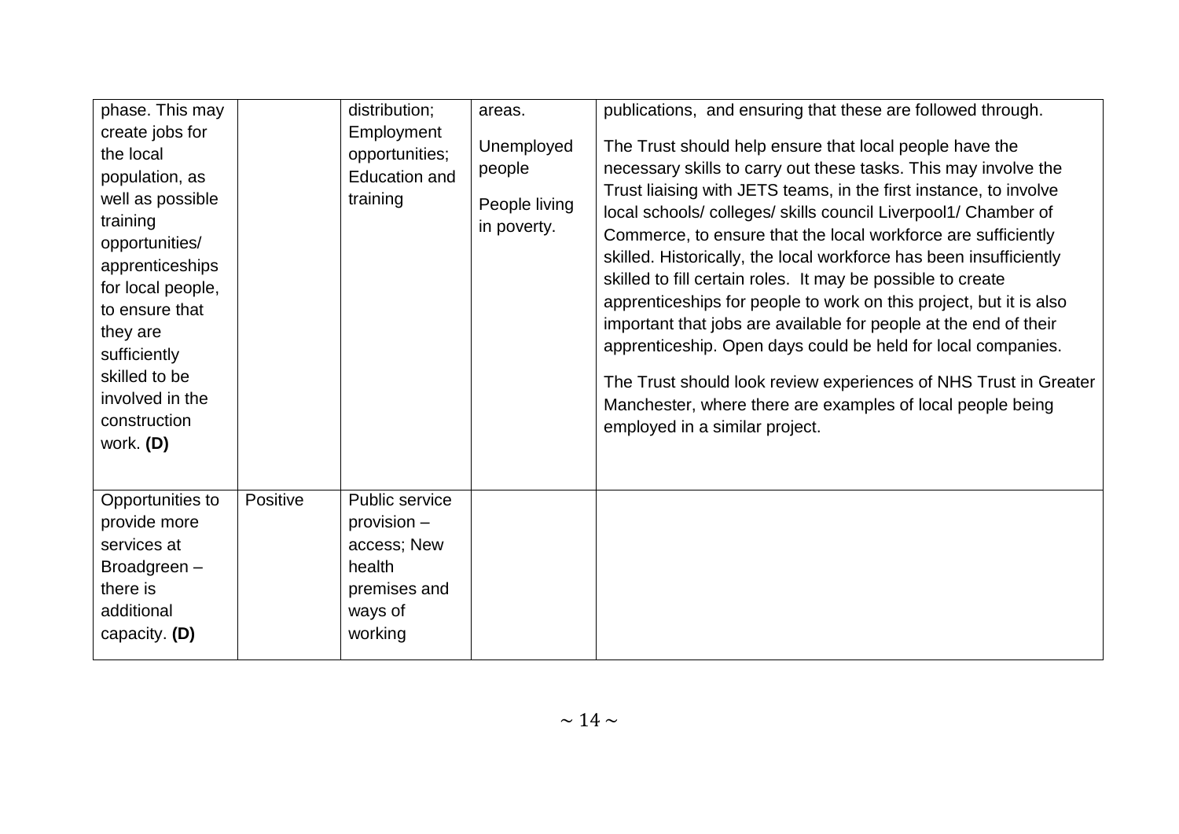| | | | | |
|---|---|---|---|---|
| phase. This may create jobs for the local population, as well as possible training opportunities/ apprenticeships for local people, to ensure that they are sufficiently skilled to be involved in the construction work. **(D)** | | distribution; Employment opportunities; Education and training | areas.<br><br>Unemployed people<br><br>People living in poverty. | publications, and ensuring that these are followed through.<br><br>The Trust should help ensure that local people have the necessary skills to carry out these tasks. This may involve the Trust liaising with JETS teams, in the first instance, to involve local schools/ colleges/ skills council Liverpool1/ Chamber of Commerce, to ensure that the local workforce are sufficiently skilled. Historically, the local workforce has been insufficiently skilled to fill certain roles. It may be possible to create apprenticeships for people to work on this project, but it is also important that jobs are available for people at the end of their apprenticeship. Open days could be held for local companies.<br><br>The Trust should look review experiences of NHS Trust in Greater Manchester, where there are examples of local people being employed in a similar project. |
| Opportunities to provide more services at Broadgreen – there is additional capacity. **(D)** | Positive | Public service provision – access; New health premises and ways of working | | |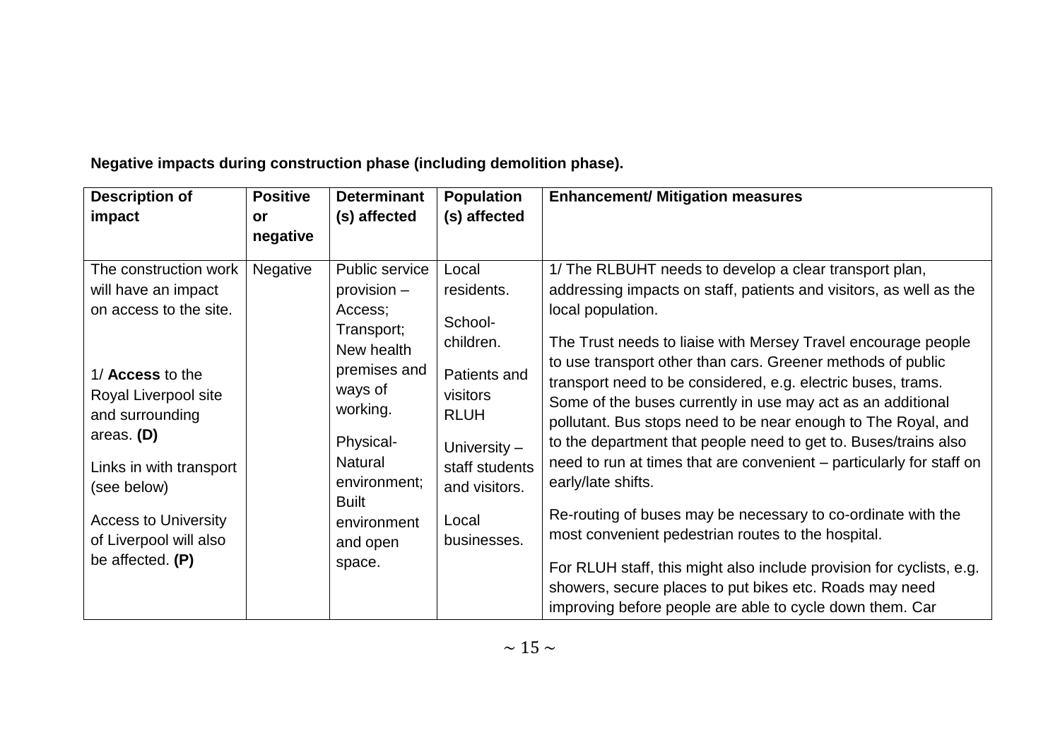**Negative impacts during construction phase (including demolition phase).**

| Description of impact | Positive or negative | Determinant (s) affected | Population (s) affected | Enhancement/ Mitigation measures |
|---|---|---|---|---|
| The construction work will have an impact on access to the site.<br><br>1/ **Access** to the Royal Liverpool site and surrounding areas. **(D)**<br><br>Links in with transport (see below)<br><br>Access to University of Liverpool will also be affected. **(P)** | Negative | Public service provision – Access; Transport; New health premises and ways of working.<br><br>Physical- Natural environment; Built environment and open space. | Local residents.<br><br>School- children.<br><br>Patients and visitors RLUH<br><br>University – staff students and visitors.<br><br>Local businesses. | 1/ The RLBUHT needs to develop a clear transport plan, addressing impacts on staff, patients and visitors, as well as the local population.<br><br>The Trust needs to liaise with Mersey Travel encourage people to use transport other than cars. Greener methods of public transport need to be considered, e.g. electric buses, trams. Some of the buses currently in use may act as an additional pollutant. Bus stops need to be near enough to The Royal, and to the department that people need to get to. Buses/trains also need to run at times that are convenient – particularly for staff on early/late shifts.<br><br>Re-routing of buses may be necessary to co-ordinate with the most convenient pedestrian routes to the hospital.<br><br>For RLUH staff, this might also include provision for cyclists, e.g. showers, secure places to put bikes etc. Roads may need improving before people are able to cycle down them. Car |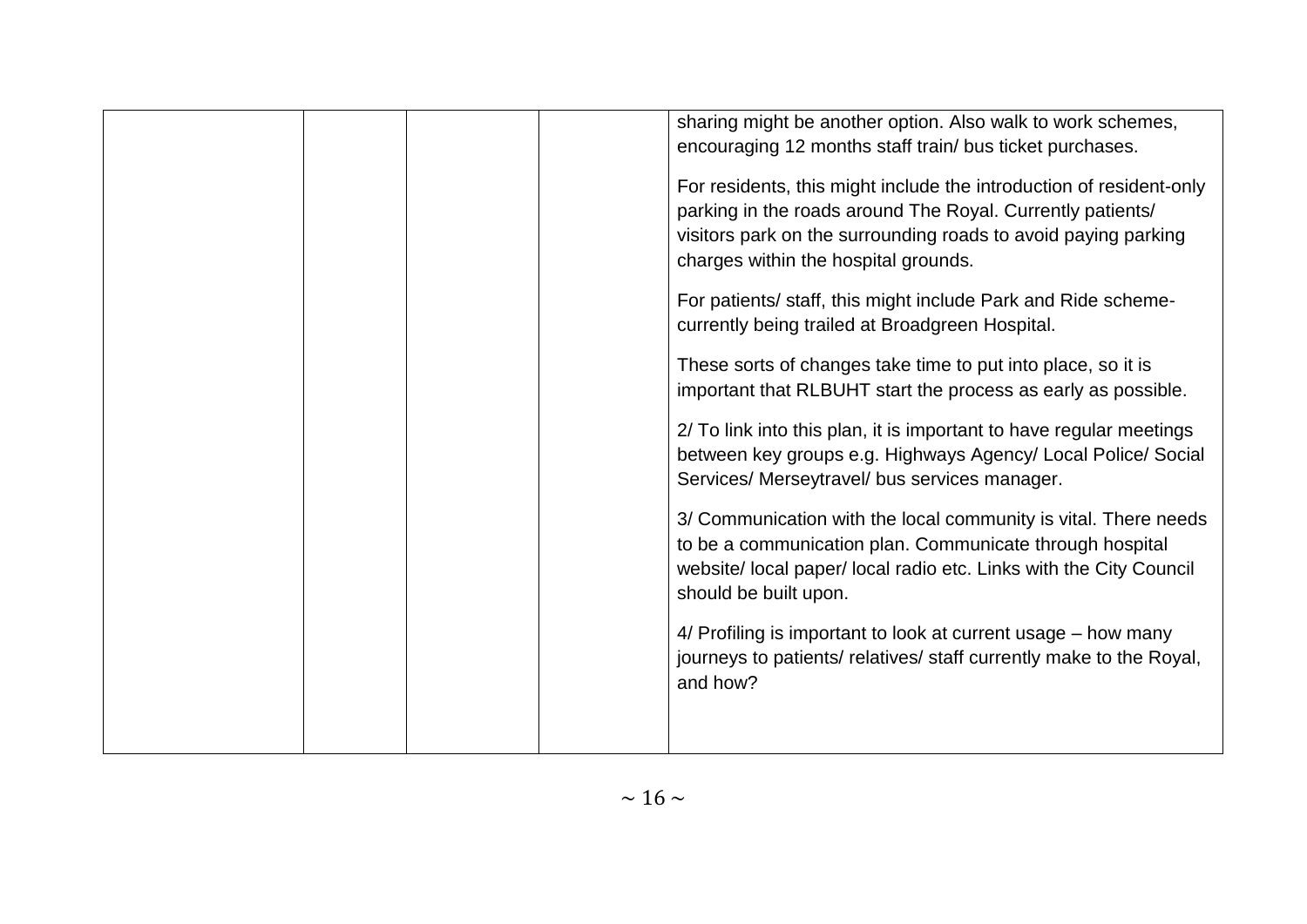| | | | | |
|---|---|---|---|---|
| | | | | sharing might be another option. Also walk to work schemes, encouraging 12 months staff train/ bus ticket purchases.<br><br>For residents, this might include the introduction of resident-only parking in the roads around The Royal. Currently patients/ visitors park on the surrounding roads to avoid paying parking charges within the hospital grounds.<br><br>For patients/ staff, this might include Park and Ride scheme- currently being trailed at Broadgreen Hospital.<br><br>These sorts of changes take time to put into place, so it is important that RLBUHT start the process as early as possible.<br><br>2/ To link into this plan, it is important to have regular meetings between key groups e.g. Highways Agency/ Local Police/ Social Services/ Merseytravel/ bus services manager.<br><br>3/ Communication with the local community is vital. There needs to be a communication plan. Communicate through hospital website/ local paper/ local radio etc. Links with the City Council should be built upon.<br><br>4/ Profiling is important to look at current usage – how many journeys to patients/ relatives/ staff currently make to the Royal, and how? |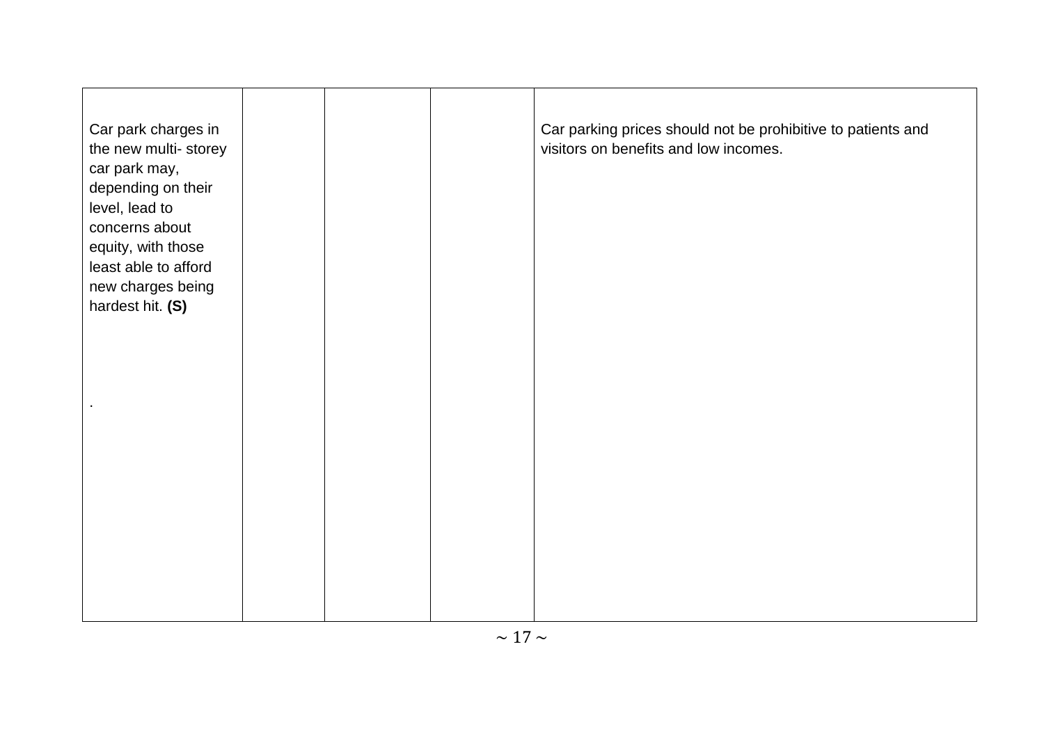| | | | | |
|---|---|---|---|---|
| Car park charges in the new multi- storey car park may, depending on their level, lead to concerns about equity, with those least able to afford new charges being hardest hit. **(S)**<br><br>. | | | | Car parking prices should not be prohibitive to patients and visitors on benefits and low incomes. |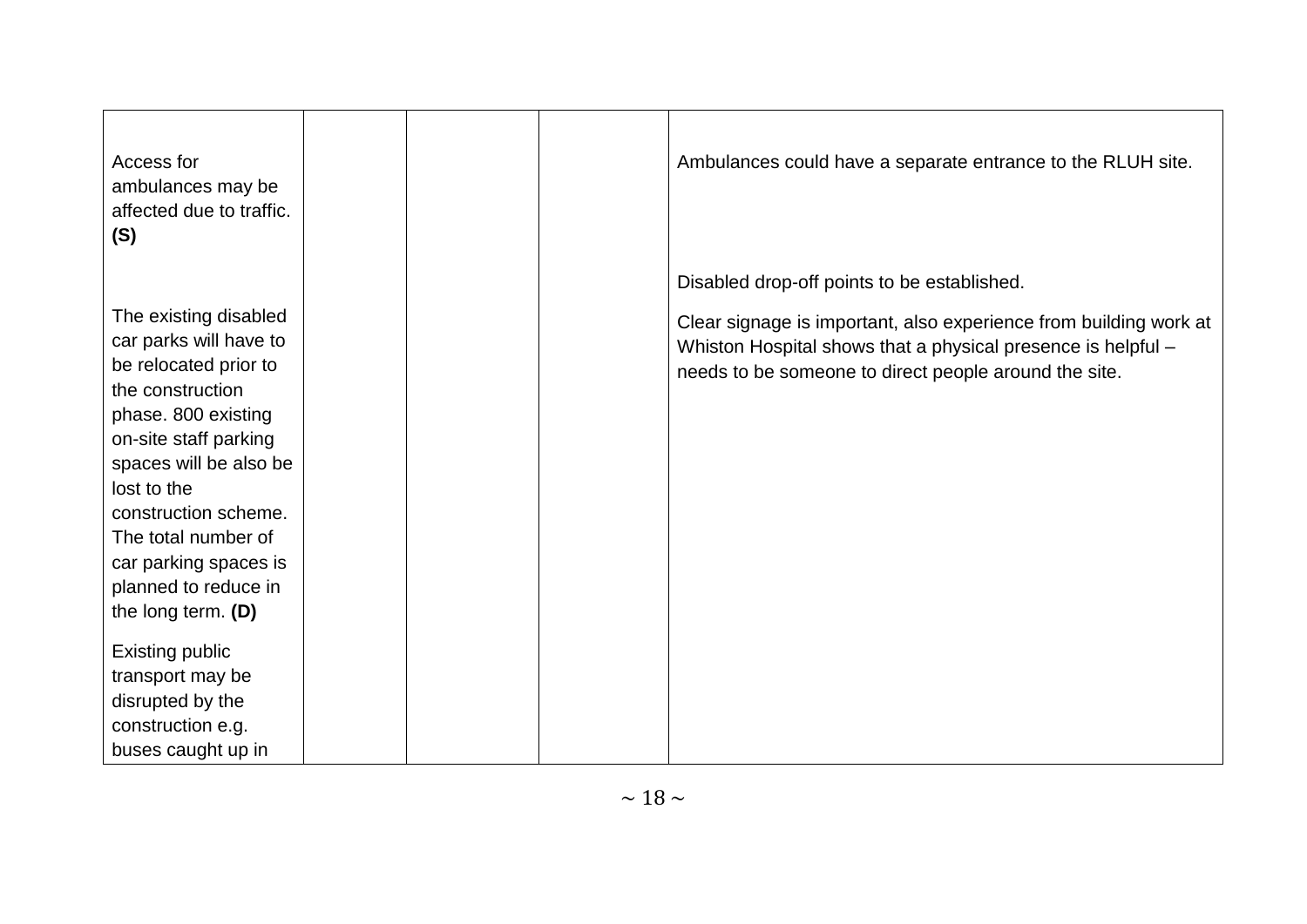| | | | | |
|---|---|---|---|---|
| Access for ambulances may be affected due to traffic. **(S)**<br><br>The existing disabled car parks will have to be relocated prior to the construction phase. 800 existing on-site staff parking spaces will be also be lost to the construction scheme. The total number of car parking spaces is planned to reduce in the long term. **(D)**<br><br>Existing public transport may be disrupted by the construction e.g. buses caught up in | | | | Ambulances could have a separate entrance to the RLUH site.<br><br>Disabled drop-off points to be established.<br><br>Clear signage is important, also experience from building work at Whiston Hospital shows that a physical presence is helpful – needs to be someone to direct people around the site. |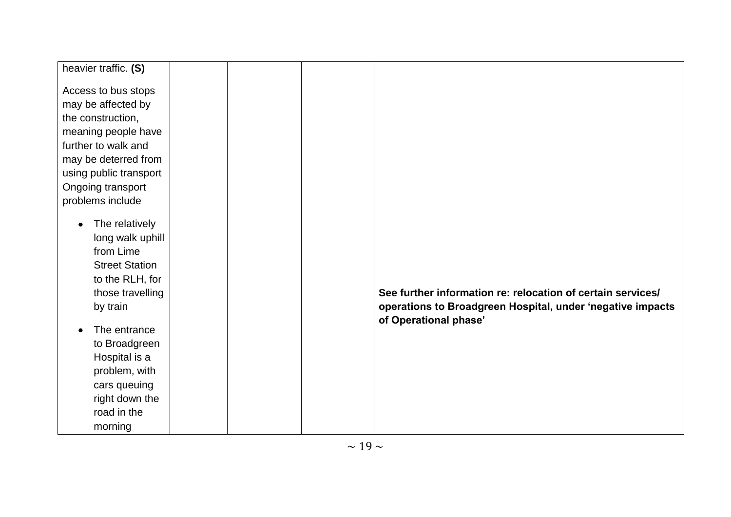| | | | | |
|---|---|---|---|---|
| heavier traffic. **(S)**<br><br>Access to bus stops may be affected by the construction, meaning people have further to walk and may be deterred from using public transport Ongoing transport problems include<br><br>• The relatively long walk uphill from Lime Street Station to the RLH, for those travelling by train<br><br>• The entrance to Broadgreen Hospital is a problem, with cars queuing right down the road in the morning | | | | **See further information re: relocation of certain services/ operations to Broadgreen Hospital, under 'negative impacts of Operational phase'** |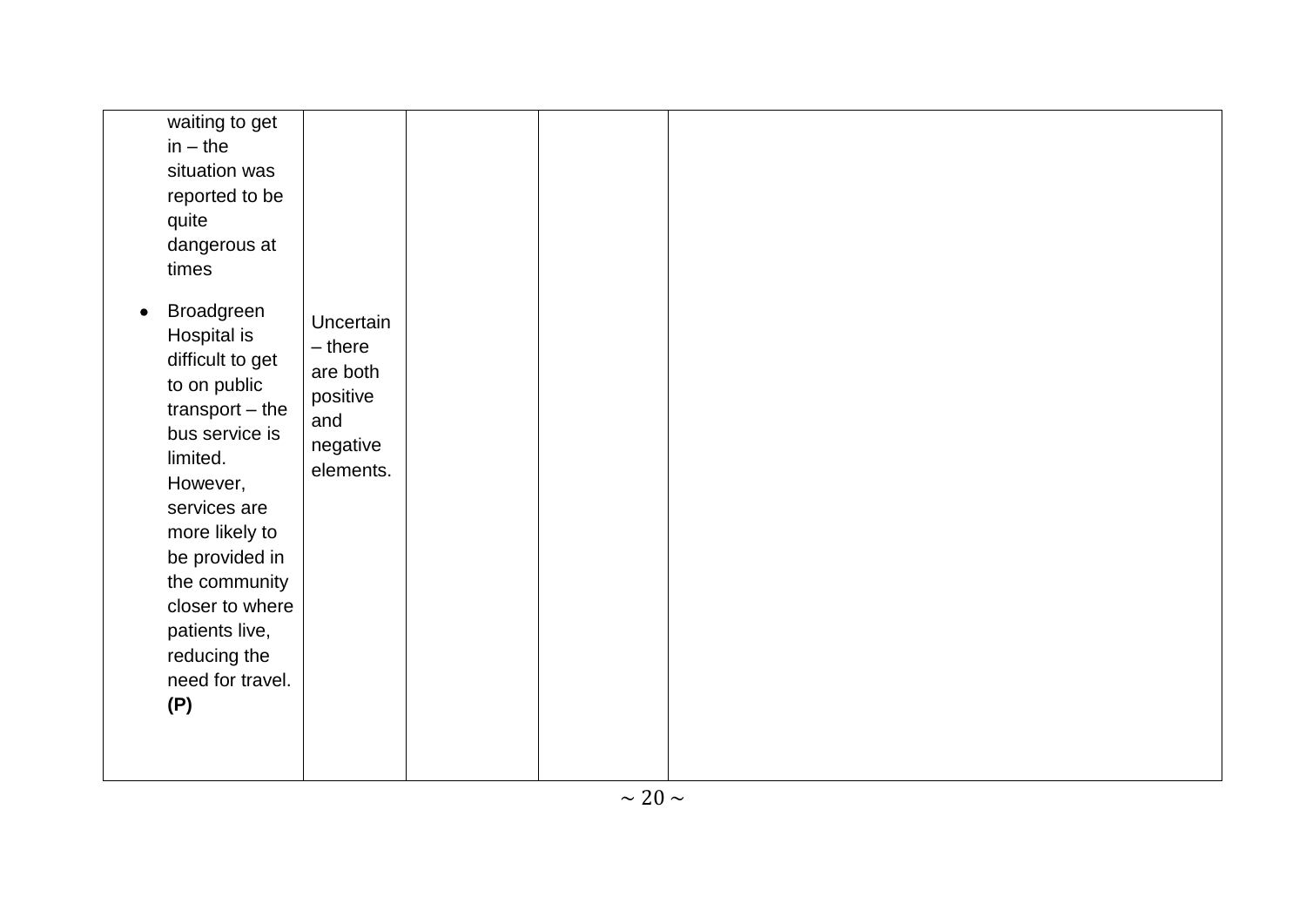| | | | | |
|---|---|---|---|---|
| waiting to get in – the situation was reported to be quite dangerous at times<br><br>• Broadgreen Hospital is difficult to get to on public transport – the bus service is limited. However, services are more likely to be provided in the community closer to where patients live, reducing the need for travel. **(P)** | Uncertain – there are both positive and negative elements. | | | |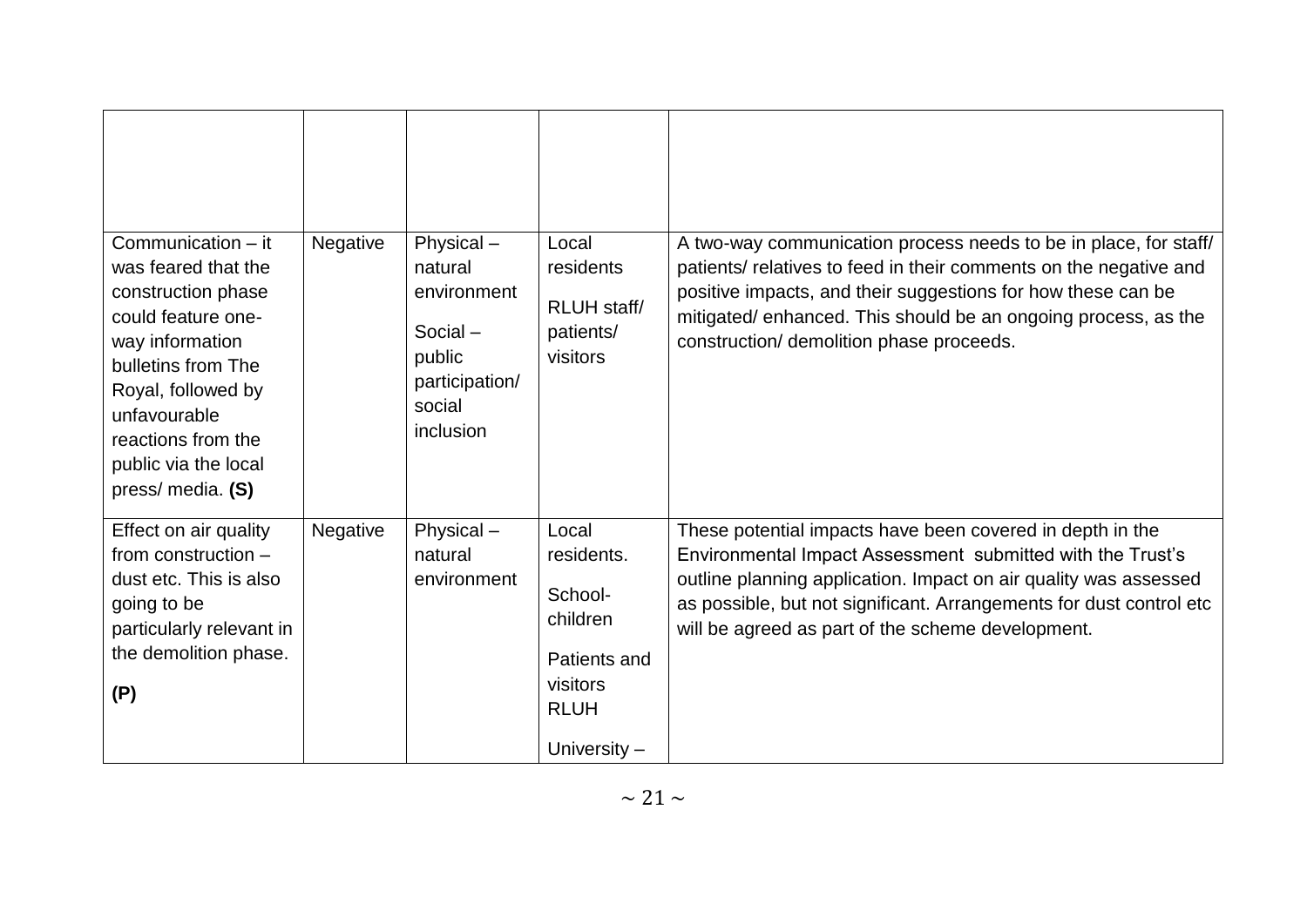| | | | | |
|---|---|---|---|---|
| Communication – it was feared that the construction phase could feature one-way information bulletins from The Royal, followed by unfavourable reactions from the public via the local press/ media. **(S)** | Negative | Physical – natural environment<br><br>Social – public participation/ social inclusion | Local residents<br><br>RLUH staff/ patients/ visitors | A two-way communication process needs to be in place, for staff/ patients/ relatives to feed in their comments on the negative and positive impacts, and their suggestions for how these can be mitigated/ enhanced. This should be an ongoing process, as the construction/ demolition phase proceeds. |
| Effect on air quality from construction – dust etc. This is also going to be particularly relevant in the demolition phase.<br><br>**(P)** | Negative | Physical – natural environment | Local residents.<br><br>School-children<br><br>Patients and visitors RLUH<br><br>University – | These potential impacts have been covered in depth in the Environmental Impact Assessment submitted with the Trust's outline planning application. Impact on air quality was assessed as possible, but not significant. Arrangements for dust control etc will be agreed as part of the scheme development. |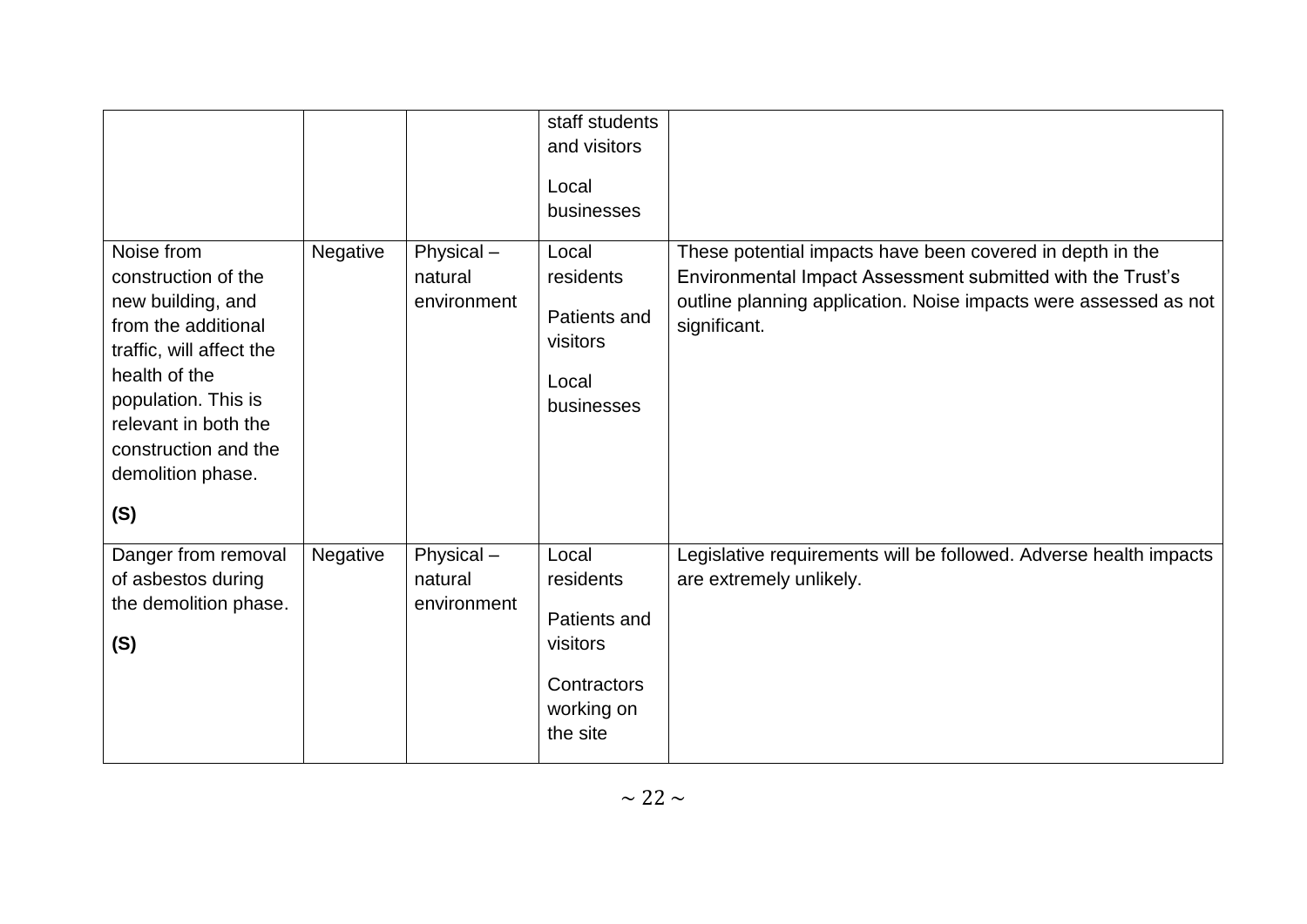| | | | | |
|---|---|---|---|---|
| | | | staff students and visitors<br><br>Local businesses | |
| Noise from construction of the new building, and from the additional traffic, will affect the health of the population. This is relevant in both the construction and the demolition phase.<br><br>**(S)** | Negative | Physical – natural environment | Local residents<br><br>Patients and visitors<br><br>Local businesses | These potential impacts have been covered in depth in the Environmental Impact Assessment submitted with the Trust's outline planning application. Noise impacts were assessed as not significant. |
| Danger from removal of asbestos during the demolition phase.<br><br>**(S)** | Negative | Physical – natural environment | Local residents<br><br>Patients and visitors<br><br>Contractors working on the site | Legislative requirements will be followed. Adverse health impacts are extremely unlikely. |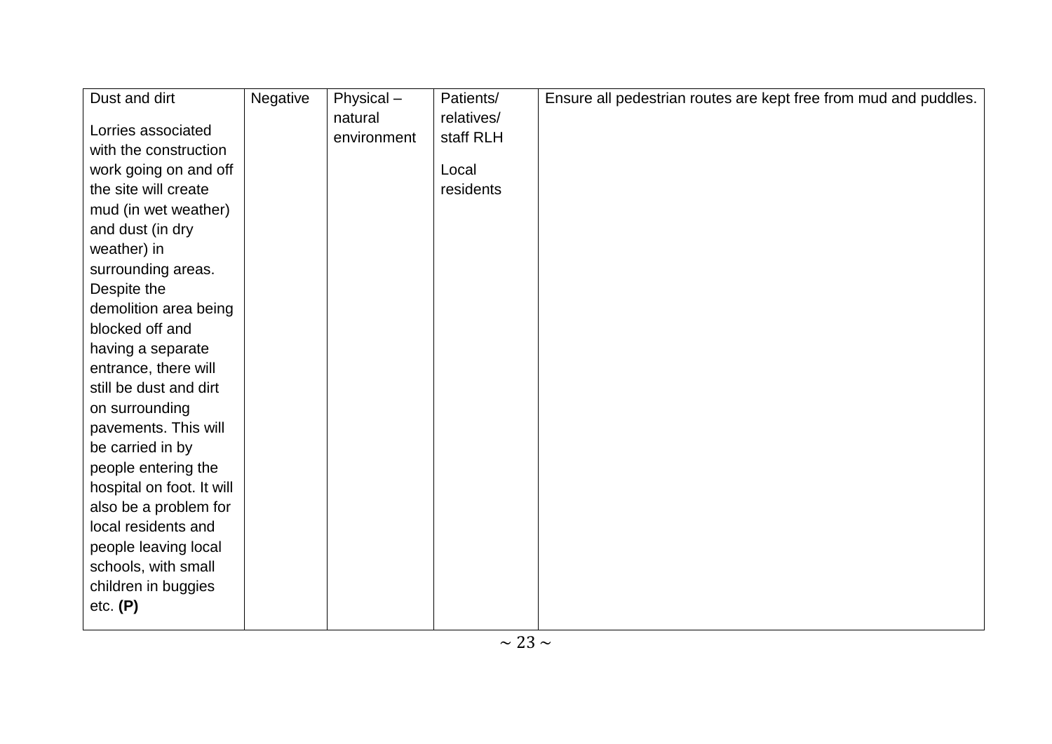| Dust and dirt<br><br>Lorries associated with the construction work going on and off the site will create mud (in wet weather) and dust (in dry weather) in surrounding areas. Despite the demolition area being blocked off and having a separate entrance, there will still be dust and dirt on surrounding pavements. This will be carried in by people entering the hospital on foot. It will also be a problem for local residents and people leaving local schools, with small children in buggies etc. **(P)** | Negative | Physical – natural environment | Patients/ relatives/ staff RLH<br><br>Local residents | Ensure all pedestrian routes are kept free from mud and puddles. |
|---|---|---|---|---|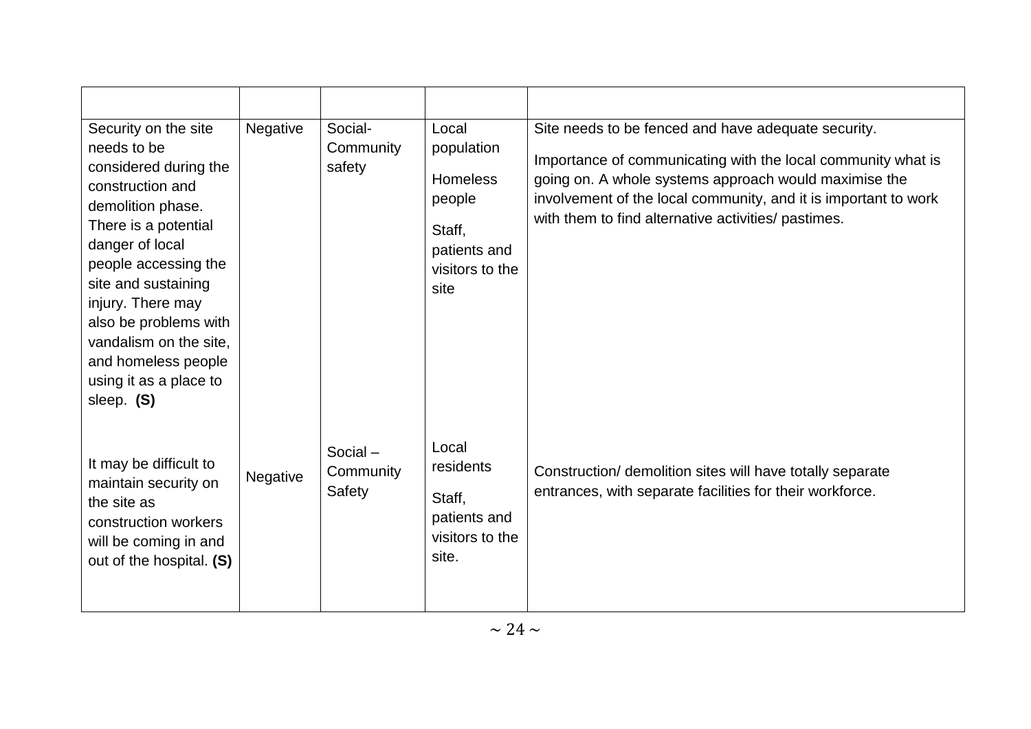| | | | | |
|---|---|---|---|---|
| Security on the site needs to be considered during the construction and demolition phase. There is a potential danger of local people accessing the site and sustaining injury. There may also be problems with vandalism on the site, and homeless people using it as a place to sleep. **(S)** | Negative | Social-Community safety | Local population<br><br>Homeless people<br><br>Staff, patients and visitors to the site | Site needs to be fenced and have adequate security.<br><br>Importance of communicating with the local community what is going on. A whole systems approach would maximise the involvement of the local community, and it is important to work with them to find alternative activities/ pastimes. |
| It may be difficult to maintain security on the site as construction workers will be coming in and out of the hospital. **(S)** | Negative | Social – Community Safety | Local residents<br><br>Staff, patients and visitors to the site. | Construction/ demolition sites will have totally separate entrances, with separate facilities for their workforce. |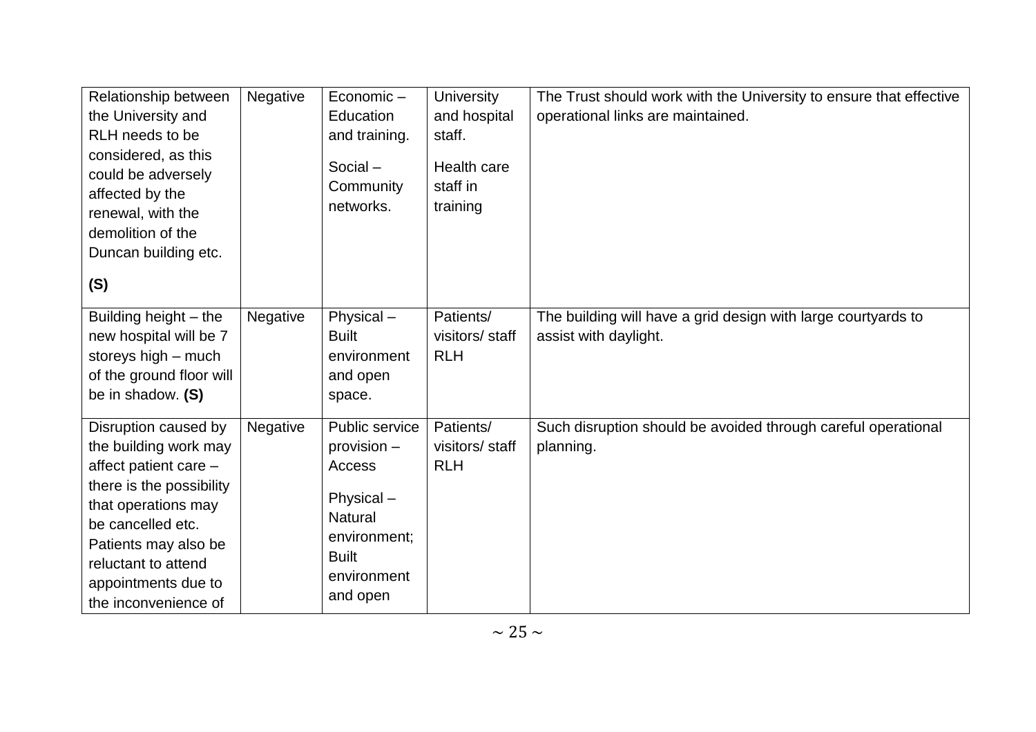| | | | | |
|---|---|---|---|---|
| Relationship between the University and RLH needs to be considered, as this could be adversely affected by the renewal, with the demolition of the Duncan building etc. **(S)** | Negative | Economic – Education and training. Social – Community networks. | University and hospital staff. Health care staff in training | The Trust should work with the University to ensure that effective operational links are maintained. |
| Building height – the new hospital will be 7 storeys high – much of the ground floor will be in shadow. **(S)** | Negative | Physical – Built environment and open space. | Patients/ visitors/ staff RLH | The building will have a grid design with large courtyards to assist with daylight. |
| Disruption caused by the building work may affect patient care – there is the possibility that operations may be cancelled etc. Patients may also be reluctant to attend appointments due to the inconvenience of | Negative | Public service provision – Access Physical – Natural environment; Built environment and open | Patients/ visitors/ staff RLH | Such disruption should be avoided through careful operational planning. |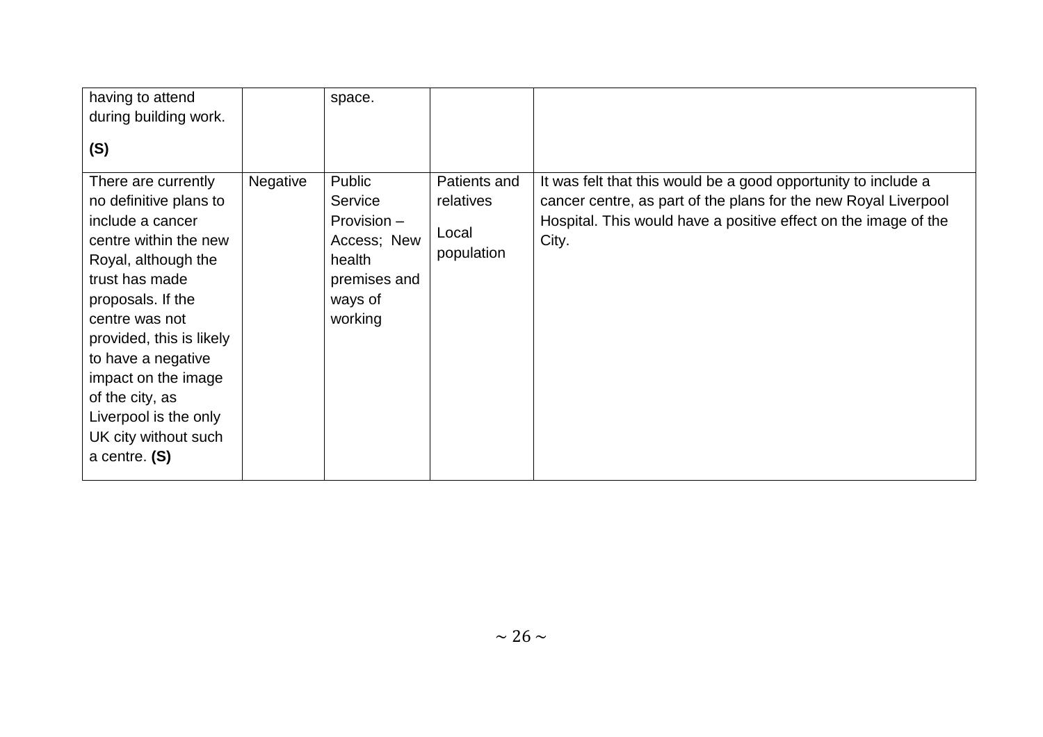| | | | | |
|---|---|---|---|---|
| having to attend during building work. **(S)** | | space. | | |
| There are currently no definitive plans to include a cancer centre within the new Royal, although the trust has made proposals. If the centre was not provided, this is likely to have a negative impact on the image of the city, as Liverpool is the only UK city without such a centre. **(S)** | Negative | Public Service Provision – Access; New health premises and ways of working | Patients and relatives<br><br>Local population | It was felt that this would be a good opportunity to include a cancer centre, as part of the plans for the new Royal Liverpool Hospital. This would have a positive effect on the image of the City. |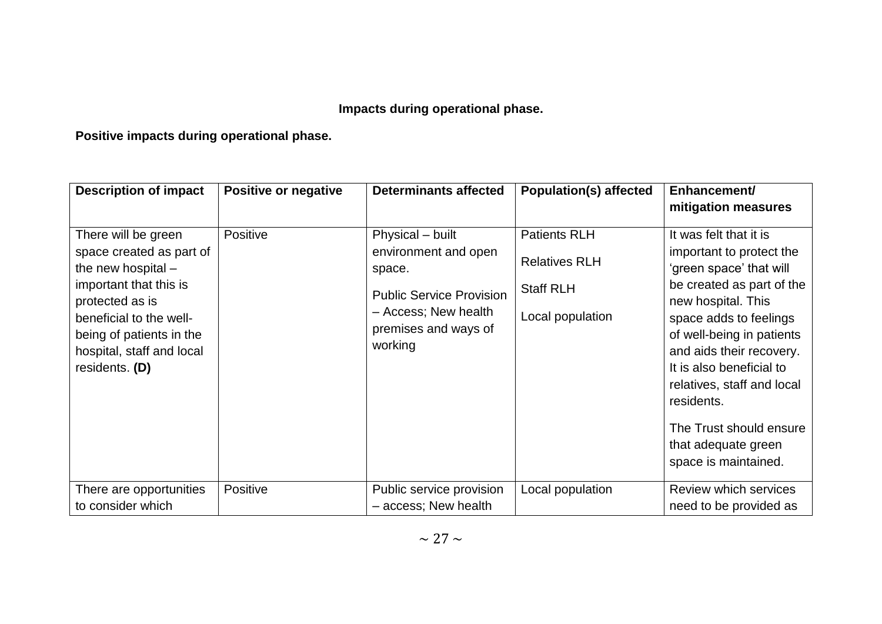**Impacts during operational phase.**

**Positive impacts during operational phase.**

| Description of impact | Positive or negative | Determinants affected | Population(s) affected | Enhancement/ mitigation measures |
|---|---|---|---|---|
| There will be green space created as part of the new hospital – important that this is protected as is beneficial to the well-being of patients in the hospital, staff and local residents. **(D)** | Positive | Physical – built environment and open space.<br><br>Public Service Provision – Access; New health premises and ways of working | Patients RLH<br><br>Relatives RLH<br><br>Staff RLH<br><br>Local population | It was felt that it is important to protect the 'green space' that will be created as part of the new hospital. This space adds to feelings of well-being in patients and aids their recovery. It is also beneficial to relatives, staff and local residents.<br><br>The Trust should ensure that adequate green space is maintained. |
| There are opportunities to consider which | Positive | Public service provision – access; New health | Local population | Review which services need to be provided as |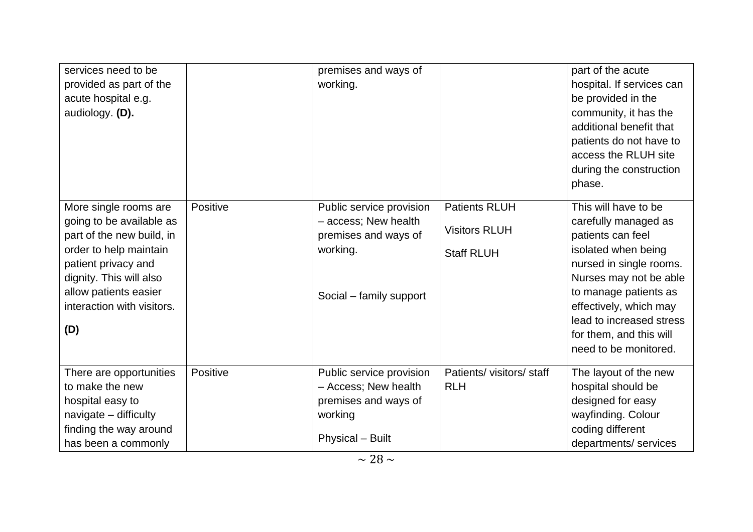| | | | | |
|---|---|---|---|---|
| services need to be provided as part of the acute hospital e.g. audiology. **(D).** | | premises and ways of working. | | part of the acute hospital. If services can be provided in the community, it has the additional benefit that patients do not have to access the RLUH site during the construction phase. |
| More single rooms are going to be available as part of the new build, in order to help maintain patient privacy and dignity. This will also allow patients easier interaction with visitors. **(D)** | Positive | Public service provision – access; New health premises and ways of working. Social – family support | Patients RLUH Visitors RLUH Staff RLUH | This will have to be carefully managed as patients can feel isolated when being nursed in single rooms. Nurses may not be able to manage patients as effectively, which may lead to increased stress for them, and this will need to be monitored. |
| There are opportunities to make the new hospital easy to navigate – difficulty finding the way around has been a commonly | Positive | Public service provision – Access; New health premises and ways of working Physical – Built | Patients/ visitors/ staff RLH | The layout of the new hospital should be designed for easy wayfinding. Colour coding different departments/ services |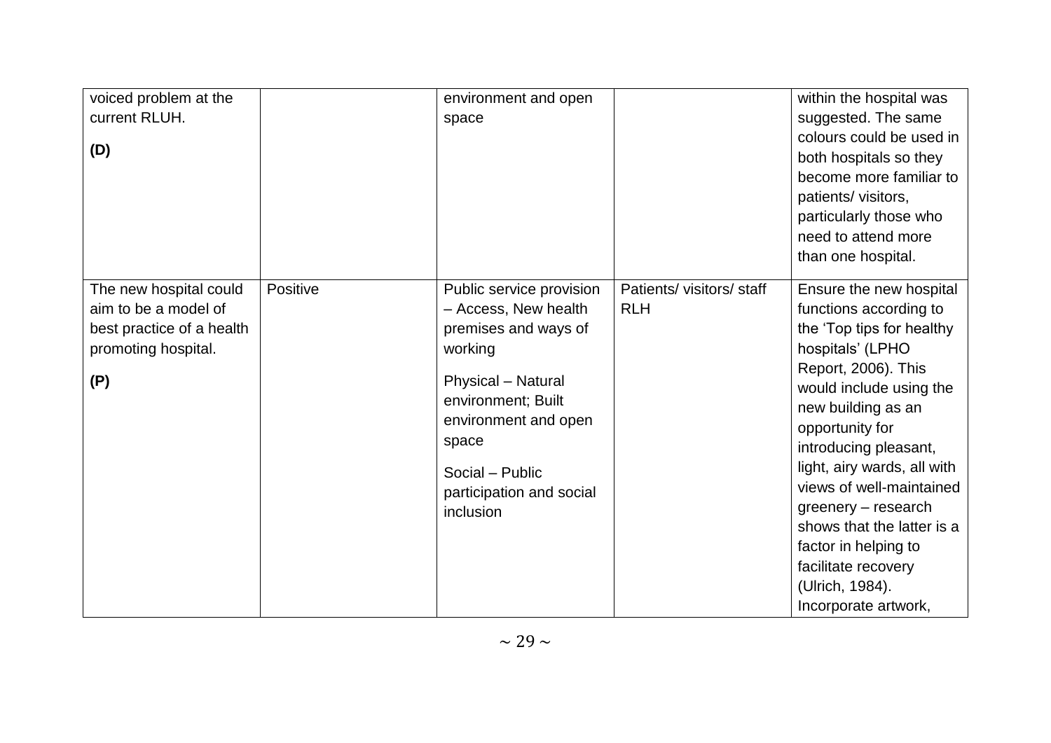| | | | | |
|---|---|---|---|---|
| voiced problem at the current RLUH.<br><br>**(D)** | | environment and open space | | within the hospital was suggested. The same colours could be used in both hospitals so they become more familiar to patients/ visitors, particularly those who need to attend more than one hospital. |
| The new hospital could aim to be a model of best practice of a health promoting hospital.<br><br>**(P)** | Positive | Public service provision – Access, New health premises and ways of working<br><br>Physical – Natural environment; Built environment and open space<br><br>Social – Public participation and social inclusion | Patients/ visitors/ staff RLH | Ensure the new hospital functions according to the 'Top tips for healthy hospitals' (LPHO Report, 2006). This would include using the new building as an opportunity for introducing pleasant, light, airy wards, all with views of well-maintained greenery – research shows that the latter is a factor in helping to facilitate recovery (Ulrich, 1984). Incorporate artwork, |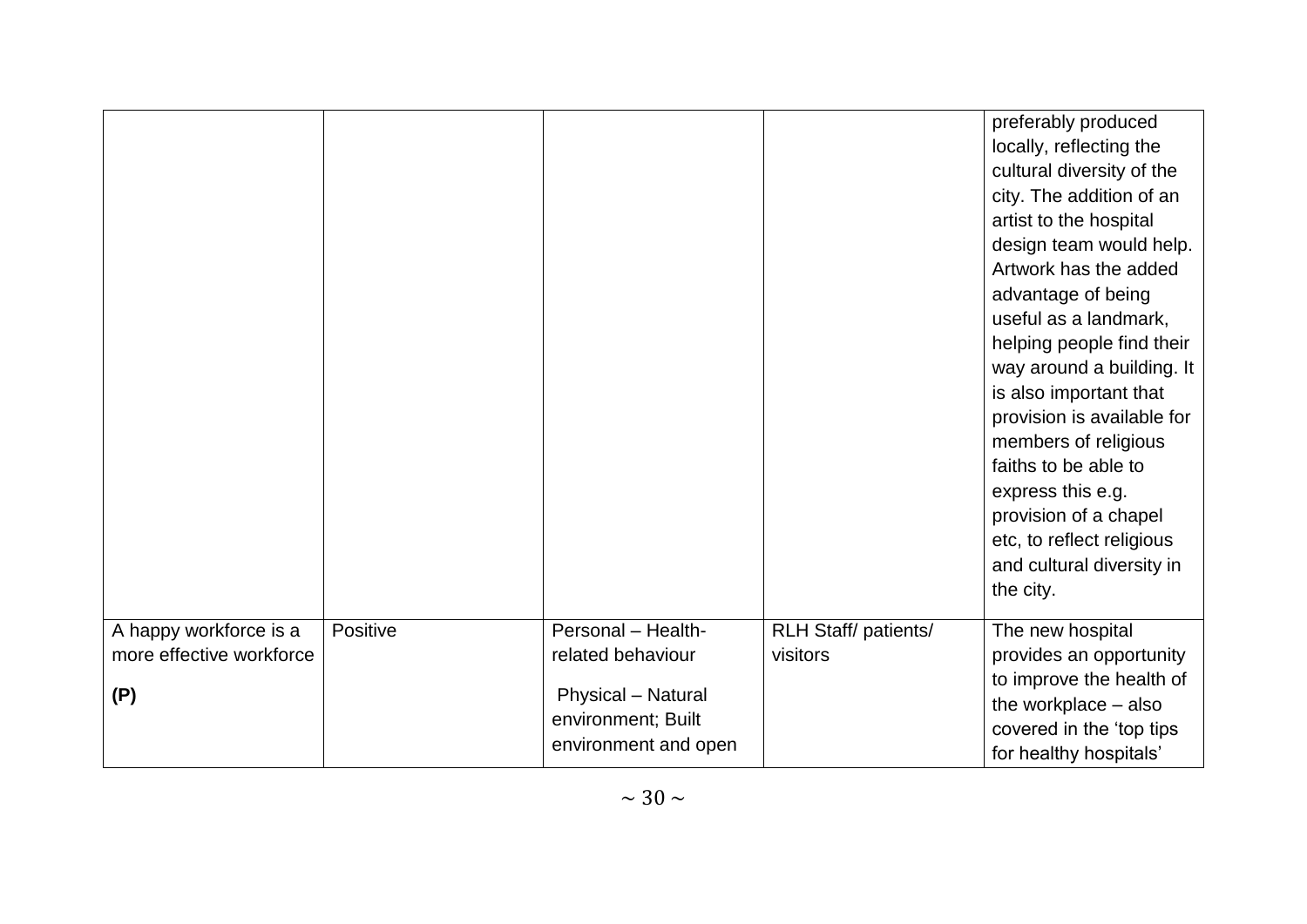| | | | | |
|---|---|---|---|---|
| | | | | preferably produced locally, reflecting the cultural diversity of the city. The addition of an artist to the hospital design team would help. Artwork has the added advantage of being useful as a landmark, helping people find their way around a building. It is also important that provision is available for members of religious faiths to be able to express this e.g. provision of a chapel etc, to reflect religious and cultural diversity in the city. |
| A happy workforce is a more effective workforce **(P)** | Positive | Personal – Health-related behaviour<br><br>Physical – Natural environment; Built environment and open | RLH Staff/ patients/ visitors | The new hospital provides an opportunity to improve the health of the workplace – also covered in the 'top tips for healthy hospitals' |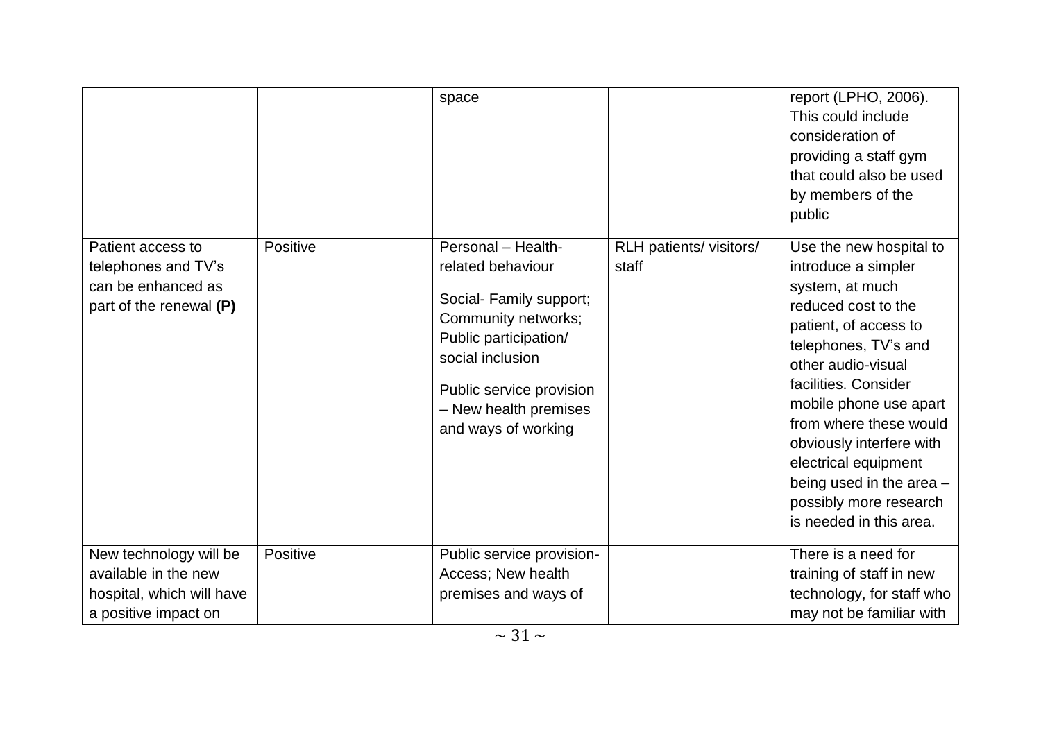| | | | | |
|---|---|---|---|---|
| | | space | | report (LPHO, 2006). This could include consideration of providing a staff gym that could also be used by members of the public |
| Patient access to telephones and TV's can be enhanced as part of the renewal **(P)** | Positive | Personal – Health-related behaviour<br><br>Social- Family support; Community networks; Public participation/ social inclusion<br><br>Public service provision – New health premises and ways of working | RLH patients/ visitors/ staff | Use the new hospital to introduce a simpler system, at much reduced cost to the patient, of access to telephones, TV's and other audio-visual facilities. Consider mobile phone use apart from where these would obviously interfere with electrical equipment being used in the area – possibly more research is needed in this area. |
| New technology will be available in the new hospital, which will have a positive impact on | Positive | Public service provision- Access; New health premises and ways of | | There is a need for training of staff in new technology, for staff who may not be familiar with |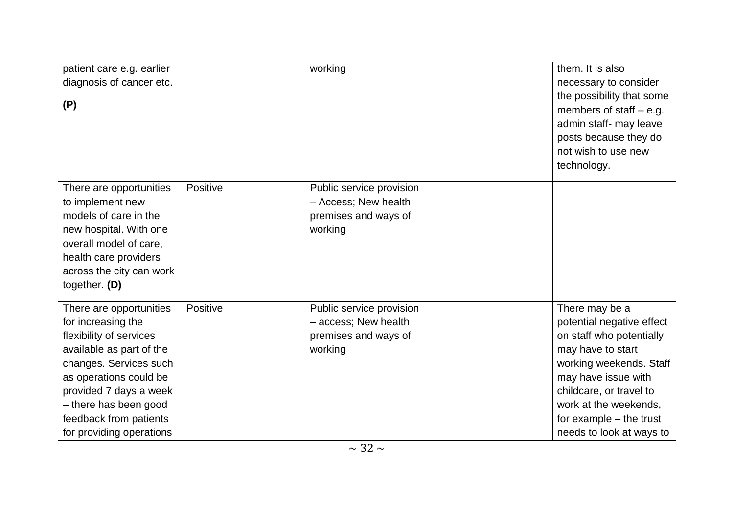| | | | | |
|---|---|---|---|---|
| patient care e.g. earlier diagnosis of cancer etc. **(P)** | | working | | them. It is also necessary to consider the possibility that some members of staff – e.g. admin staff- may leave posts because they do not wish to use new technology. |
| There are opportunities to implement new models of care in the new hospital. With one overall model of care, health care providers across the city can work together. **(D)** | Positive | Public service provision – Access; New health premises and ways of working | | |
| There are opportunities for increasing the flexibility of services available as part of the changes. Services such as operations could be provided 7 days a week – there has been good feedback from patients for providing operations | Positive | Public service provision – access; New health premises and ways of working | | There may be a potential negative effect on staff who potentially may have to start working weekends. Staff may have issue with childcare, or travel to work at the weekends, for example – the trust needs to look at ways to |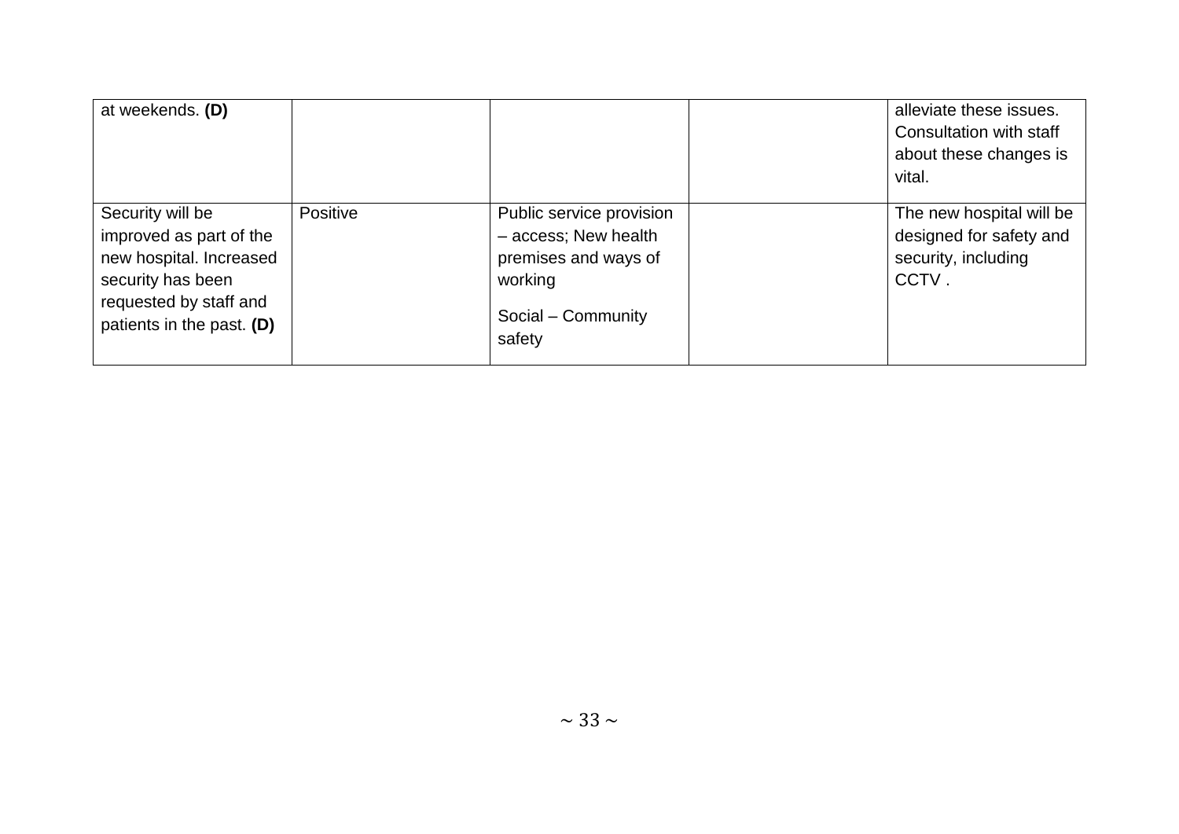| | | | | |
|---|---|---|---|---|
| at weekends. **(D)** | | | | alleviate these issues. Consultation with staff about these changes is vital. |
| Security will be improved as part of the new hospital. Increased security has been requested by staff and patients in the past. **(D)** | Positive | Public service provision – access; New health premises and ways of working<br><br>Social – Community safety | | The new hospital will be designed for safety and security, including CCTV . |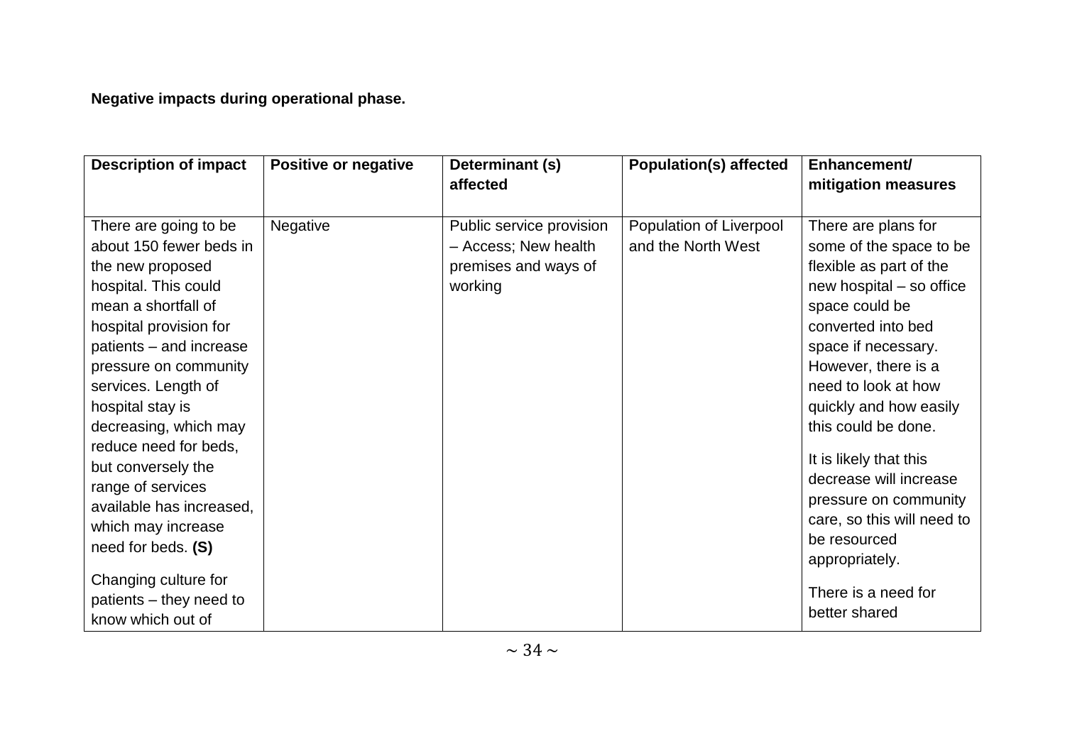**Negative impacts during operational phase.**

| Description of impact | Positive or negative | Determinant (s) affected | Population(s) affected | Enhancement/ mitigation measures |
|---|---|---|---|---|
| There are going to be about 150 fewer beds in the new proposed hospital. This could mean a shortfall of hospital provision for patients – and increase pressure on community services. Length of hospital stay is decreasing, which may reduce need for beds, but conversely the range of services available has increased, which may increase need for beds. **(S)**<br><br>Changing culture for patients – they need to know which out of | Negative | Public service provision – Access; New health premises and ways of working | Population of Liverpool and the North West | There are plans for some of the space to be flexible as part of the new hospital – so office space could be converted into bed space if necessary. However, there is a need to look at how quickly and how easily this could be done.<br><br>It is likely that this decrease will increase pressure on community care, so this will need to be resourced appropriately.<br><br>There is a need for better shared |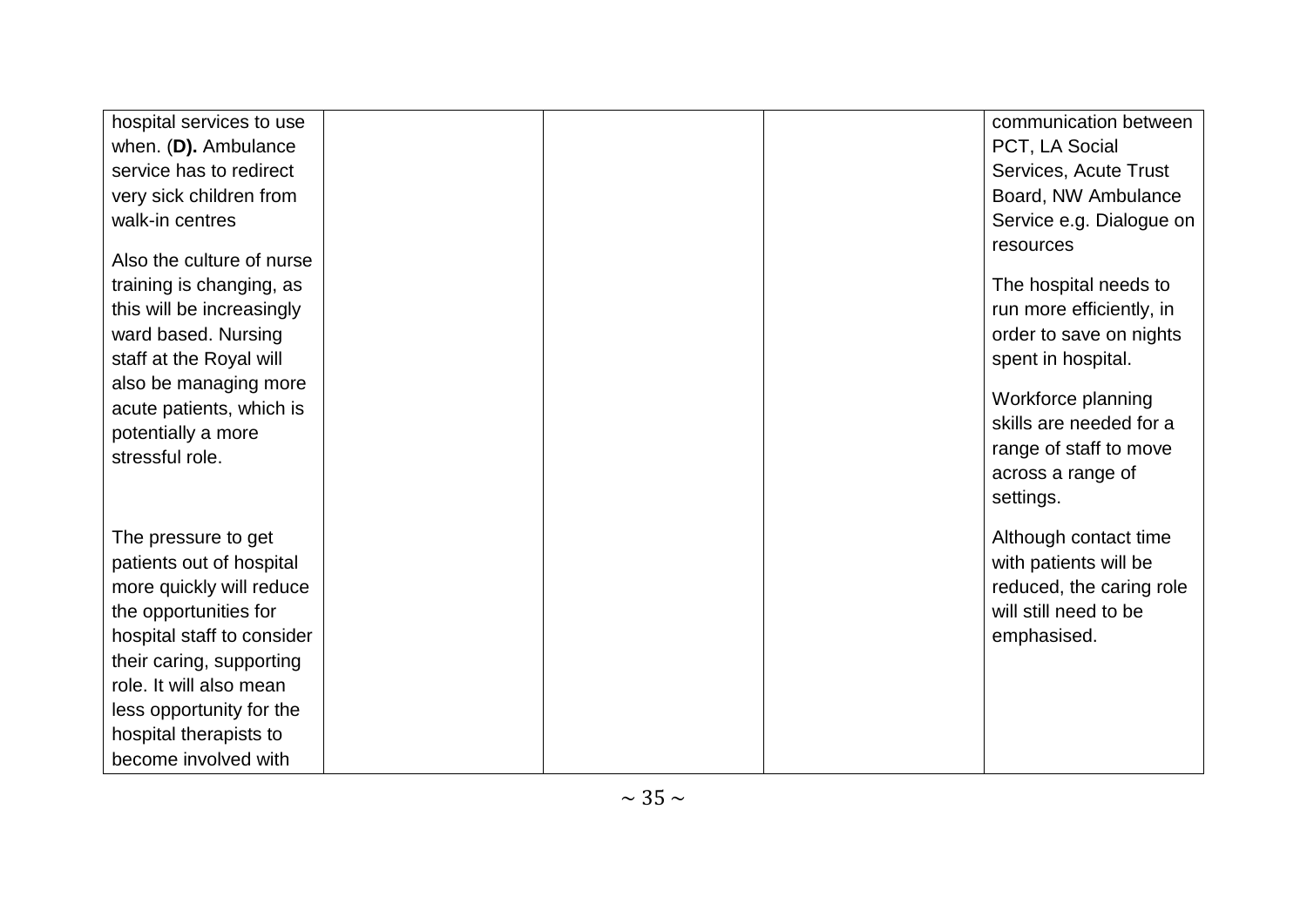| | | | | |
|---|---|---|---|---|
| hospital services to use when. (**D).** Ambulance service has to redirect very sick children from walk-in centres<br><br>Also the culture of nurse training is changing, as this will be increasingly ward based. Nursing staff at the Royal will also be managing more acute patients, which is potentially a more stressful role.<br><br>The pressure to get patients out of hospital more quickly will reduce the opportunities for hospital staff to consider their caring, supporting role. It will also mean less opportunity for the hospital therapists to become involved with | | | | communication between PCT, LA Social Services, Acute Trust Board, NW Ambulance Service e.g. Dialogue on resources<br><br>The hospital needs to run more efficiently, in order to save on nights spent in hospital.<br><br>Workforce planning skills are needed for a range of staff to move across a range of settings.<br><br>Although contact time with patients will be reduced, the caring role will still need to be emphasised. |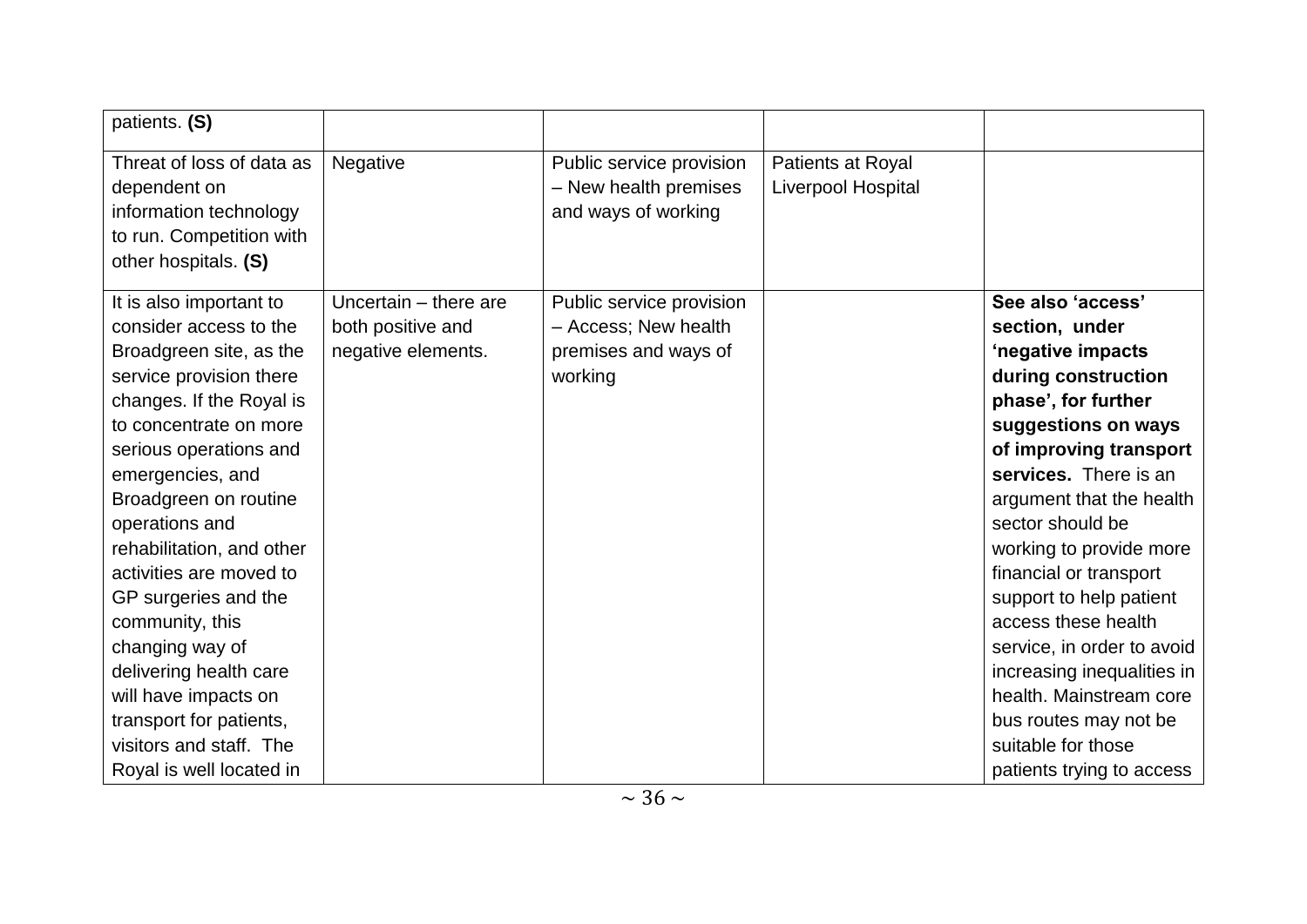| | | | | |
|---|---|---|---|---|
| patients. **(S)** | | | | |
| Threat of loss of data as dependent on information technology to run. Competition with other hospitals. **(S)** | Negative | Public service provision – New health premises and ways of working | Patients at Royal Liverpool Hospital | |
| It is also important to consider access to the Broadgreen site, as the service provision there changes. If the Royal is to concentrate on more serious operations and emergencies, and Broadgreen on routine operations and rehabilitation, and other activities are moved to GP surgeries and the community, this changing way of delivering health care will have impacts on transport for patients, visitors and staff. The Royal is well located in | Uncertain – there are both positive and negative elements. | Public service provision – Access; New health premises and ways of working | | **See also 'access' section, under 'negative impacts during construction phase', for further suggestions on ways of improving transport services.** There is an argument that the health sector should be working to provide more financial or transport support to help patient access these health service, in order to avoid increasing inequalities in health. Mainstream core bus routes may not be suitable for those patients trying to access |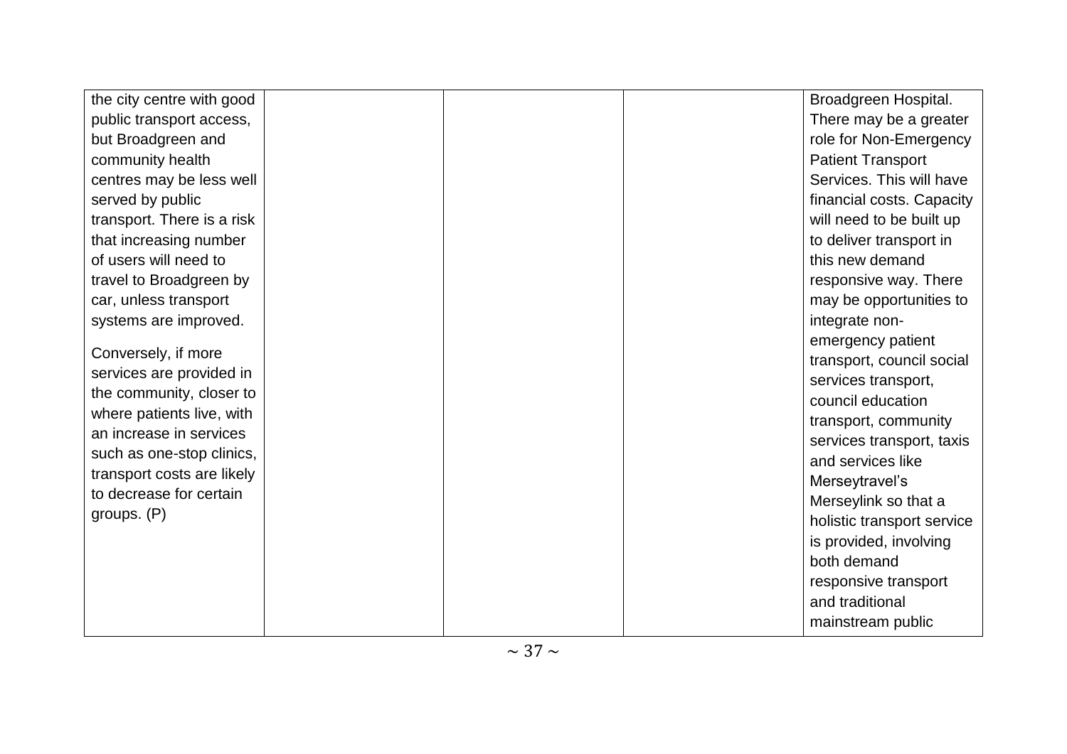| | | | | |
|---|---|---|---|---|
| the city centre with good public transport access, but Broadgreen and community health centres may be less well served by public transport. There is a risk that increasing number of users will need to travel to Broadgreen by car, unless transport systems are improved.<br><br>Conversely, if more services are provided in the community, closer to where patients live, with an increase in services such as one-stop clinics, transport costs are likely to decrease for certain groups. (P) | | | | Broadgreen Hospital. There may be a greater role for Non-Emergency Patient Transport Services. This will have financial costs. Capacity will need to be built up to deliver transport in this new demand responsive way. There may be opportunities to integrate non-emergency patient transport, council social services transport, council education transport, community services transport, taxis and services like Merseytravel's Merseylink so that a holistic transport service is provided, involving both demand responsive transport and traditional mainstream public |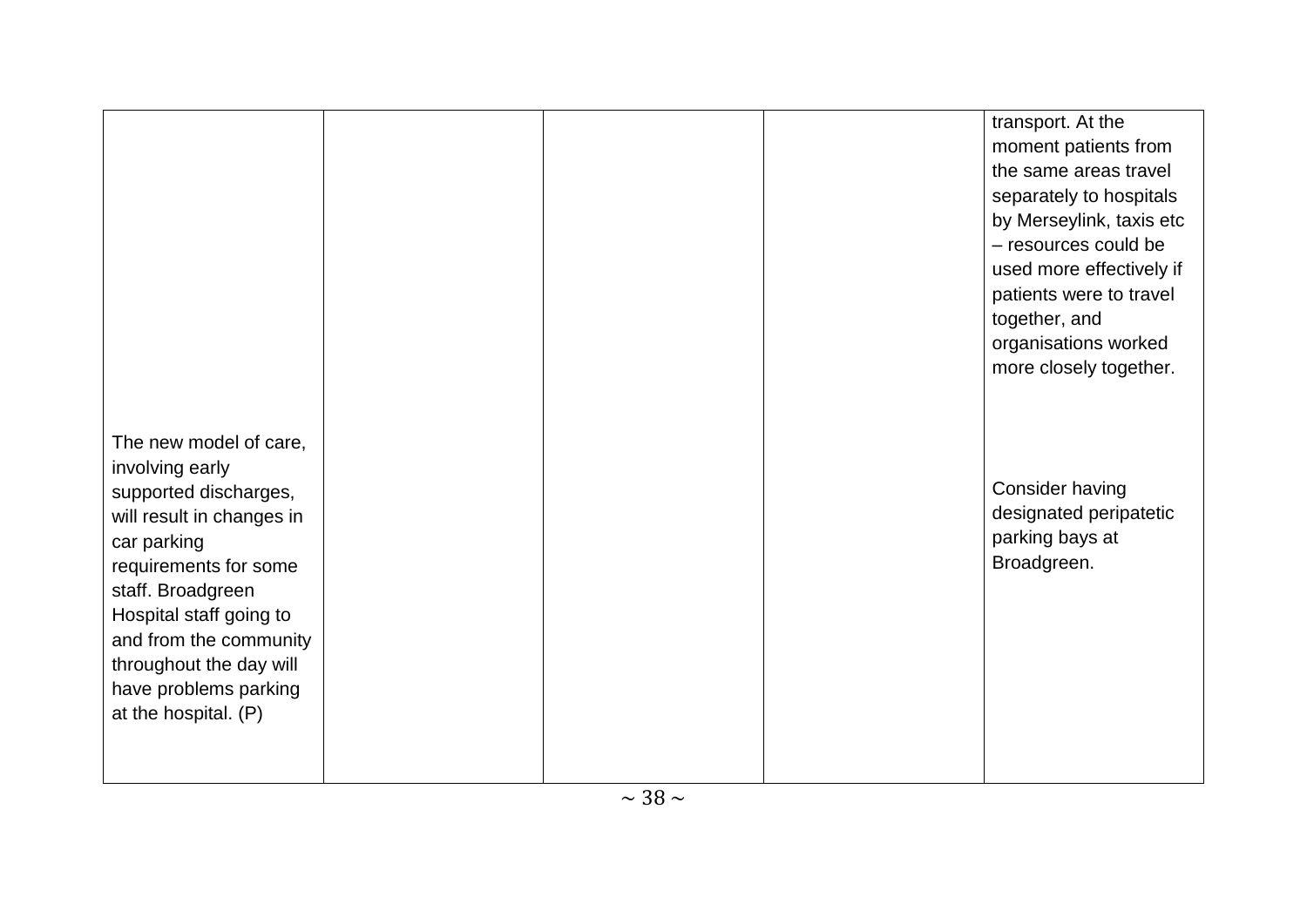| | | | | |
|---|---|---|---|---|
| | | | | transport. At the moment patients from the same areas travel separately to hospitals by Merseylink, taxis etc – resources could be used more effectively if patients were to travel together, and organisations worked more closely together. |
| The new model of care, involving early supported discharges, will result in changes in car parking requirements for some staff. Broadgreen Hospital staff going to and from the community throughout the day will have problems parking at the hospital. (P) | | | | Consider having designated peripatetic parking bays at Broadgreen. |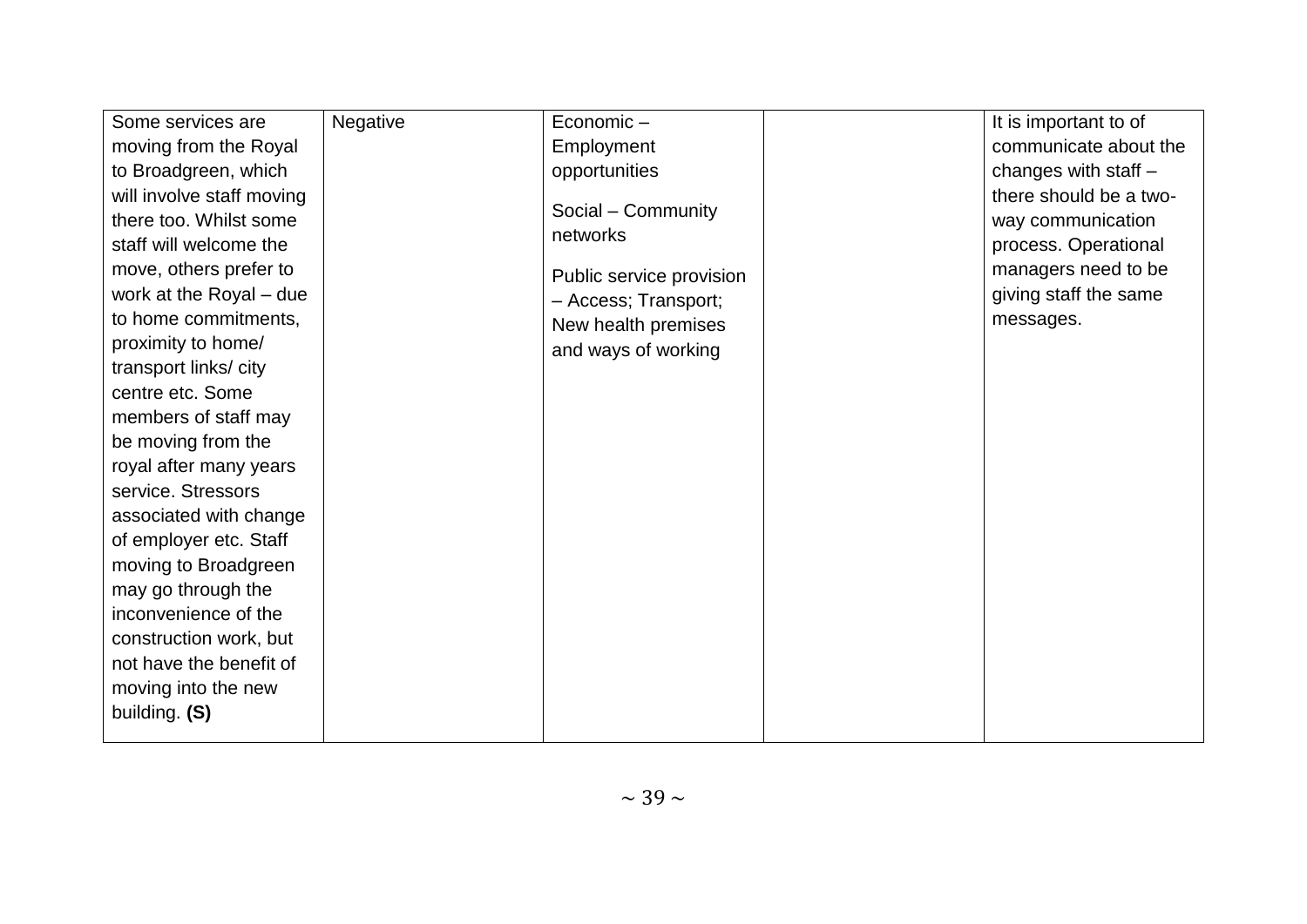| | | | | |
|---|---|---|---|---|
| Some services are moving from the Royal to Broadgreen, which will involve staff moving there too. Whilst some staff will welcome the move, others prefer to work at the Royal – due to home commitments, proximity to home/ transport links/ city centre etc. Some members of staff may be moving from the royal after many years service. Stressors associated with change of employer etc. Staff moving to Broadgreen may go through the inconvenience of the construction work, but not have the benefit of moving into the new building. **(S)** | Negative | Economic – Employment opportunities<br><br>Social – Community networks<br><br>Public service provision – Access; Transport; New health premises and ways of working | | It is important to of communicate about the changes with staff – there should be a two-way communication process. Operational managers need to be giving staff the same messages. |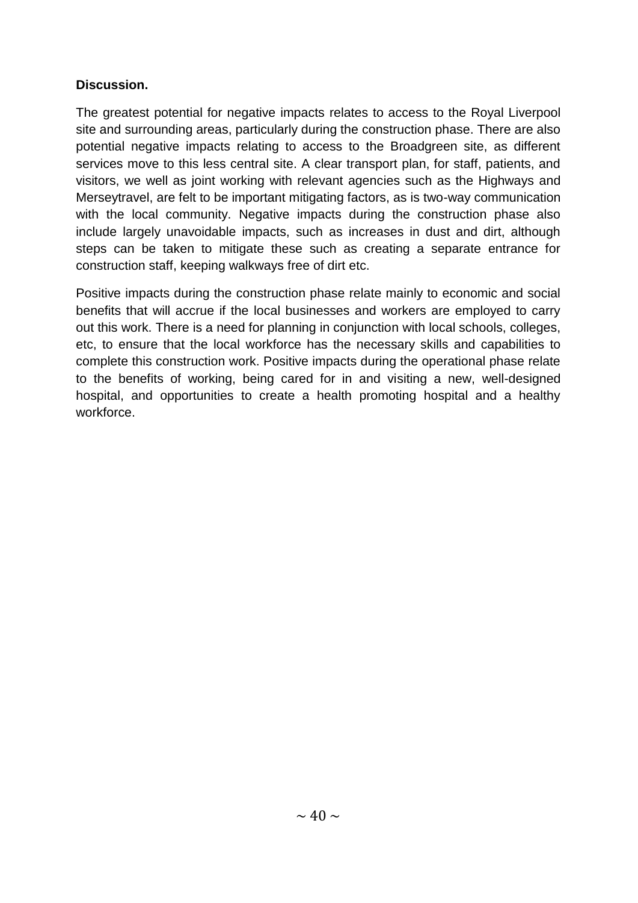**Discussion.**

The greatest potential for negative impacts relates to access to the Royal Liverpool site and surrounding areas, particularly during the construction phase. There are also potential negative impacts relating to access to the Broadgreen site, as different services move to this less central site. A clear transport plan, for staff, patients, and visitors, we well as joint working with relevant agencies such as the Highways and Merseytravel, are felt to be important mitigating factors, as is two-way communication with the local community. Negative impacts during the construction phase also include largely unavoidable impacts, such as increases in dust and dirt, although steps can be taken to mitigate these such as creating a separate entrance for construction staff, keeping walkways free of dirt etc.

Positive impacts during the construction phase relate mainly to economic and social benefits that will accrue if the local businesses and workers are employed to carry out this work. There is a need for planning in conjunction with local schools, colleges, etc, to ensure that the local workforce has the necessary skills and capabilities to complete this construction work. Positive impacts during the operational phase relate to the benefits of working, being cared for in and visiting a new, well-designed hospital, and opportunities to create a health promoting hospital and a healthy workforce.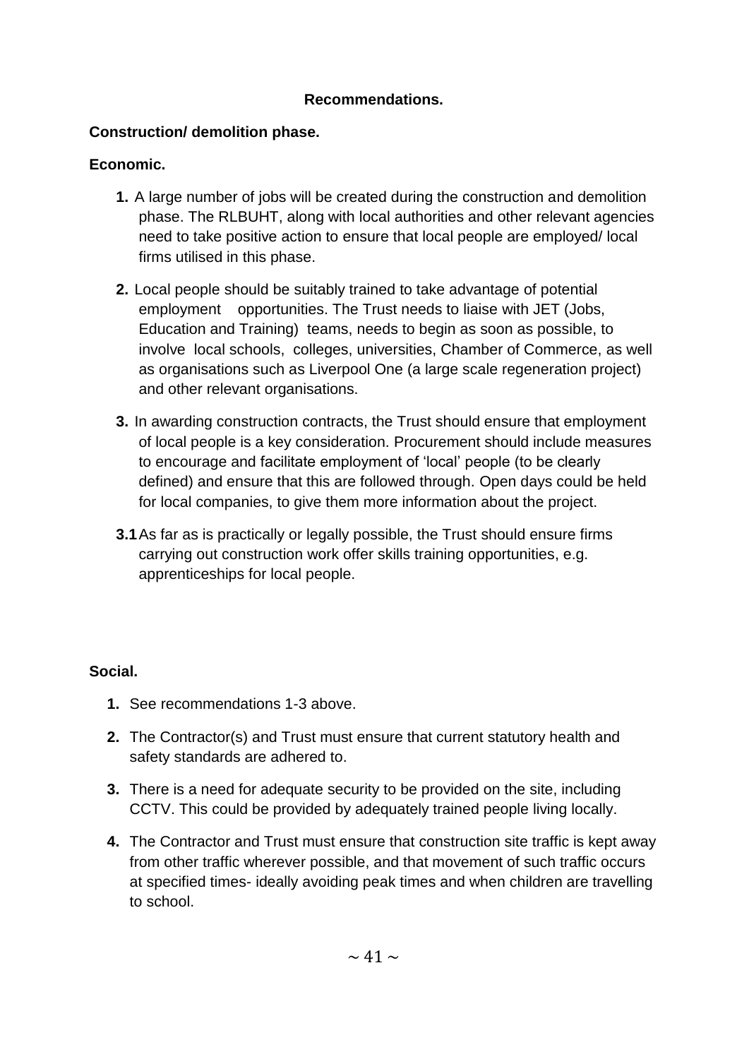## Recommendations.

### Construction/ demolition phase.

#### Economic.

1. A large number of jobs will be created during the construction and demolition phase. The RLBUHT, along with local authorities and other relevant agencies need to take positive action to ensure that local people are employed/ local firms utilised in this phase.

2. Local people should be suitably trained to take advantage of potential employment opportunities. The Trust needs to liaise with JET (Jobs, Education and Training) teams, needs to begin as soon as possible, to involve local schools, colleges, universities, Chamber of Commerce, as well as organisations such as Liverpool One (a large scale regeneration project) and other relevant organisations.

3. In awarding construction contracts, the Trust should ensure that employment of local people is a key consideration. Procurement should include measures to encourage and facilitate employment of 'local' people (to be clearly defined) and ensure that this are followed through. Open days could be held for local companies, to give them more information about the project.

**3.1** As far as is practically or legally possible, the Trust should ensure firms carrying out construction work offer skills training opportunities, e.g. apprenticeships for local people.

#### Social.

1. See recommendations 1-3 above.

2. The Contractor(s) and Trust must ensure that current statutory health and safety standards are adhered to.

3. There is a need for adequate security to be provided on the site, including CCTV. This could be provided by adequately trained people living locally.

4. The Contractor and Trust must ensure that construction site traffic is kept away from other traffic wherever possible, and that movement of such traffic occurs at specified times- ideally avoiding peak times and when children are travelling to school.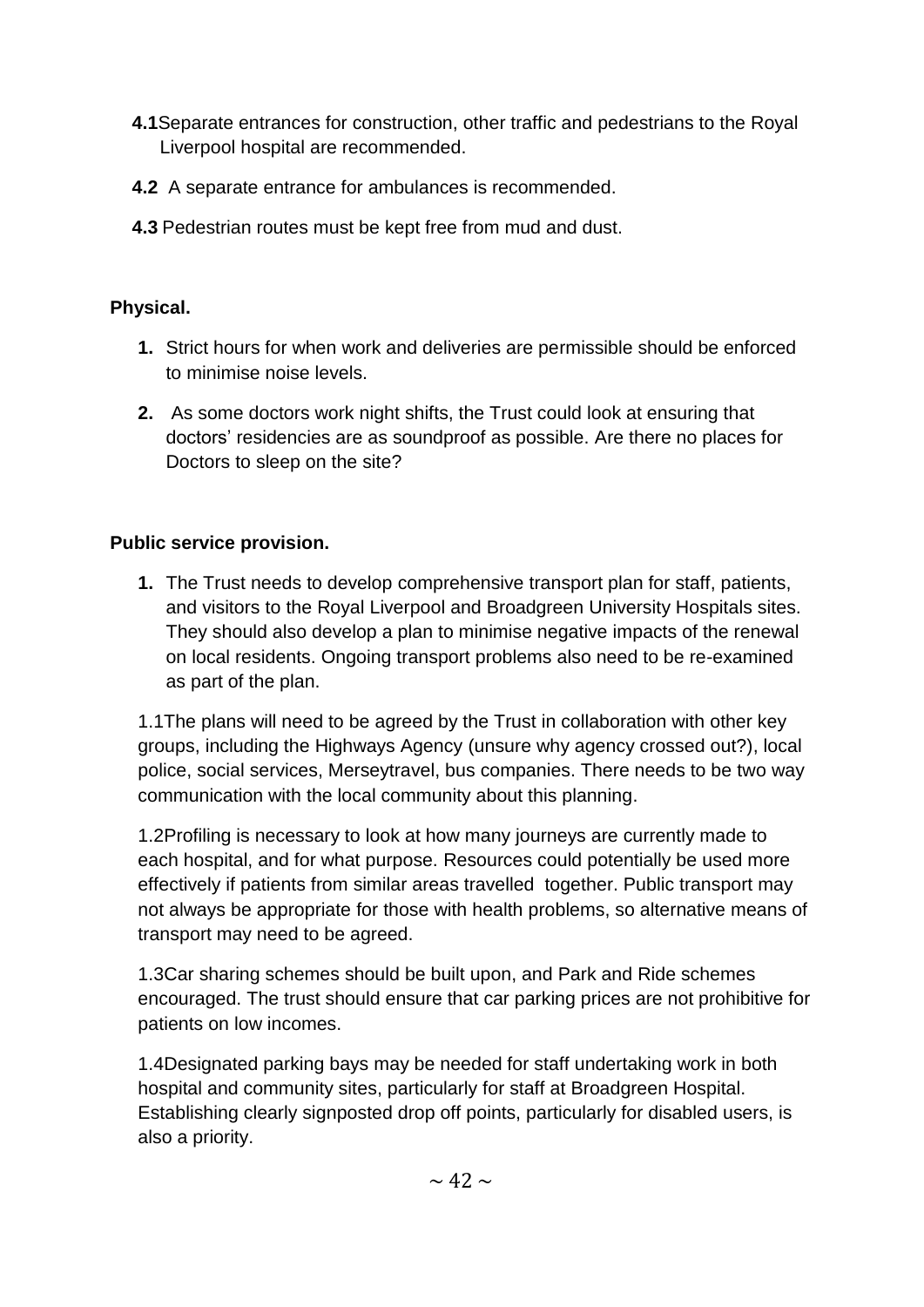**4.1** Separate entrances for construction, other traffic and pedestrians to the Royal Liverpool hospital are recommended.

**4.2** A separate entrance for ambulances is recommended.

**4.3** Pedestrian routes must be kept free from mud and dust.

**Physical.**

1. Strict hours for when work and deliveries are permissible should be enforced to minimise noise levels.
2. As some doctors work night shifts, the Trust could look at ensuring that doctors' residencies are as soundproof as possible. Are there no places for Doctors to sleep on the site?

**Public service provision.**

1. The Trust needs to develop comprehensive transport plan for staff, patients, and visitors to the Royal Liverpool and Broadgreen University Hospitals sites. They should also develop a plan to minimise negative impacts of the renewal on local residents. Ongoing transport problems also need to be re-examined as part of the plan.

1.1 The plans will need to be agreed by the Trust in collaboration with other key groups, including the Highways Agency (unsure why agency crossed out?), local police, social services, Merseytravel, bus companies. There needs to be two way communication with the local community about this planning.

1.2 Profiling is necessary to look at how many journeys are currently made to each hospital, and for what purpose. Resources could potentially be used more effectively if patients from similar areas travelled together. Public transport may not always be appropriate for those with health problems, so alternative means of transport may need to be agreed.

1.3 Car sharing schemes should be built upon, and Park and Ride schemes encouraged. The trust should ensure that car parking prices are not prohibitive for patients on low incomes.

1.4 Designated parking bays may be needed for staff undertaking work in both hospital and community sites, particularly for staff at Broadgreen Hospital. Establishing clearly signposted drop off points, particularly for disabled users, is also a priority.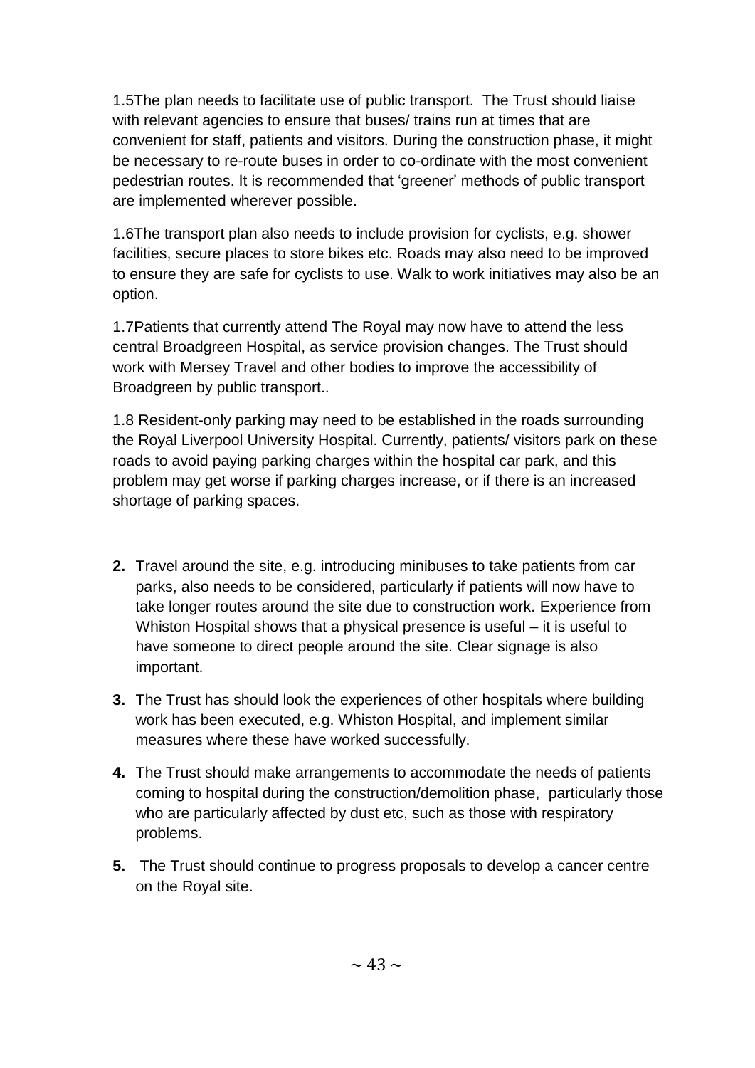1.5The plan needs to facilitate use of public transport. The Trust should liaise with relevant agencies to ensure that buses/ trains run at times that are convenient for staff, patients and visitors. During the construction phase, it might be necessary to re-route buses in order to co-ordinate with the most convenient pedestrian routes. It is recommended that 'greener' methods of public transport are implemented wherever possible.

1.6The transport plan also needs to include provision for cyclists, e.g. shower facilities, secure places to store bikes etc. Roads may also need to be improved to ensure they are safe for cyclists to use. Walk to work initiatives may also be an option.

1.7Patients that currently attend The Royal may now have to attend the less central Broadgreen Hospital, as service provision changes. The Trust should work with Mersey Travel and other bodies to improve the accessibility of Broadgreen by public transport..

1.8 Resident-only parking may need to be established in the roads surrounding the Royal Liverpool University Hospital. Currently, patients/ visitors park on these roads to avoid paying parking charges within the hospital car park, and this problem may get worse if parking charges increase, or if there is an increased shortage of parking spaces.

**2.** Travel around the site, e.g. introducing minibuses to take patients from car parks, also needs to be considered, particularly if patients will now have to take longer routes around the site due to construction work. Experience from Whiston Hospital shows that a physical presence is useful – it is useful to have someone to direct people around the site. Clear signage is also important.

**3.** The Trust has should look the experiences of other hospitals where building work has been executed, e.g. Whiston Hospital, and implement similar measures where these have worked successfully.

**4.** The Trust should make arrangements to accommodate the needs of patients coming to hospital during the construction/demolition phase, particularly those who are particularly affected by dust etc, such as those with respiratory problems.

**5.** The Trust should continue to progress proposals to develop a cancer centre on the Royal site.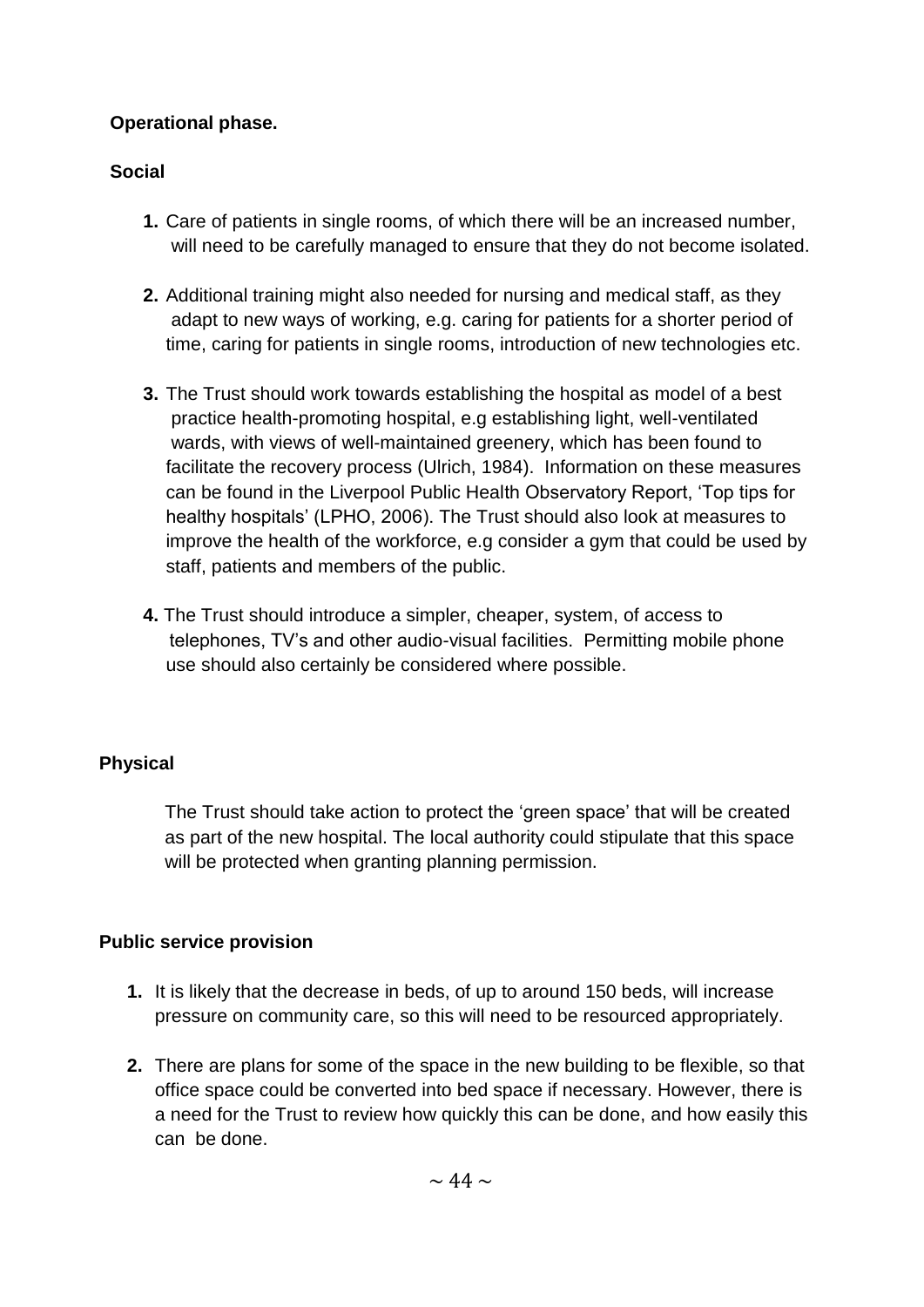**Operational phase.**

**Social**

1. Care of patients in single rooms, of which there will be an increased number, will need to be carefully managed to ensure that they do not become isolated.

2. Additional training might also needed for nursing and medical staff, as they adapt to new ways of working, e.g. caring for patients for a shorter period of time, caring for patients in single rooms, introduction of new technologies etc.

3. The Trust should work towards establishing the hospital as model of a best practice health-promoting hospital, e.g establishing light, well-ventilated wards, with views of well-maintained greenery, which has been found to facilitate the recovery process (Ulrich, 1984). Information on these measures can be found in the Liverpool Public Health Observatory Report, 'Top tips for healthy hospitals' (LPHO, 2006). The Trust should also look at measures to improve the health of the workforce, e.g consider a gym that could be used by staff, patients and members of the public.

4. The Trust should introduce a simpler, cheaper, system, of access to telephones, TV's and other audio-visual facilities. Permitting mobile phone use should also certainly be considered where possible.

**Physical**

The Trust should take action to protect the 'green space' that will be created as part of the new hospital. The local authority could stipulate that this space will be protected when granting planning permission.

**Public service provision**

1. It is likely that the decrease in beds, of up to around 150 beds, will increase pressure on community care, so this will need to be resourced appropriately.

2. There are plans for some of the space in the new building to be flexible, so that office space could be converted into bed space if necessary. However, there is a need for the Trust to review how quickly this can be done, and how easily this can be done.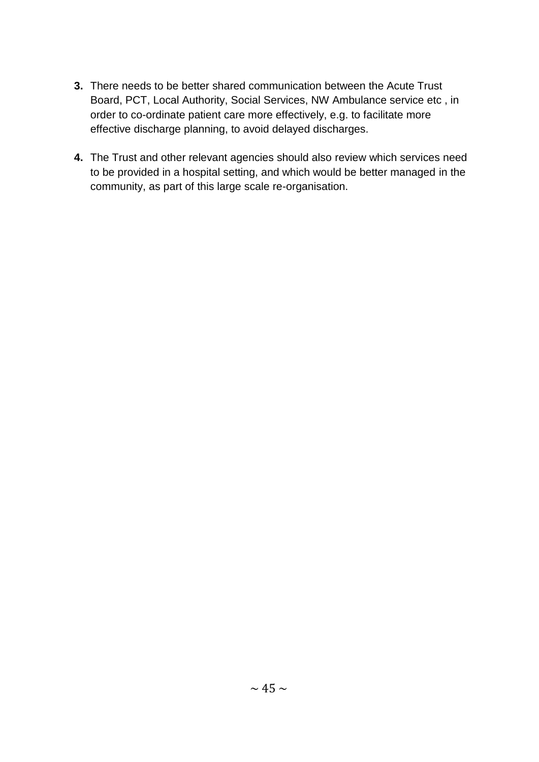3. There needs to be better shared communication between the Acute Trust Board, PCT, Local Authority, Social Services, NW Ambulance service etc , in order to co-ordinate patient care more effectively, e.g. to facilitate more effective discharge planning, to avoid delayed discharges.

4. The Trust and other relevant agencies should also review which services need to be provided in a hospital setting, and which would be better managed in the community, as part of this large scale re-organisation.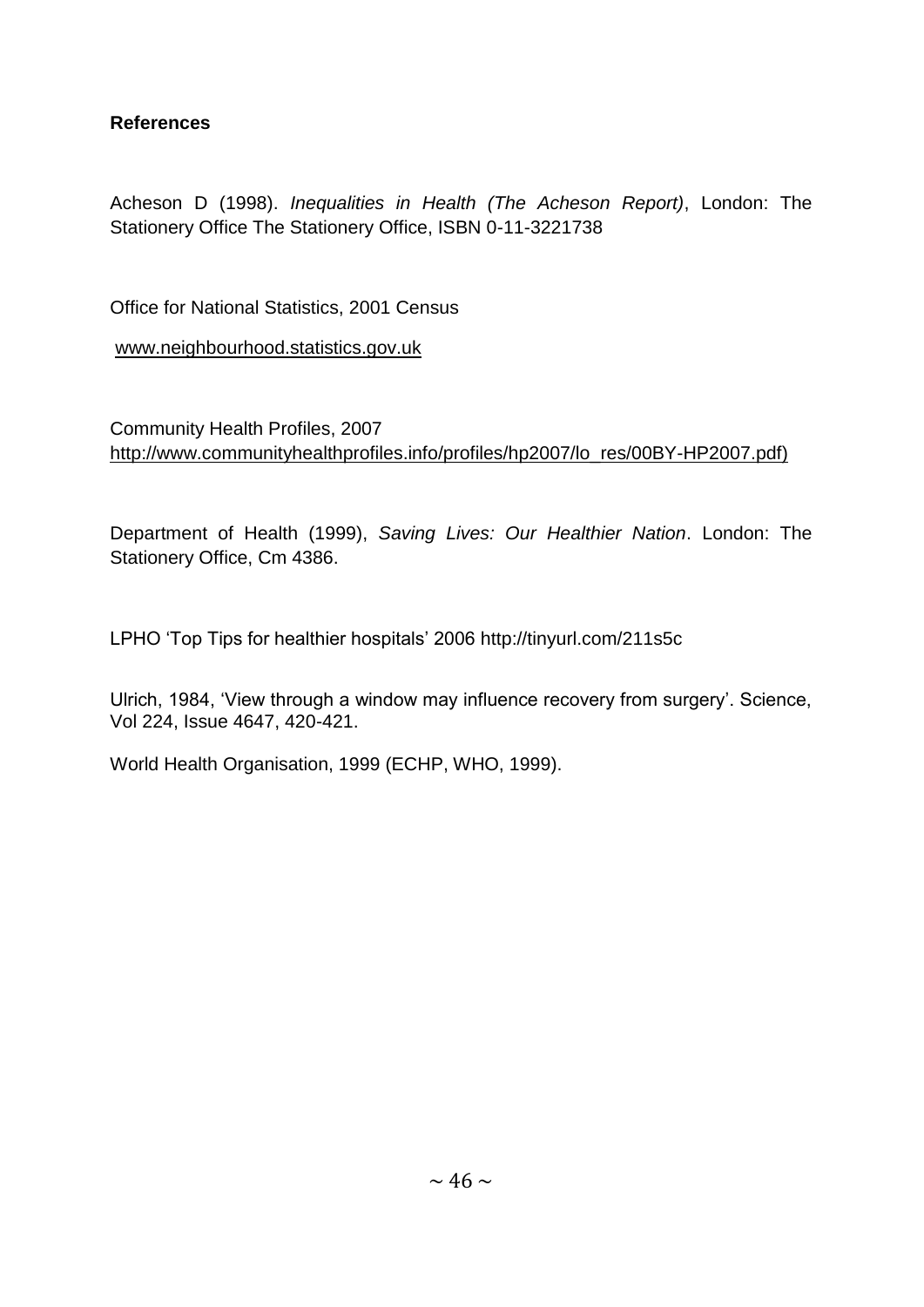**References**

Acheson D (1998). *Inequalities in Health (The Acheson Report)*, London: The Stationery Office The Stationery Office, ISBN 0-11-3221738

Office for National Statistics, 2001 Census

www.neighbourhood.statistics.gov.uk

Community Health Profiles, 2007
http://www.communityhealthprofiles.info/profiles/hp2007/lo_res/00BY-HP2007.pdf)

Department of Health (1999), *Saving Lives: Our Healthier Nation*. London: The Stationery Office, Cm 4386.

LPHO 'Top Tips for healthier hospitals' 2006 http://tinyurl.com/211s5c

Ulrich, 1984, 'View through a window may influence recovery from surgery'. Science, Vol 224, Issue 4647, 420-421.

World Health Organisation, 1999 (ECHP, WHO, 1999).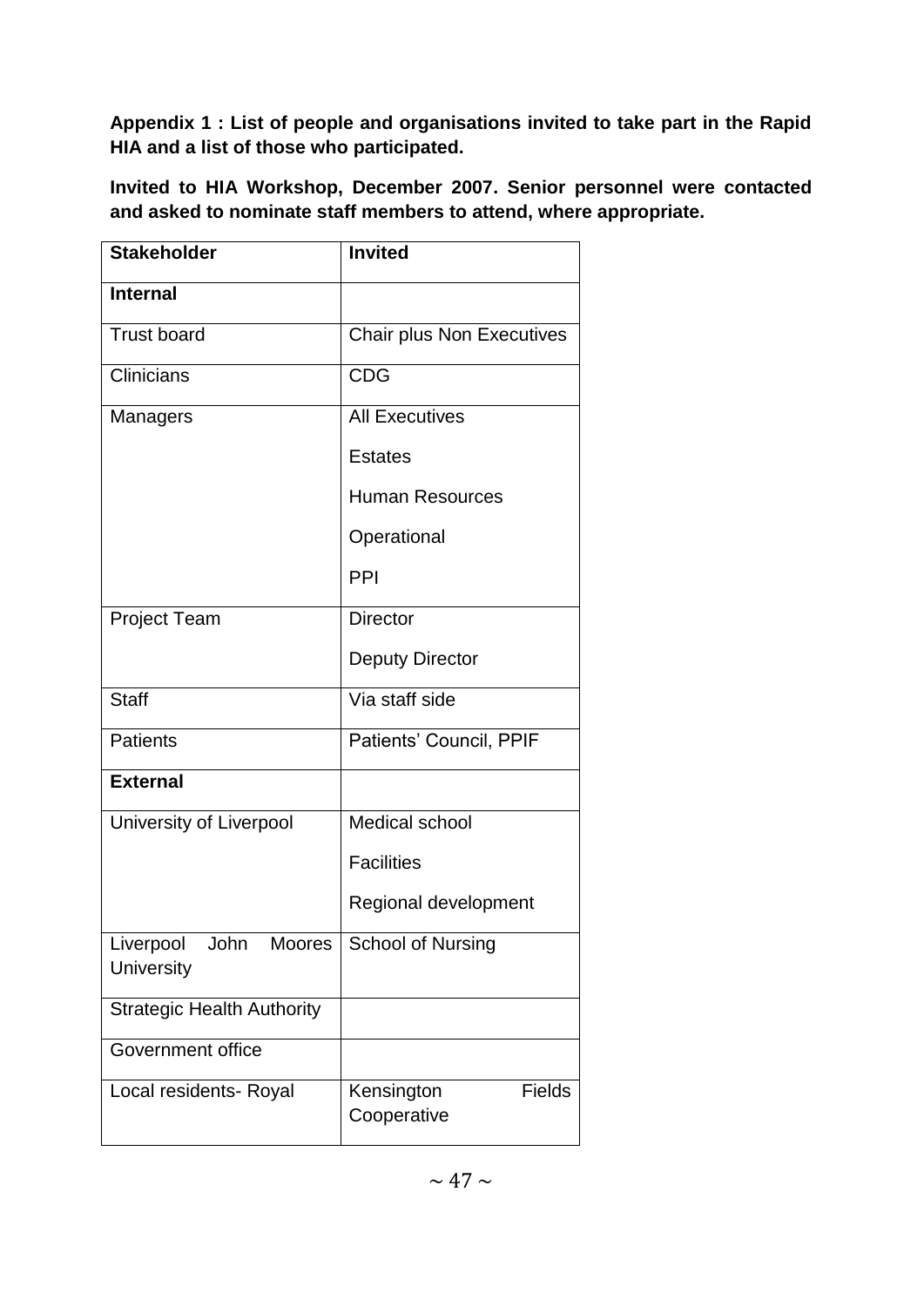**Appendix 1 : List of people and organisations invited to take part in the Rapid HIA and a list of those who participated.**

**Invited to HIA Workshop, December 2007. Senior personnel were contacted and asked to nominate staff members to attend, where appropriate.**

| **Stakeholder** | **Invited** |
|---|---|
| **Internal** | |
| Trust board | Chair plus Non Executives |
| Clinicians | CDG |
| Managers | All Executives<br>Estates<br>Human Resources<br>Operational<br>PPI |
| Project Team | Director<br>Deputy Director |
| Staff | Via staff side |
| Patients | Patients' Council, PPIF |
| **External** | |
| University of Liverpool | Medical school<br>Facilities<br>Regional development |
| Liverpool John Moores University | School of Nursing |
| Strategic Health Authority | |
| Government office | |
| Local residents- Royal | Kensington Fields Cooperative |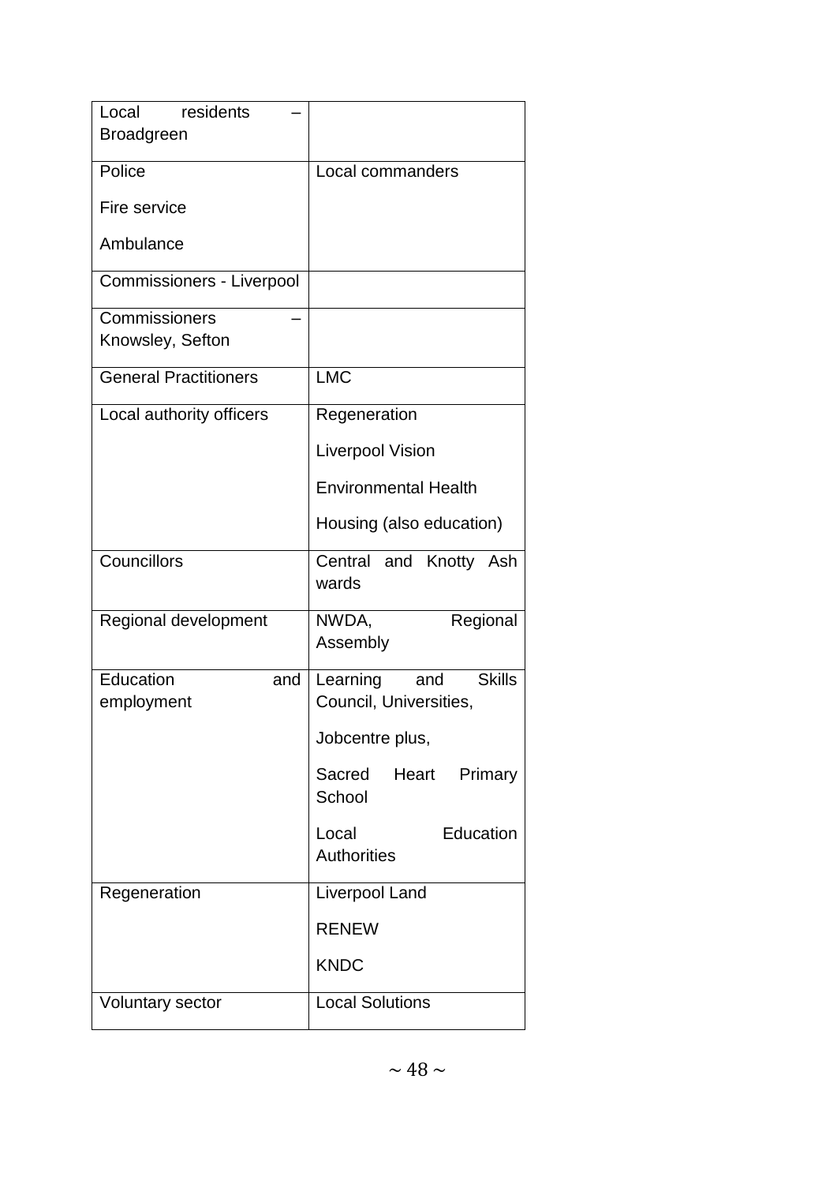| Local residents – Broadgreen | |
|---|---|
| Police<br><br>Fire service<br><br>Ambulance | Local commanders |
| Commissioners - Liverpool | |
| Commissioners – Knowsley, Sefton | |
| General Practitioners | LMC |
| Local authority officers | Regeneration<br><br>Liverpool Vision<br><br>Environmental Health<br><br>Housing (also education) |
| Councillors | Central and Knotty Ash wards |
| Regional development | NWDA, Regional Assembly |
| Education and employment | Learning and Skills Council, Universities,<br><br>Jobcentre plus,<br><br>Sacred Heart Primary School<br><br>Local Education Authorities |
| Regeneration | Liverpool Land<br><br>RENEW<br><br>KNDC |
| Voluntary sector | Local Solutions |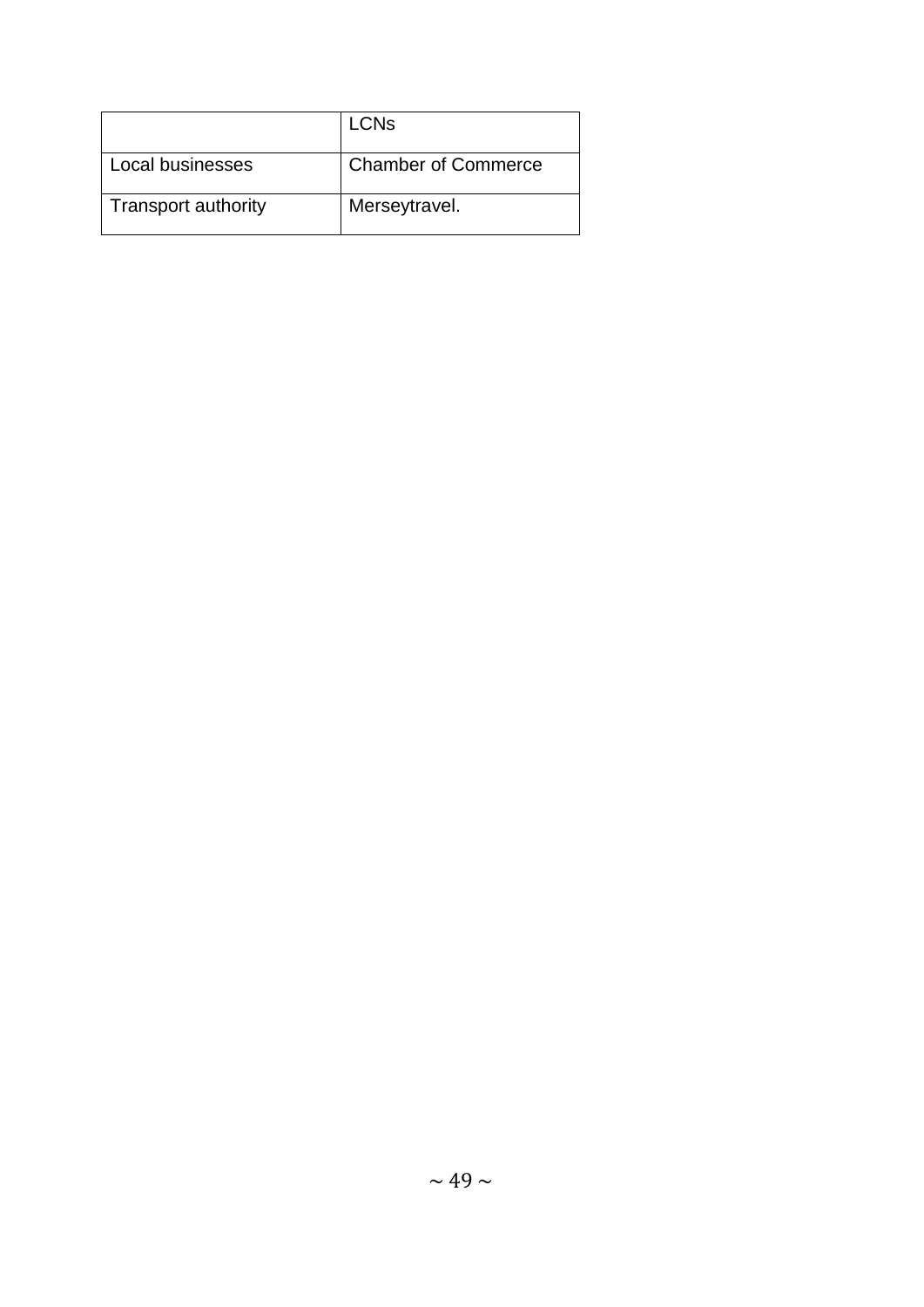|  | LCNs |
| --- | --- |
| Local businesses | Chamber of Commerce |
| Transport authority | Merseytravel. |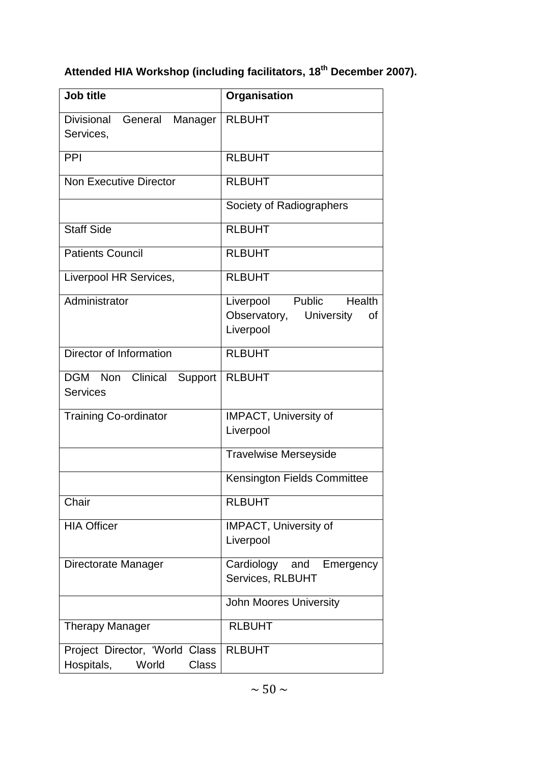**Attended HIA Workshop (including facilitators, 18th December 2007).**

| Job title | Organisation |
|---|---|
| Divisional General Manager Services, | RLBUHT |
| PPI | RLBUHT |
| Non Executive Director | RLBUHT |
| | Society of Radiographers |
| Staff Side | RLBUHT |
| Patients Council | RLBUHT |
| Liverpool HR Services, | RLBUHT |
| Administrator | Liverpool Public Health Observatory, University of Liverpool |
| Director of Information | RLBUHT |
| DGM Non Clinical Support Services | RLBUHT |
| Training Co-ordinator | IMPACT, University of Liverpool |
| | Travelwise Merseyside |
| | Kensington Fields Committee |
| Chair | RLBUHT |
| HIA Officer | IMPACT, University of Liverpool |
| Directorate Manager | Cardiology and Emergency Services, RLBUHT |
| | John Moores University |
| Therapy Manager | RLBUHT |
| Project Director, 'World Class Hospitals, World Class | RLBUHT |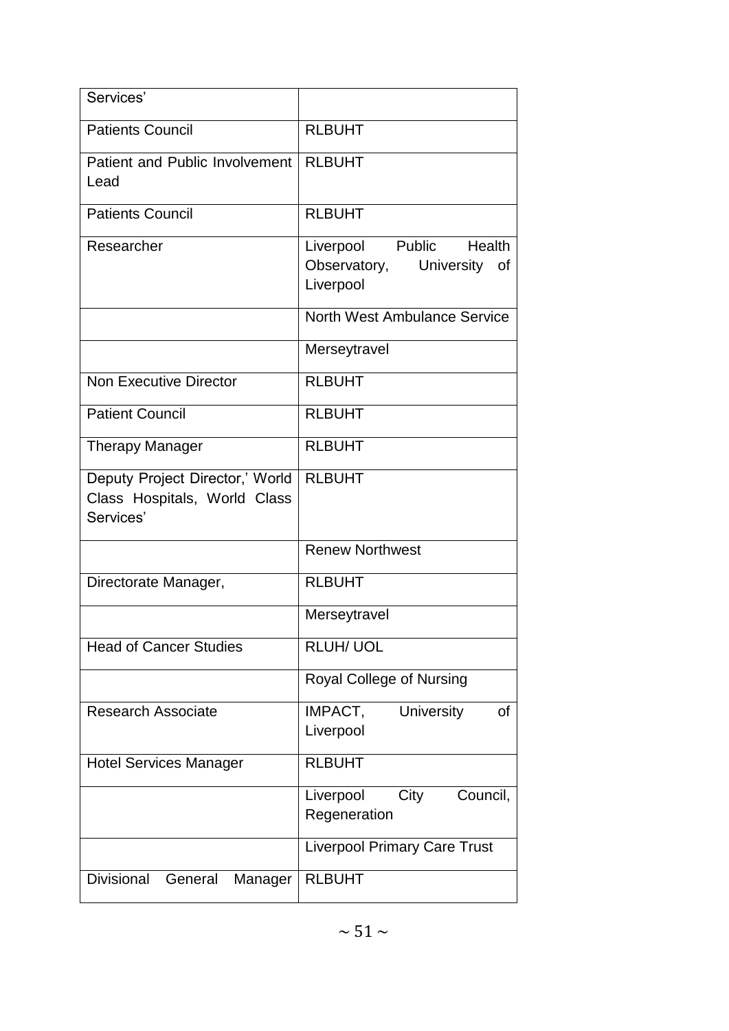| | |
|---|---|
| Services' | |
| Patients Council | RLBUHT |
| Patient and Public Involvement Lead | RLBUHT |
| Patients Council | RLBUHT |
| Researcher | Liverpool Public Health Observatory, University of Liverpool |
| | North West Ambulance Service |
| | Merseytravel |
| Non Executive Director | RLBUHT |
| Patient Council | RLBUHT |
| Therapy Manager | RLBUHT |
| Deputy Project Director,' World Class Hospitals, World Class Services' | RLBUHT |
| | Renew Northwest |
| Directorate Manager, | RLBUHT |
| | Merseytravel |
| Head of Cancer Studies | RLUH/ UOL |
| | Royal College of Nursing |
| Research Associate | IMPACT, University of Liverpool |
| Hotel Services Manager | RLBUHT |
| | Liverpool City Council, Regeneration |
| | Liverpool Primary Care Trust |
| Divisional General Manager | RLBUHT |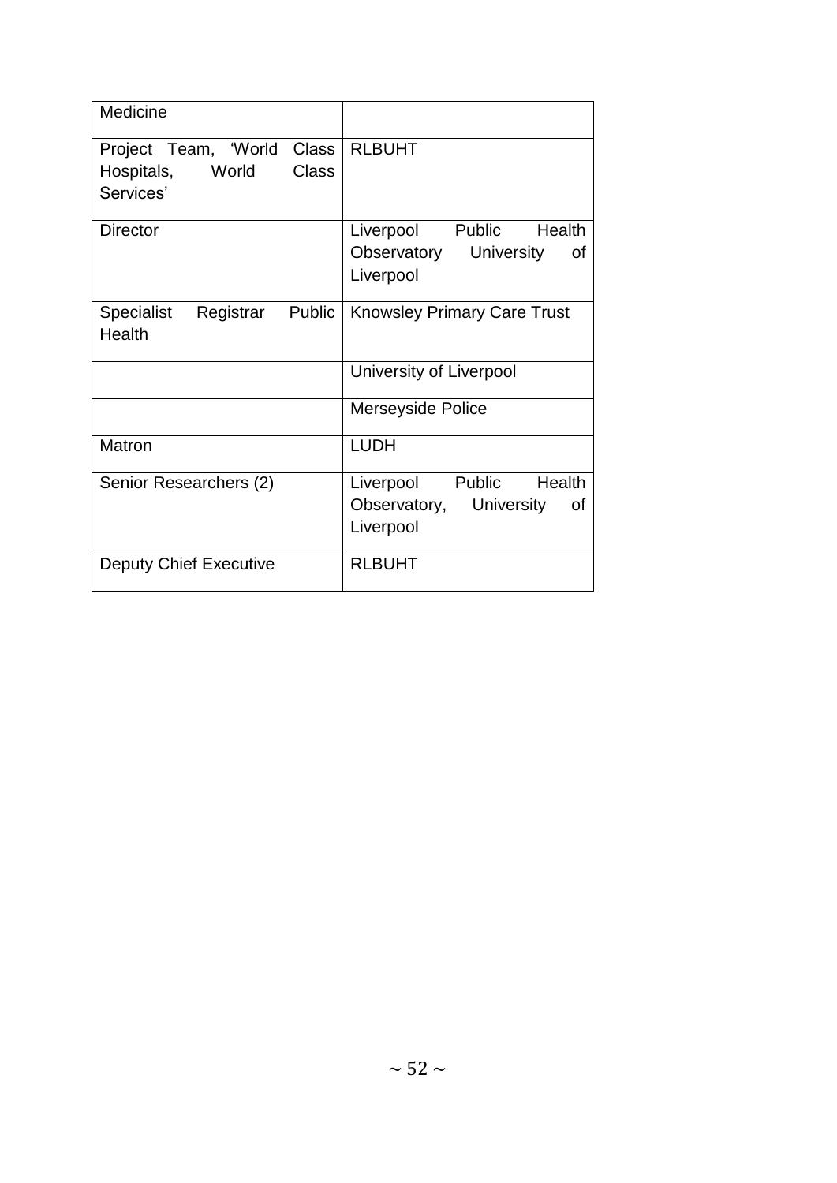| Medicine | |
|---|---|
| Project Team, 'World Class Hospitals, World Class Services' | RLBUHT |
| Director | Liverpool Public Health Observatory University of Liverpool |
| Specialist Registrar Public Health | Knowsley Primary Care Trust |
| | University of Liverpool |
| | Merseyside Police |
| Matron | LUDH |
| Senior Researchers (2) | Liverpool Public Health Observatory, University of Liverpool |
| Deputy Chief Executive | RLBUHT |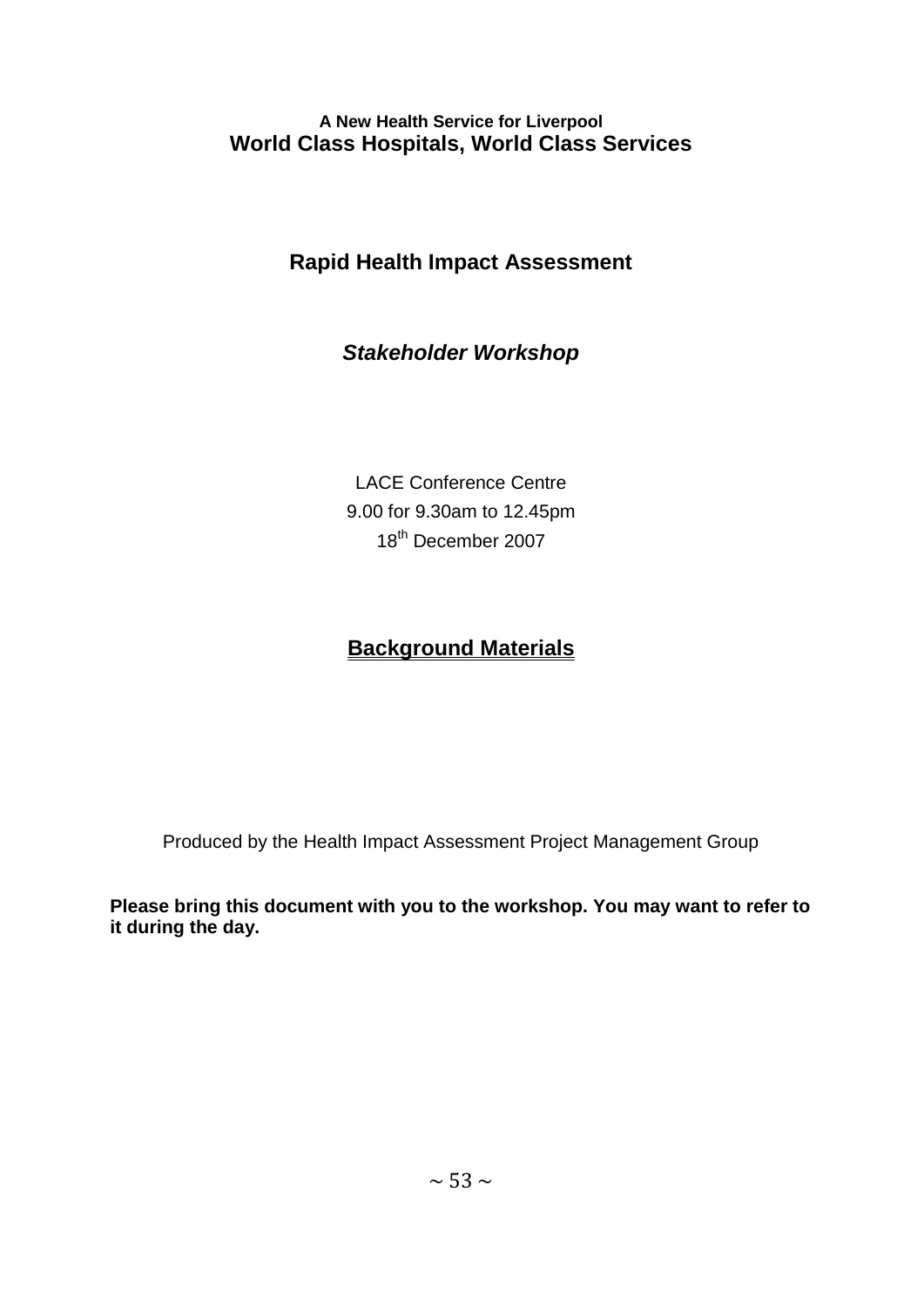**A New Health Service for Liverpool**

# World Class Hospitals, World Class Services

## Rapid Health Impact Assessment

### *Stakeholder Workshop*

LACE Conference Centre

9.00 for 9.30am to 12.45pm

18th December 2007

## <u>Background Materials</u>

Produced by the Health Impact Assessment Project Management Group

**Please bring this document with you to the workshop. You may want to refer to it during the day.**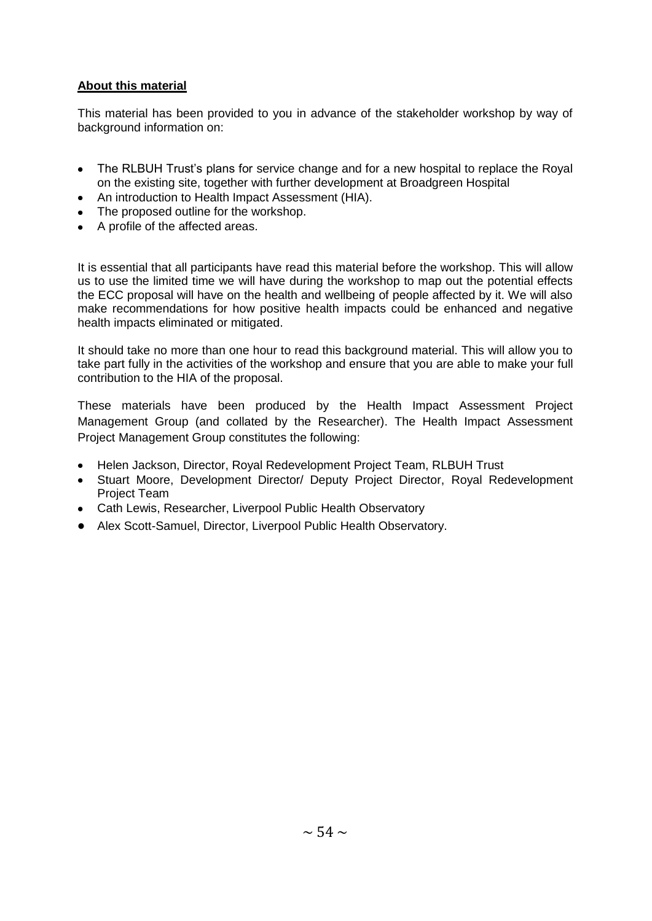**About this material**

This material has been provided to you in advance of the stakeholder workshop by way of background information on:

- The RLBUH Trust's plans for service change and for a new hospital to replace the Royal on the existing site, together with further development at Broadgreen Hospital
- An introduction to Health Impact Assessment (HIA).
- The proposed outline for the workshop.
- A profile of the affected areas.

It is essential that all participants have read this material before the workshop. This will allow us to use the limited time we will have during the workshop to map out the potential effects the ECC proposal will have on the health and wellbeing of people affected by it. We will also make recommendations for how positive health impacts could be enhanced and negative health impacts eliminated or mitigated.

It should take no more than one hour to read this background material. This will allow you to take part fully in the activities of the workshop and ensure that you are able to make your full contribution to the HIA of the proposal.

These materials have been produced by the Health Impact Assessment Project Management Group (and collated by the Researcher). The Health Impact Assessment Project Management Group constitutes the following:

- Helen Jackson, Director, Royal Redevelopment Project Team, RLBUH Trust
- Stuart Moore, Development Director/ Deputy Project Director, Royal Redevelopment Project Team
- Cath Lewis, Researcher, Liverpool Public Health Observatory
- Alex Scott-Samuel, Director, Liverpool Public Health Observatory.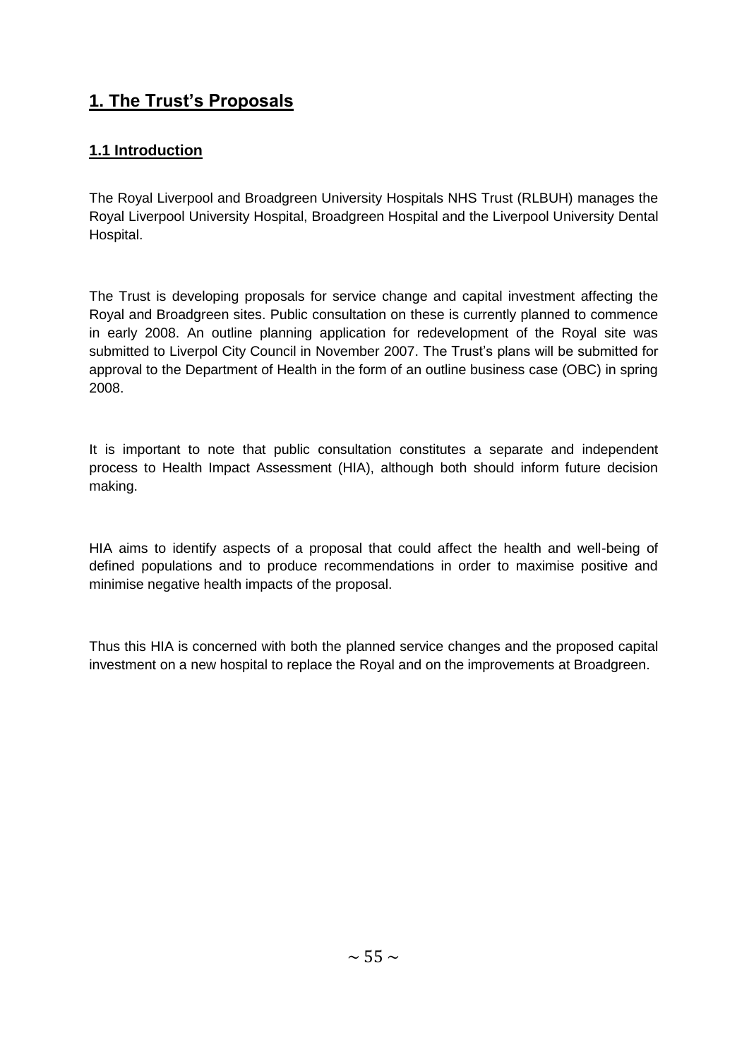# 1. The Trust's Proposals

## 1.1 Introduction

The Royal Liverpool and Broadgreen University Hospitals NHS Trust (RLBUH) manages the Royal Liverpool University Hospital, Broadgreen Hospital and the Liverpool University Dental Hospital.

The Trust is developing proposals for service change and capital investment affecting the Royal and Broadgreen sites. Public consultation on these is currently planned to commence in early 2008. An outline planning application for redevelopment of the Royal site was submitted to Liverpol City Council in November 2007. The Trust's plans will be submitted for approval to the Department of Health in the form of an outline business case (OBC) in spring 2008.

It is important to note that public consultation constitutes a separate and independent process to Health Impact Assessment (HIA), although both should inform future decision making.

HIA aims to identify aspects of a proposal that could affect the health and well-being of defined populations and to produce recommendations in order to maximise positive and minimise negative health impacts of the proposal.

Thus this HIA is concerned with both the planned service changes and the proposed capital investment on a new hospital to replace the Royal and on the improvements at Broadgreen.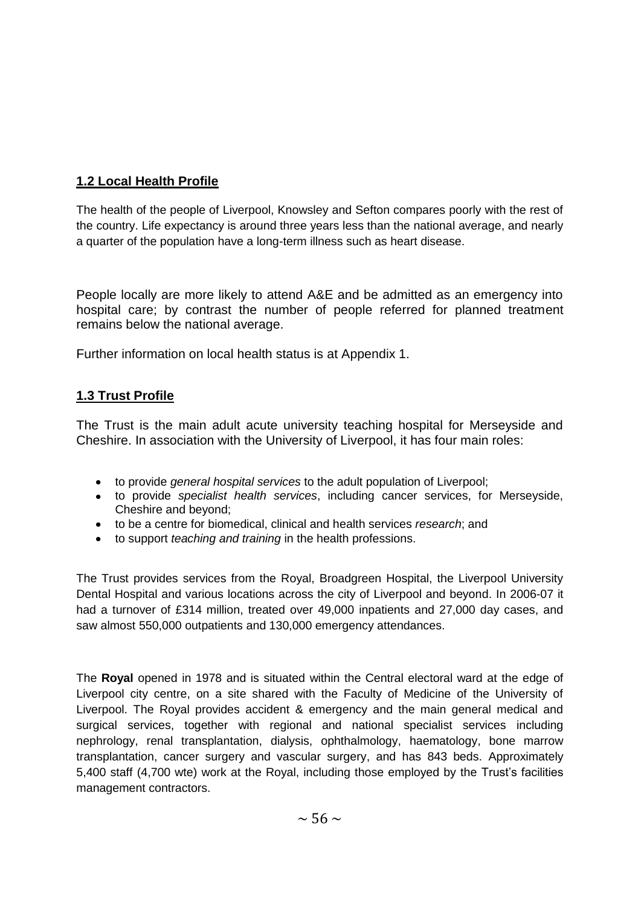## 1.2 Local Health Profile

The health of the people of Liverpool, Knowsley and Sefton compares poorly with the rest of the country. Life expectancy is around three years less than the national average, and nearly a quarter of the population have a long-term illness such as heart disease.

People locally are more likely to attend A&E and be admitted as an emergency into hospital care; by contrast the number of people referred for planned treatment remains below the national average.

Further information on local health status is at Appendix 1.

## 1.3 Trust Profile

The Trust is the main adult acute university teaching hospital for Merseyside and Cheshire. In association with the University of Liverpool, it has four main roles:

- to provide *general hospital services* to the adult population of Liverpool;
- to provide *specialist health services*, including cancer services, for Merseyside, Cheshire and beyond;
- to be a centre for biomedical, clinical and health services *research*; and
- to support *teaching and training* in the health professions.

The Trust provides services from the Royal, Broadgreen Hospital, the Liverpool University Dental Hospital and various locations across the city of Liverpool and beyond. In 2006-07 it had a turnover of £314 million, treated over 49,000 inpatients and 27,000 day cases, and saw almost 550,000 outpatients and 130,000 emergency attendances.

The **Royal** opened in 1978 and is situated within the Central electoral ward at the edge of Liverpool city centre, on a site shared with the Faculty of Medicine of the University of Liverpool. The Royal provides accident & emergency and the main general medical and surgical services, together with regional and national specialist services including nephrology, renal transplantation, dialysis, ophthalmology, haematology, bone marrow transplantation, cancer surgery and vascular surgery, and has 843 beds. Approximately 5,400 staff (4,700 wte) work at the Royal, including those employed by the Trust's facilities management contractors.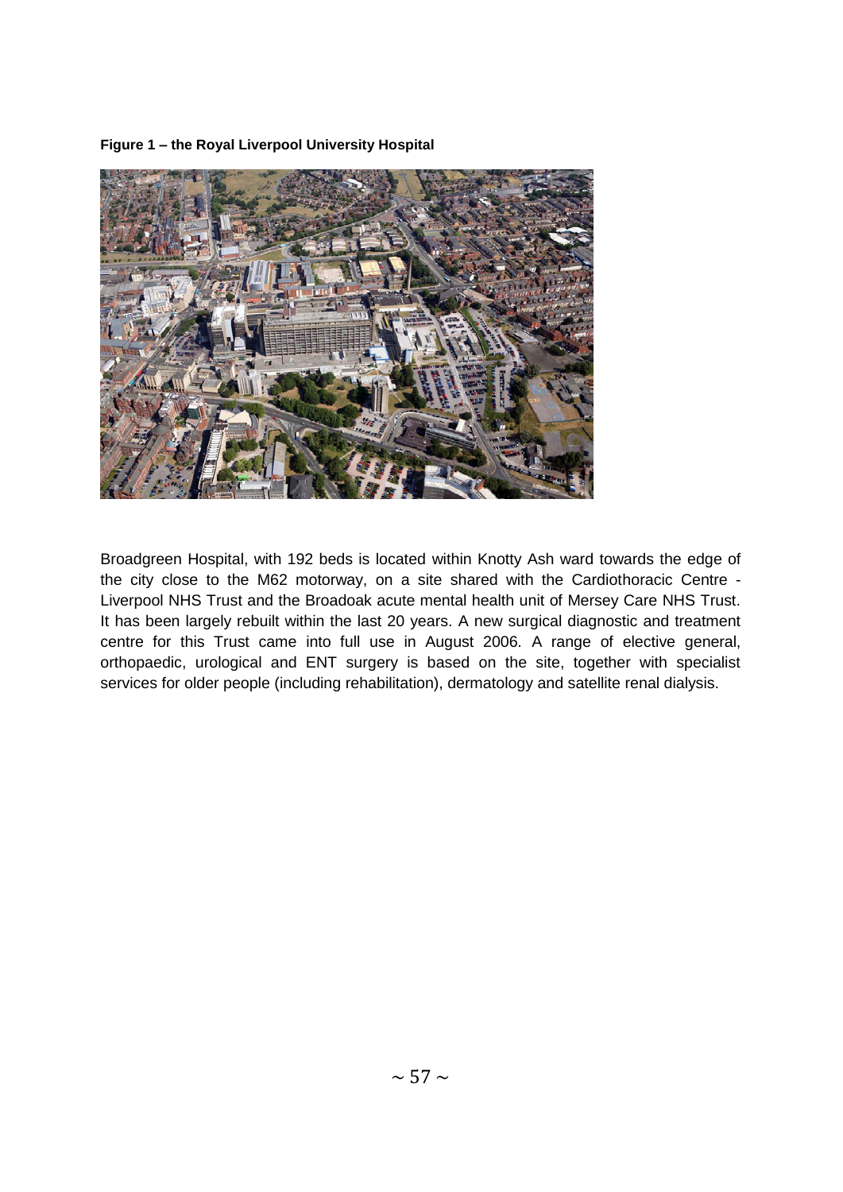**Figure 1 – the Royal Liverpool University Hospital**

Broadgreen Hospital, with 192 beds is located within Knotty Ash ward towards the edge of the city close to the M62 motorway, on a site shared with the Cardiothoracic Centre - Liverpool NHS Trust and the Broadoak acute mental health unit of Mersey Care NHS Trust. It has been largely rebuilt within the last 20 years. A new surgical diagnostic and treatment centre for this Trust came into full use in August 2006. A range of elective general, orthopaedic, urological and ENT surgery is based on the site, together with specialist services for older people (including rehabilitation), dermatology and satellite renal dialysis.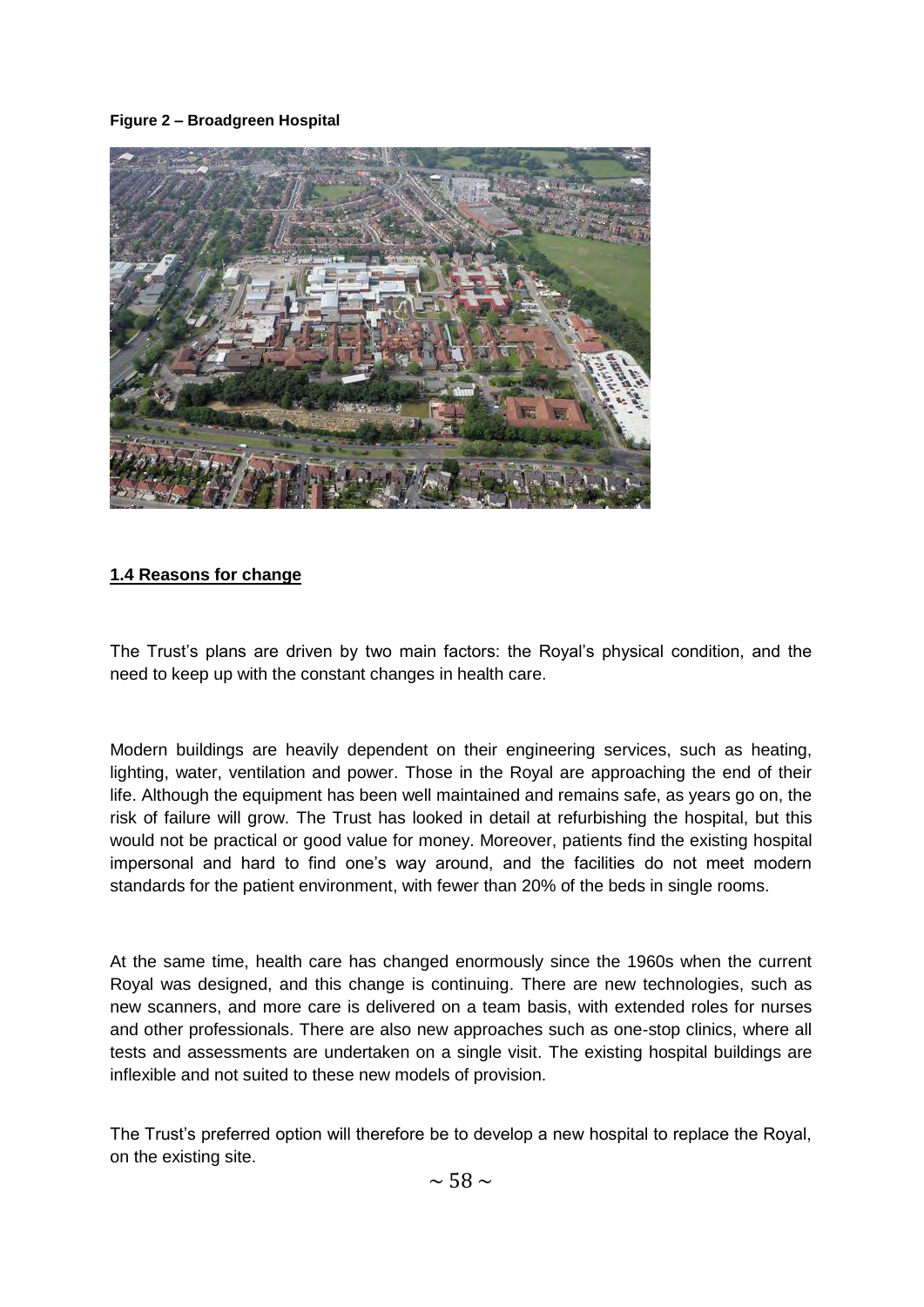**Figure 2 – Broadgreen Hospital**

## 1.4 Reasons for change

The Trust's plans are driven by two main factors: the Royal's physical condition, and the need to keep up with the constant changes in health care.

Modern buildings are heavily dependent on their engineering services, such as heating, lighting, water, ventilation and power. Those in the Royal are approaching the end of their life. Although the equipment has been well maintained and remains safe, as years go on, the risk of failure will grow. The Trust has looked in detail at refurbishing the hospital, but this would not be practical or good value for money. Moreover, patients find the existing hospital impersonal and hard to find one's way around, and the facilities do not meet modern standards for the patient environment, with fewer than 20% of the beds in single rooms.

At the same time, health care has changed enormously since the 1960s when the current Royal was designed, and this change is continuing. There are new technologies, such as new scanners, and more care is delivered on a team basis, with extended roles for nurses and other professionals. There are also new approaches such as one-stop clinics, where all tests and assessments are undertaken on a single visit. The existing hospital buildings are inflexible and not suited to these new models of provision.

The Trust's preferred option will therefore be to develop a new hospital to replace the Royal, on the existing site.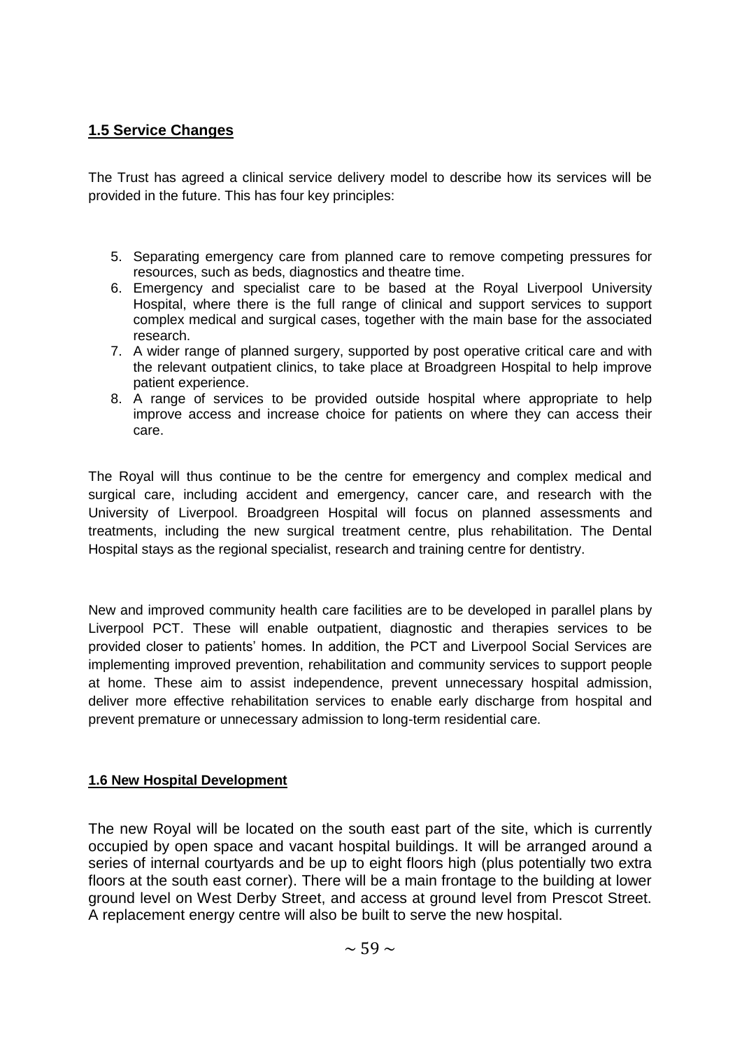## 1.5 Service Changes

The Trust has agreed a clinical service delivery model to describe how its services will be provided in the future. This has four key principles:

5. Separating emergency care from planned care to remove competing pressures for resources, such as beds, diagnostics and theatre time.
6. Emergency and specialist care to be based at the Royal Liverpool University Hospital, where there is the full range of clinical and support services to support complex medical and surgical cases, together with the main base for the associated research.
7. A wider range of planned surgery, supported by post operative critical care and with the relevant outpatient clinics, to take place at Broadgreen Hospital to help improve patient experience.
8. A range of services to be provided outside hospital where appropriate to help improve access and increase choice for patients on where they can access their care.

The Royal will thus continue to be the centre for emergency and complex medical and surgical care, including accident and emergency, cancer care, and research with the University of Liverpool. Broadgreen Hospital will focus on planned assessments and treatments, including the new surgical treatment centre, plus rehabilitation. The Dental Hospital stays as the regional specialist, research and training centre for dentistry.

New and improved community health care facilities are to be developed in parallel plans by Liverpool PCT. These will enable outpatient, diagnostic and therapies services to be provided closer to patients' homes. In addition, the PCT and Liverpool Social Services are implementing improved prevention, rehabilitation and community services to support people at home. These aim to assist independence, prevent unnecessary hospital admission, deliver more effective rehabilitation services to enable early discharge from hospital and prevent premature or unnecessary admission to long-term residential care.

## 1.6 New Hospital Development

The new Royal will be located on the south east part of the site, which is currently occupied by open space and vacant hospital buildings. It will be arranged around a series of internal courtyards and be up to eight floors high (plus potentially two extra floors at the south east corner). There will be a main frontage to the building at lower ground level on West Derby Street, and access at ground level from Prescot Street. A replacement energy centre will also be built to serve the new hospital.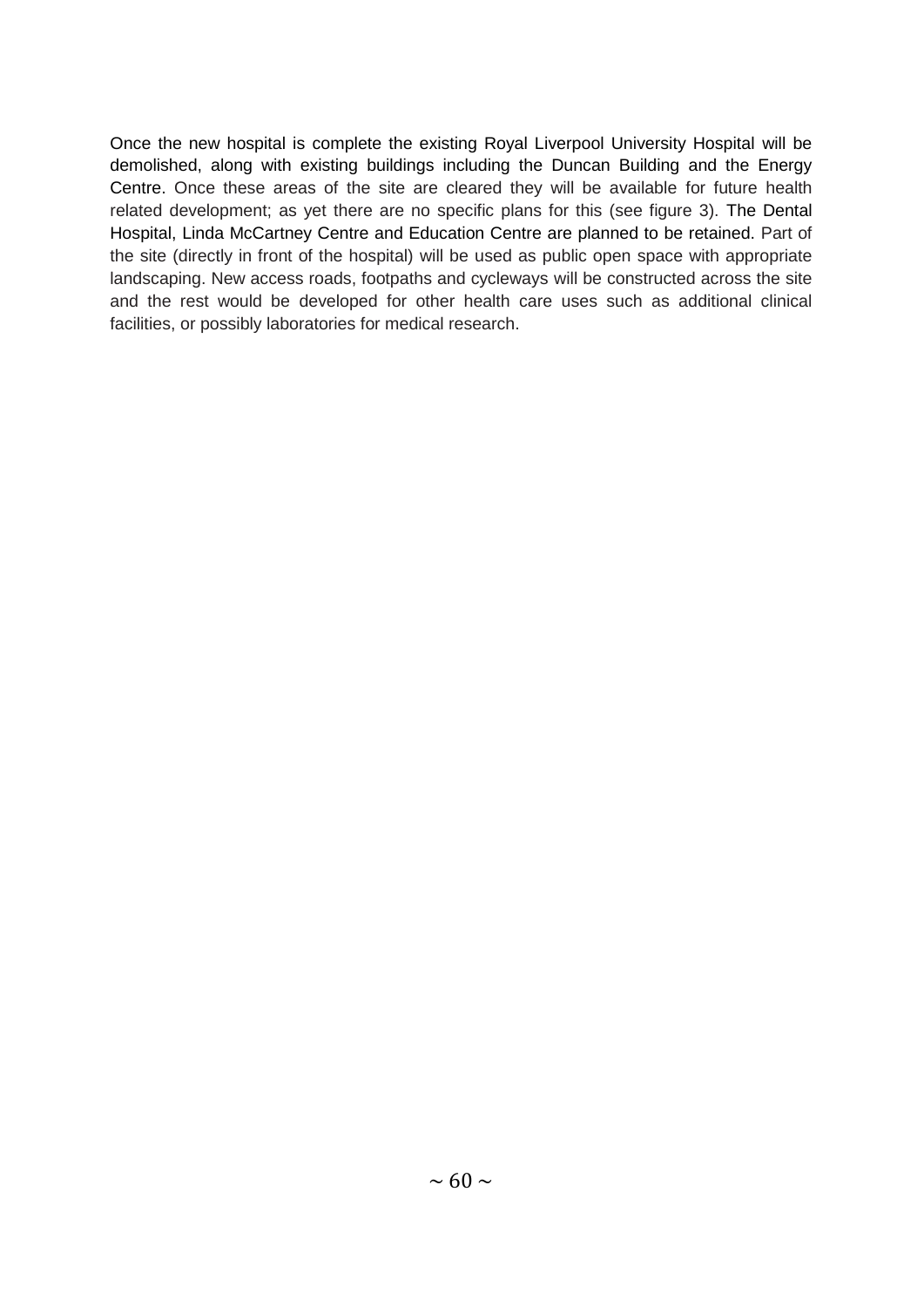Once the new hospital is complete the existing Royal Liverpool University Hospital will be demolished, along with existing buildings including the Duncan Building and the Energy Centre. Once these areas of the site are cleared they will be available for future health related development; as yet there are no specific plans for this (see figure 3). The Dental Hospital, Linda McCartney Centre and Education Centre are planned to be retained. Part of the site (directly in front of the hospital) will be used as public open space with appropriate landscaping. New access roads, footpaths and cycleways will be constructed across the site and the rest would be developed for other health care uses such as additional clinical facilities, or possibly laboratories for medical research.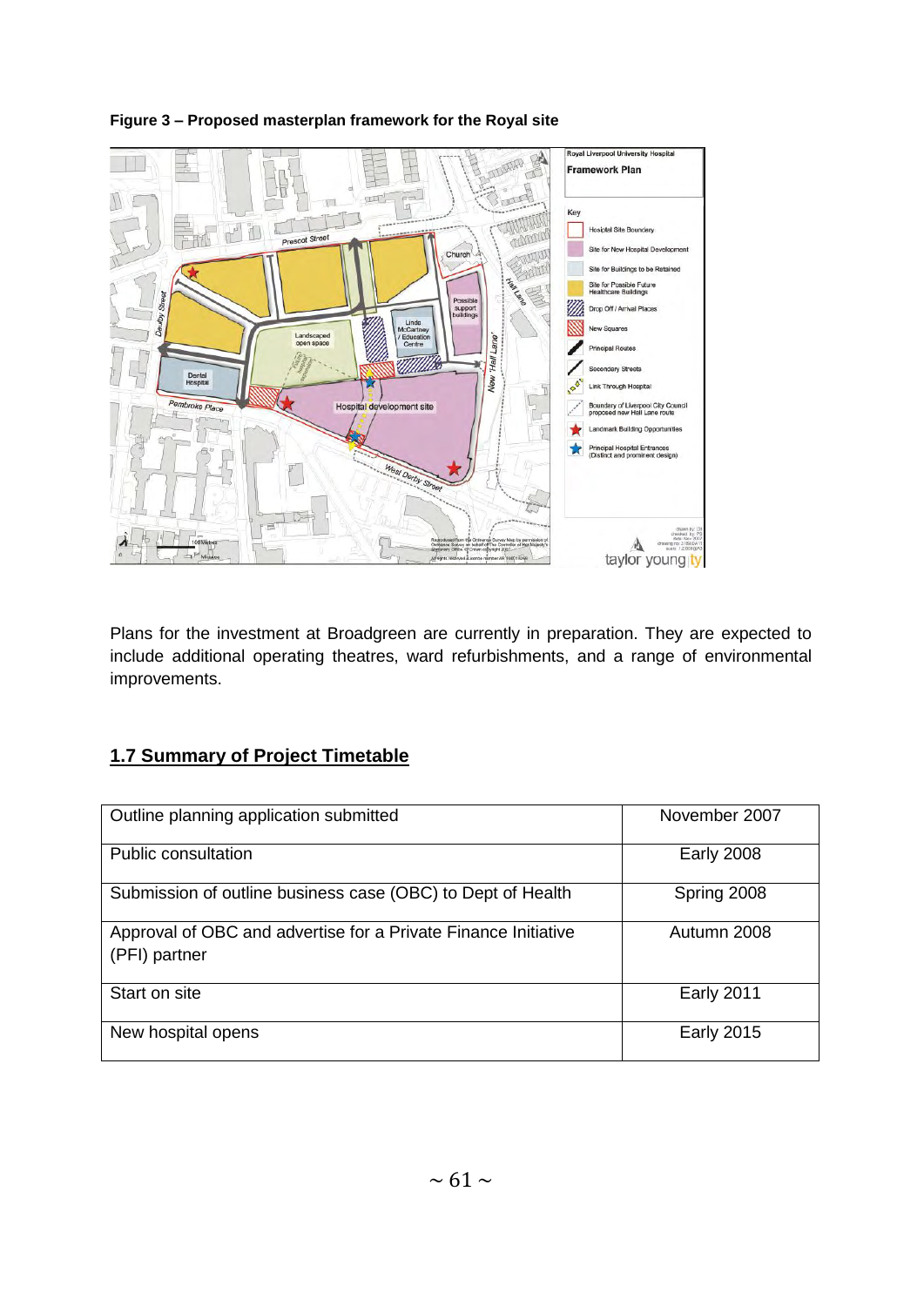**Figure 3 – Proposed masterplan framework for the Royal site**

Plans for the investment at Broadgreen are currently in preparation. They are expected to include additional operating theatres, ward refurbishments, and a range of environmental improvements.

## 1.7 Summary of Project Timetable

| | |
|---|---|
| Outline planning application submitted | November 2007 |
| Public consultation | Early 2008 |
| Submission of outline business case (OBC) to Dept of Health | Spring 2008 |
| Approval of OBC and advertise for a Private Finance Initiative (PFI) partner | Autumn 2008 |
| Start on site | Early 2011 |
| New hospital opens | Early 2015 |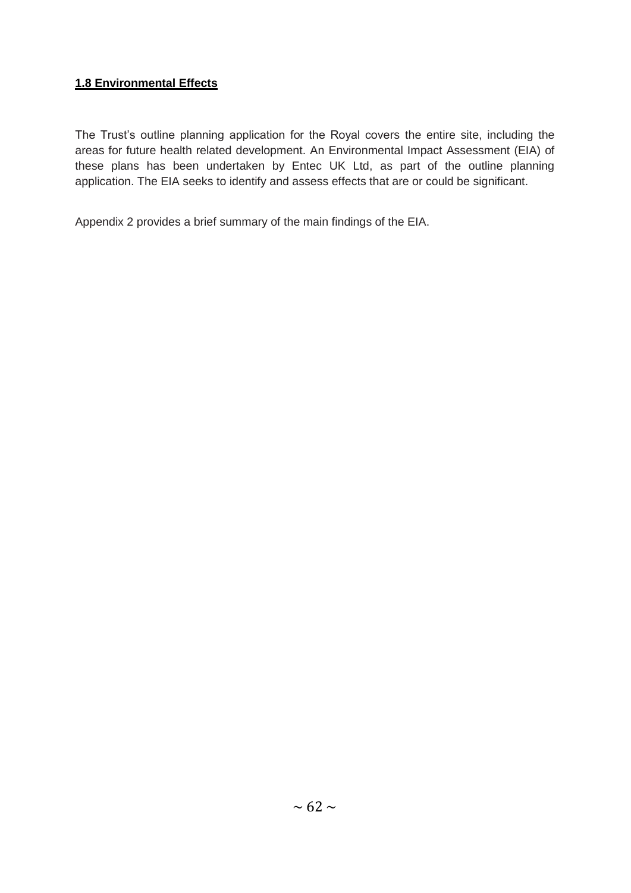## 1.8 Environmental Effects

The Trust's outline planning application for the Royal covers the entire site, including the areas for future health related development. An Environmental Impact Assessment (EIA) of these plans has been undertaken by Entec UK Ltd, as part of the outline planning application. The EIA seeks to identify and assess effects that are or could be significant.

Appendix 2 provides a brief summary of the main findings of the EIA.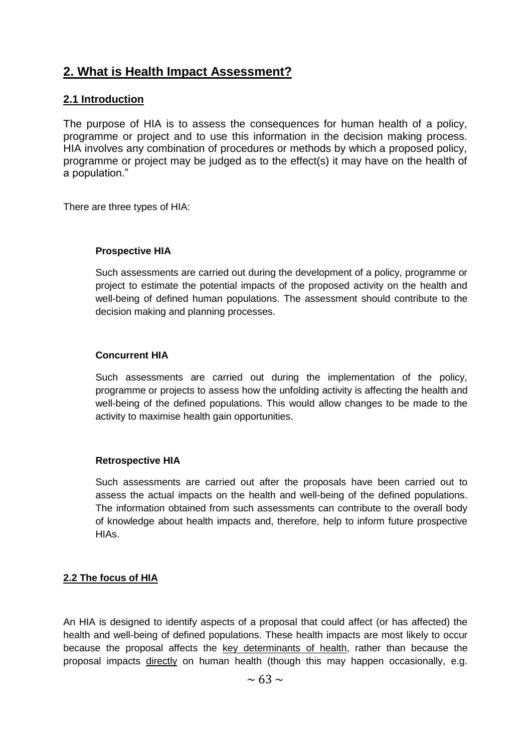## 2. What is Health Impact Assessment?

### 2.1 Introduction

The purpose of HIA is to assess the consequences for human health of a policy, programme or project and to use this information in the decision making process. HIA involves any combination of procedures or methods by which a proposed policy, programme or project may be judged as to the effect(s) it may have on the health of a population."

There are three types of HIA:

**Prospective HIA**

Such assessments are carried out during the development of a policy, programme or project to estimate the potential impacts of the proposed activity on the health and well-being of defined human populations. The assessment should contribute to the decision making and planning processes.

**Concurrent HIA**

Such assessments are carried out during the implementation of the policy, programme or projects to assess how the unfolding activity is affecting the health and well-being of the defined populations. This would allow changes to be made to the activity to maximise health gain opportunities.

**Retrospective HIA**

Such assessments are carried out after the proposals have been carried out to assess the actual impacts on the health and well-being of the defined populations. The information obtained from such assessments can contribute to the overall body of knowledge about health impacts and, therefore, help to inform future prospective HIAs.

### 2.2 The focus of HIA

An HIA is designed to identify aspects of a proposal that could affect (or has affected) the health and well-being of defined populations. These health impacts are most likely to occur because the proposal affects the key determinants of health, rather than because the proposal impacts directly on human health (though this may happen occasionally, e.g.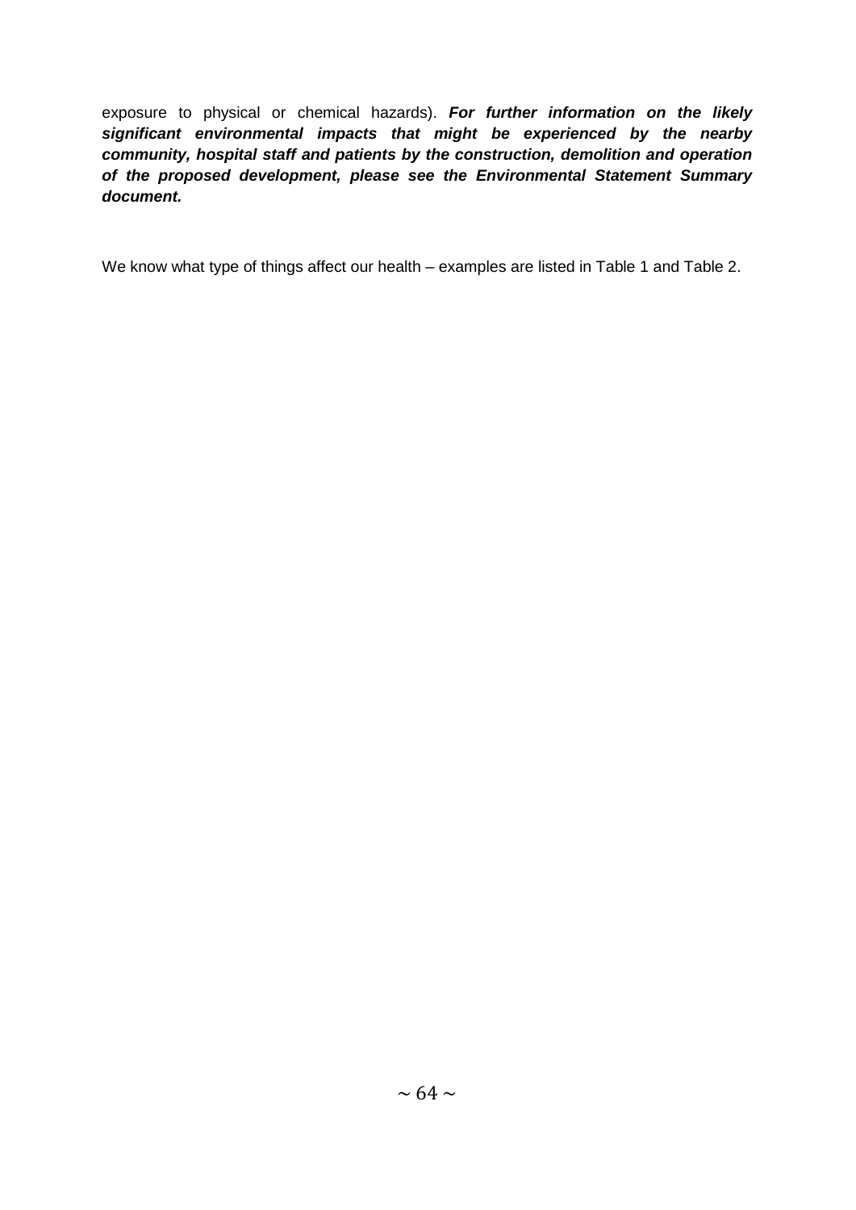exposure to physical or chemical hazards). ***For further information on the likely significant environmental impacts that might be experienced by the nearby community, hospital staff and patients by the construction, demolition and operation of the proposed development, please see the Environmental Statement Summary document.***

We know what type of things affect our health – examples are listed in Table 1 and Table 2.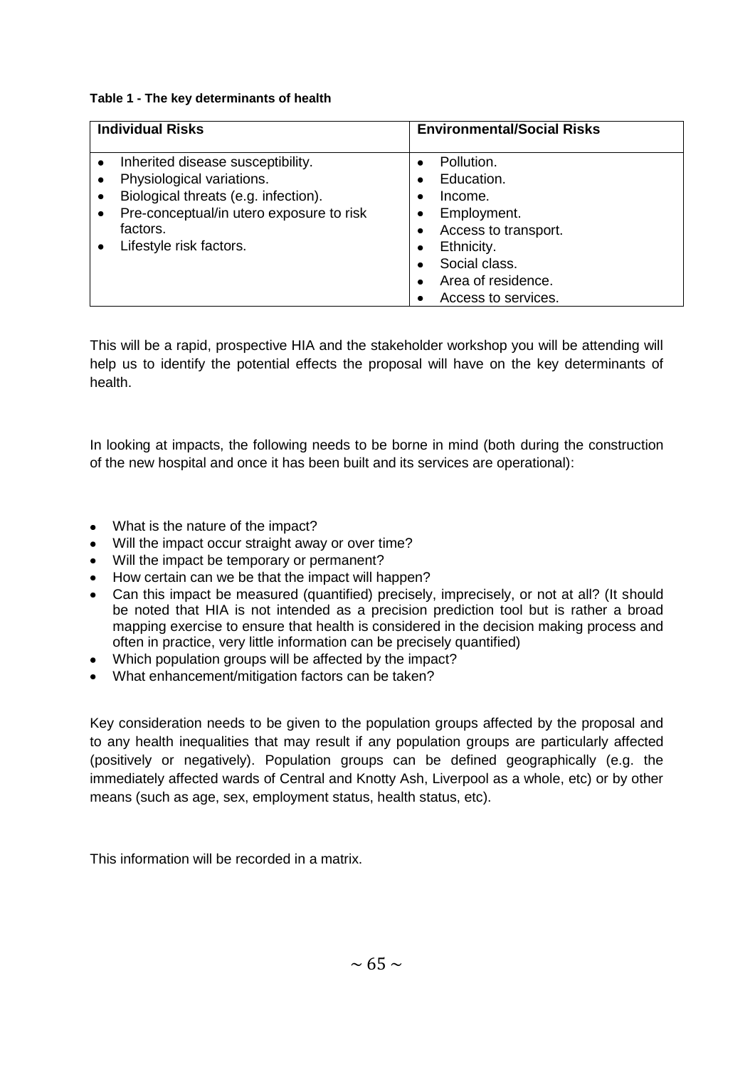**Table 1 - The key determinants of health**

| Individual Risks | Environmental/Social Risks |
|---|---|
| • Inherited disease susceptibility.<br>• Physiological variations.<br>• Biological threats (e.g. infection).<br>• Pre-conceptual/in utero exposure to risk factors.<br>• Lifestyle risk factors. | • Pollution.<br>• Education.<br>• Income.<br>• Employment.<br>• Access to transport.<br>• Ethnicity.<br>• Social class.<br>• Area of residence.<br>• Access to services. |

This will be a rapid, prospective HIA and the stakeholder workshop you will be attending will help us to identify the potential effects the proposal will have on the key determinants of health.

In looking at impacts, the following needs to be borne in mind (both during the construction of the new hospital and once it has been built and its services are operational):

- What is the nature of the impact?
- Will the impact occur straight away or over time?
- Will the impact be temporary or permanent?
- How certain can we be that the impact will happen?
- Can this impact be measured (quantified) precisely, imprecisely, or not at all? (It should be noted that HIA is not intended as a precision prediction tool but is rather a broad mapping exercise to ensure that health is considered in the decision making process and often in practice, very little information can be precisely quantified)
- Which population groups will be affected by the impact?
- What enhancement/mitigation factors can be taken?

Key consideration needs to be given to the population groups affected by the proposal and to any health inequalities that may result if any population groups are particularly affected (positively or negatively). Population groups can be defined geographically (e.g. the immediately affected wards of Central and Knotty Ash, Liverpool as a whole, etc) or by other means (such as age, sex, employment status, health status, etc).

This information will be recorded in a matrix.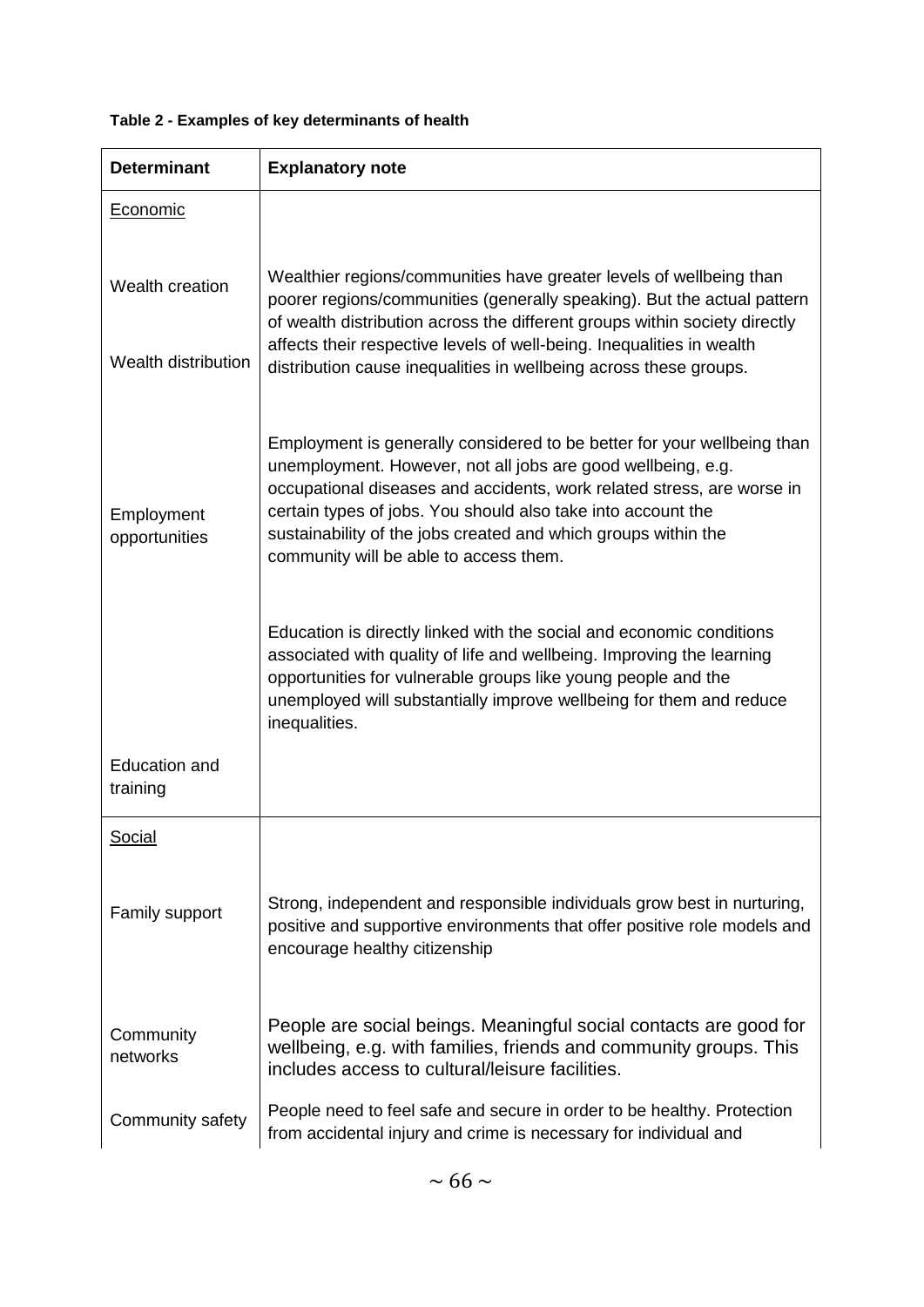**Table 2 - Examples of key determinants of health**

| Determinant | Explanatory note |
|---|---|
| Economic | |
| Wealth creation<br><br>Wealth distribution | Wealthier regions/communities have greater levels of wellbeing than poorer regions/communities (generally speaking). But the actual pattern of wealth distribution across the different groups within society directly affects their respective levels of well-being. Inequalities in wealth distribution cause inequalities in wellbeing across these groups. |
| Employment opportunities | Employment is generally considered to be better for your wellbeing than unemployment. However, not all jobs are good wellbeing, e.g. occupational diseases and accidents, work related stress, are worse in certain types of jobs. You should also take into account the sustainability of the jobs created and which groups within the community will be able to access them. |
| Education and training | Education is directly linked with the social and economic conditions associated with quality of life and wellbeing. Improving the learning opportunities for vulnerable groups like young people and the unemployed will substantially improve wellbeing for them and reduce inequalities. |
| Social | |
| Family support | Strong, independent and responsible individuals grow best in nurturing, positive and supportive environments that offer positive role models and encourage healthy citizenship |
| Community networks | People are social beings. Meaningful social contacts are good for wellbeing, e.g. with families, friends and community groups. This includes access to cultural/leisure facilities. |
| Community safety | People need to feel safe and secure in order to be healthy. Protection from accidental injury and crime is necessary for individual and |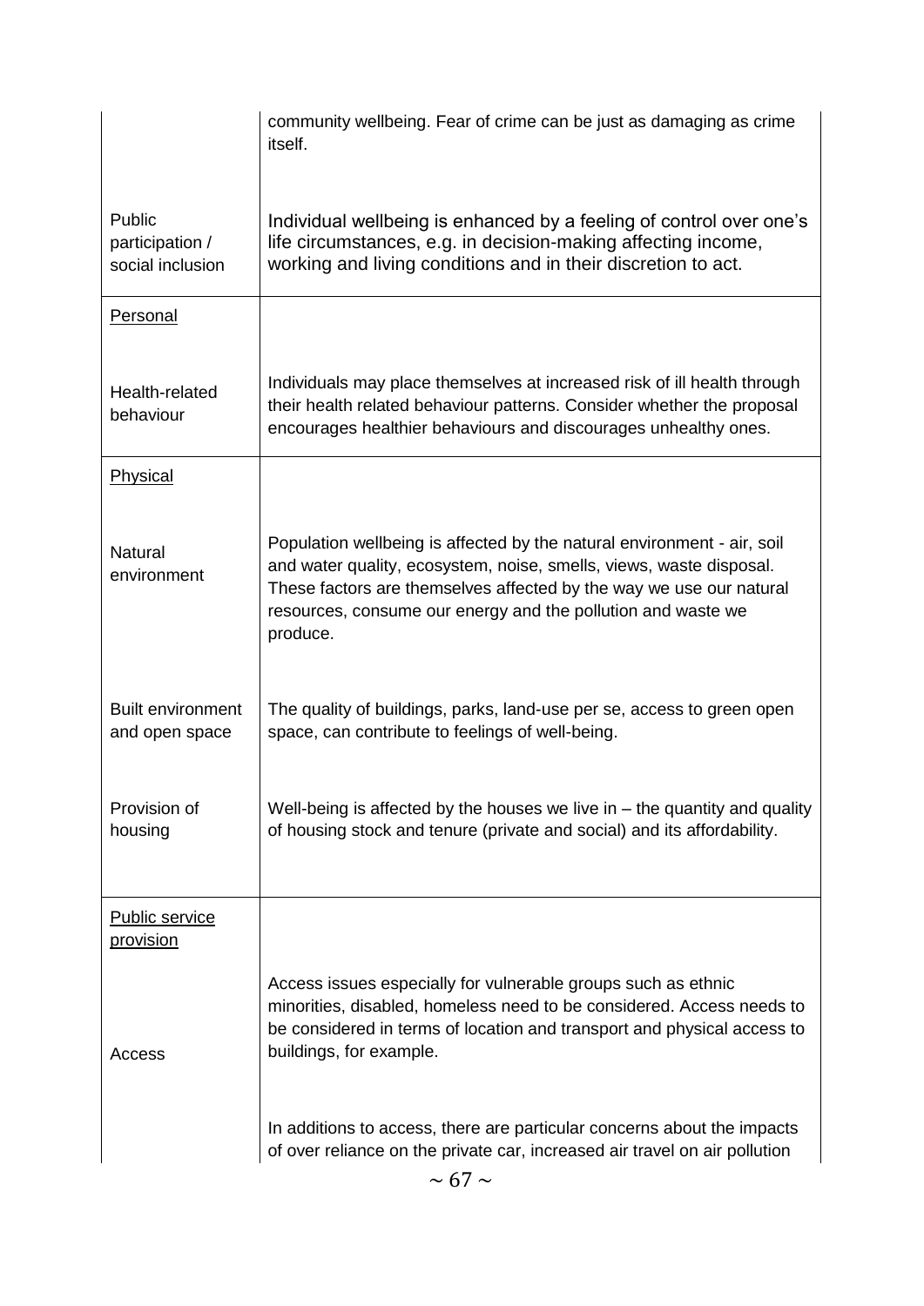| | |
|---|---|
| | community wellbeing. Fear of crime can be just as damaging as crime itself. |
| Public participation / social inclusion | Individual wellbeing is enhanced by a feeling of control over one's life circumstances, e.g. in decision-making affecting income, working and living conditions and in their discretion to act. |
| <u>Personal</u> | |
| Health-related behaviour | Individuals may place themselves at increased risk of ill health through their health related behaviour patterns. Consider whether the proposal encourages healthier behaviours and discourages unhealthy ones. |
| <u>Physical</u> | |
| Natural environment | Population wellbeing is affected by the natural environment - air, soil and water quality, ecosystem, noise, smells, views, waste disposal. These factors are themselves affected by the way we use our natural resources, consume our energy and the pollution and waste we produce. |
| Built environment and open space | The quality of buildings, parks, land-use per se, access to green open space, can contribute to feelings of well-being. |
| Provision of housing | Well-being is affected by the houses we live in – the quantity and quality of housing stock and tenure (private and social) and its affordability. |
| <u>Public service provision</u> | |
| Access | Access issues especially for vulnerable groups such as ethnic minorities, disabled, homeless need to be considered. Access needs to be considered in terms of location and transport and physical access to buildings, for example. |
| | In additions to access, there are particular concerns about the impacts of over reliance on the private car, increased air travel on air pollution |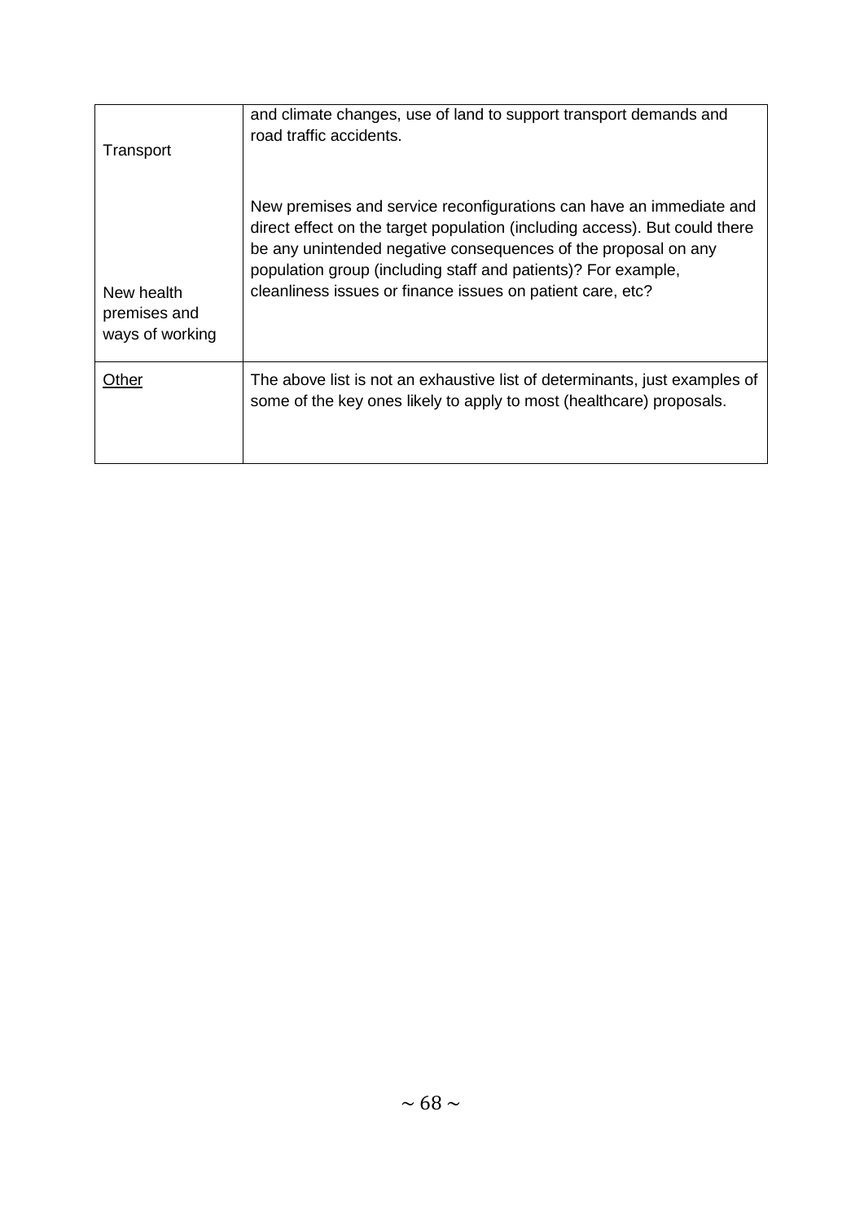| | |
|---|---|
| Transport | and climate changes, use of land to support transport demands and road traffic accidents. |
| New health premises and ways of working | New premises and service reconfigurations can have an immediate and direct effect on the target population (including access). But could there be any unintended negative consequences of the proposal on any population group (including staff and patients)? For example, cleanliness issues or finance issues on patient care, etc? |
| <u>Other</u> | The above list is not an exhaustive list of determinants, just examples of some of the key ones likely to apply to most (healthcare) proposals. |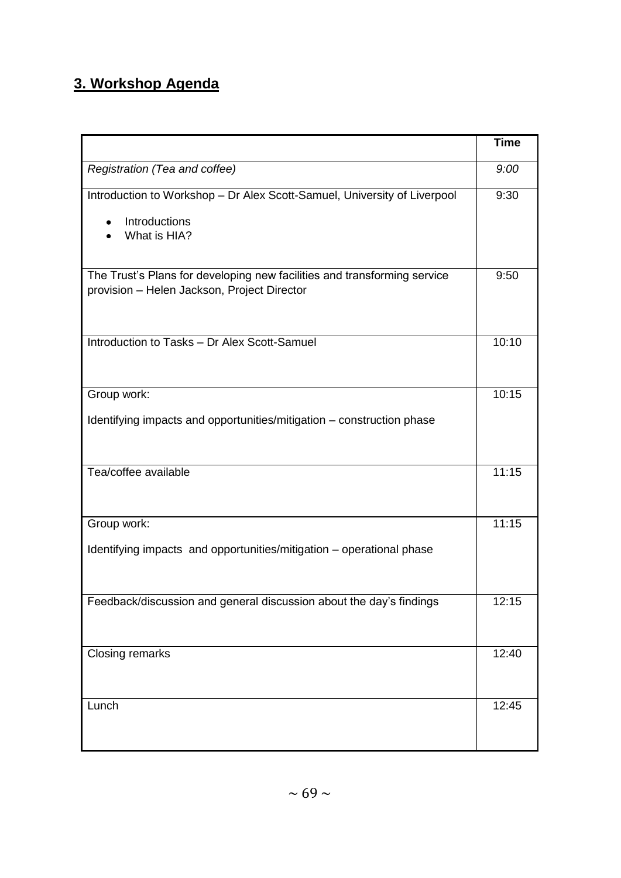## 3. Workshop Agenda

| | Time |
|---|---|
| *Registration (Tea and coffee)* | *9:00* |
| Introduction to Workshop – Dr Alex Scott-Samuel, University of Liverpool<br>• Introductions<br>• What is HIA? | 9:30 |
| The Trust's Plans for developing new facilities and transforming service provision – Helen Jackson, Project Director | 9:50 |
| Introduction to Tasks – Dr Alex Scott-Samuel | 10:10 |
| Group work:<br>Identifying impacts and opportunities/mitigation – construction phase | 10:15 |
| Tea/coffee available | 11:15 |
| Group work:<br>Identifying impacts and opportunities/mitigation – operational phase | 11:15 |
| Feedback/discussion and general discussion about the day's findings | 12:15 |
| Closing remarks | 12:40 |
| Lunch | 12:45 |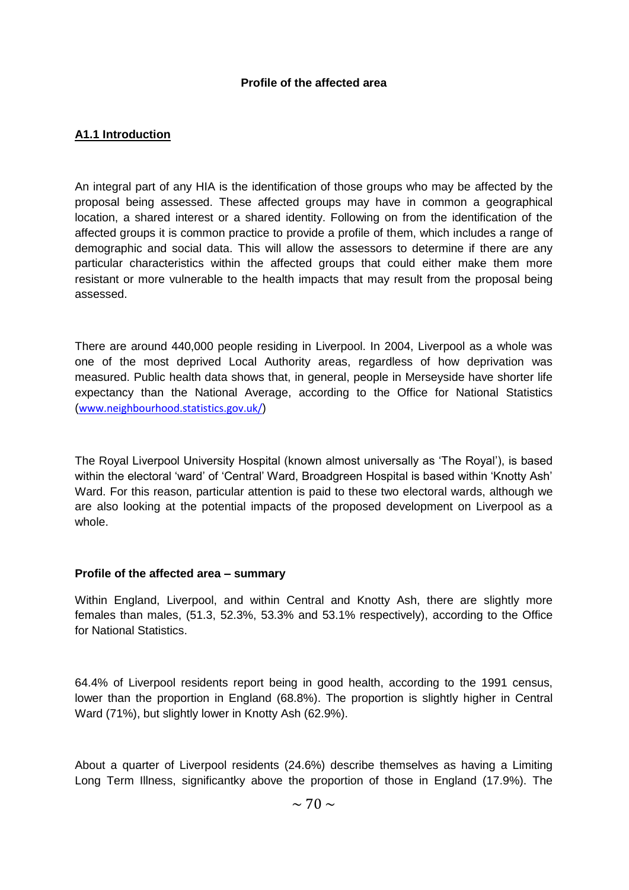**Profile of the affected area**

## A1.1 Introduction

An integral part of any HIA is the identification of those groups who may be affected by the proposal being assessed. These affected groups may have in common a geographical location, a shared interest or a shared identity. Following on from the identification of the affected groups it is common practice to provide a profile of them, which includes a range of demographic and social data. This will allow the assessors to determine if there are any particular characteristics within the affected groups that could either make them more resistant or more vulnerable to the health impacts that may result from the proposal being assessed.

There are around 440,000 people residing in Liverpool. In 2004, Liverpool as a whole was one of the most deprived Local Authority areas, regardless of how deprivation was measured. Public health data shows that, in general, people in Merseyside have shorter life expectancy than the National Average, according to the Office for National Statistics (www.neighbourhood.statistics.gov.uk/)

The Royal Liverpool University Hospital (known almost universally as 'The Royal'), is based within the electoral 'ward' of 'Central' Ward, Broadgreen Hospital is based within 'Knotty Ash' Ward. For this reason, particular attention is paid to these two electoral wards, although we are also looking at the potential impacts of the proposed development on Liverpool as a whole.

### Profile of the affected area – summary

Within England, Liverpool, and within Central and Knotty Ash, there are slightly more females than males, (51.3, 52.3%, 53.3% and 53.1% respectively), according to the Office for National Statistics.

64.4% of Liverpool residents report being in good health, according to the 1991 census, lower than the proportion in England (68.8%). The proportion is slightly higher in Central Ward (71%), but slightly lower in Knotty Ash (62.9%).

About a quarter of Liverpool residents (24.6%) describe themselves as having a Limiting Long Term Illness, significantky above the proportion of those in England (17.9%). The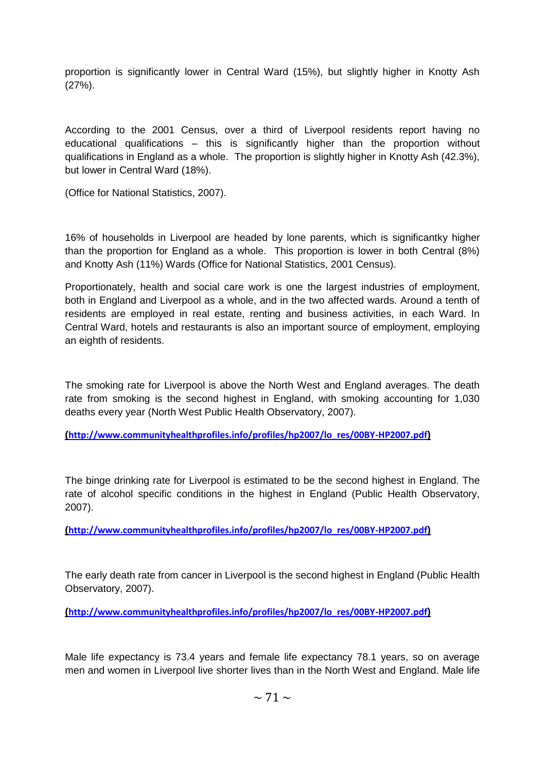proportion is significantly lower in Central Ward (15%), but slightly higher in Knotty Ash (27%).

According to the 2001 Census, over a third of Liverpool residents report having no educational qualifications – this is significantly higher than the proportion without qualifications in England as a whole. The proportion is slightly higher in Knotty Ash (42.3%), but lower in Central Ward (18%).

(Office for National Statistics, 2007).

16% of households in Liverpool are headed by lone parents, which is significantky higher than the proportion for England as a whole. This proportion is lower in both Central (8%) and Knotty Ash (11%) Wards (Office for National Statistics, 2001 Census).

Proportionately, health and social care work is one the largest industries of employment, both in England and Liverpool as a whole, and in the two affected wards. Around a tenth of residents are employed in real estate, renting and business activities, in each Ward. In Central Ward, hotels and restaurants is also an important source of employment, employing an eighth of residents.

The smoking rate for Liverpool is above the North West and England averages. The death rate from smoking is the second highest in England, with smoking accounting for 1,030 deaths every year (North West Public Health Observatory, 2007).

**(http://www.communityhealthprofiles.info/profiles/hp2007/lo_res/00BY-HP2007.pdf)**

The binge drinking rate for Liverpool is estimated to be the second highest in England. The rate of alcohol specific conditions in the highest in England (Public Health Observatory, 2007).

**(http://www.communityhealthprofiles.info/profiles/hp2007/lo_res/00BY-HP2007.pdf)**

The early death rate from cancer in Liverpool is the second highest in England (Public Health Observatory, 2007).

**(http://www.communityhealthprofiles.info/profiles/hp2007/lo_res/00BY-HP2007.pdf)**

Male life expectancy is 73.4 years and female life expectancy 78.1 years, so on average men and women in Liverpool live shorter lives than in the North West and England. Male life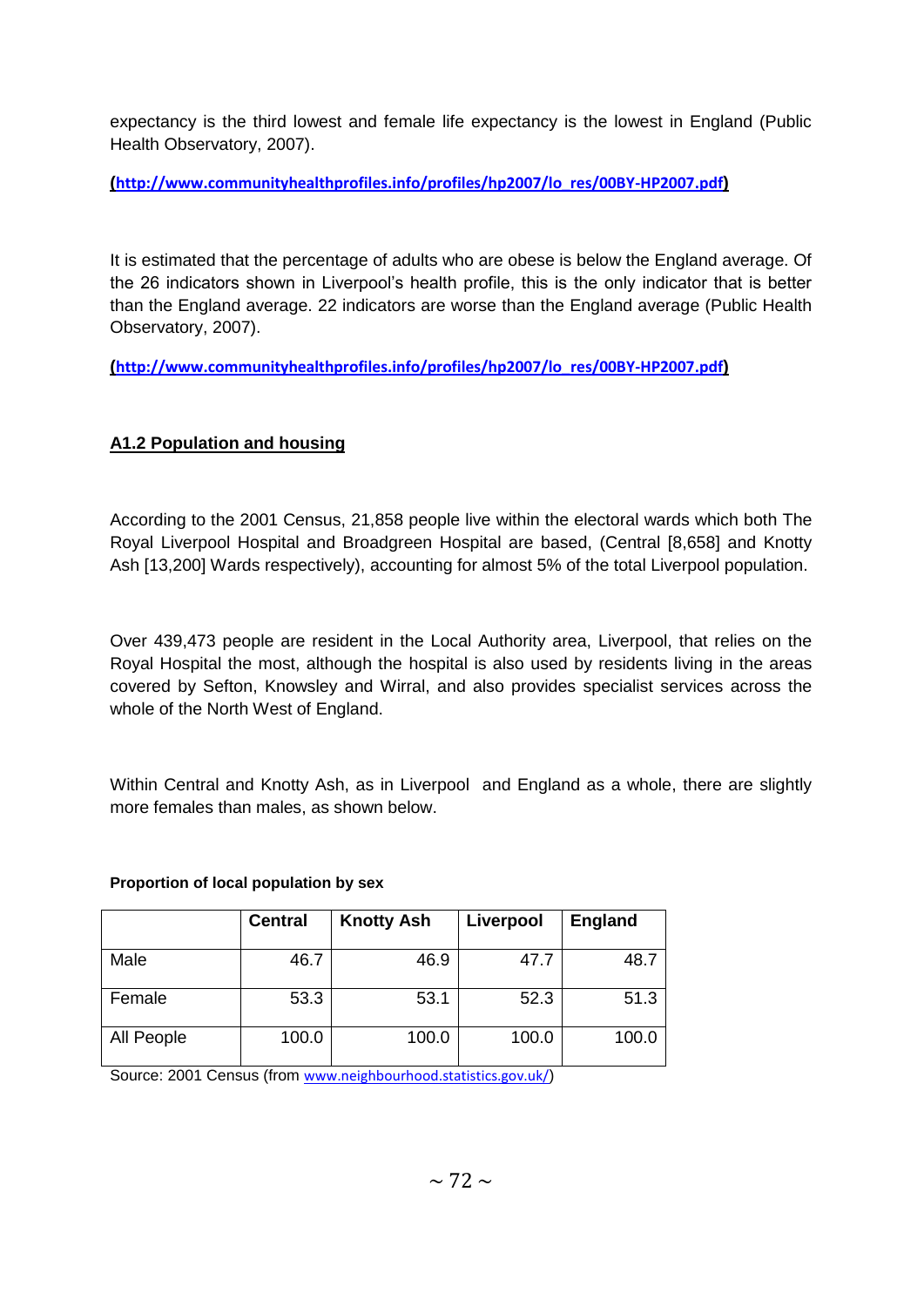expectancy is the third lowest and female life expectancy is the lowest in England (Public Health Observatory, 2007).

**(http://www.communityhealthprofiles.info/profiles/hp2007/lo_res/00BY-HP2007.pdf)**

It is estimated that the percentage of adults who are obese is below the England average. Of the 26 indicators shown in Liverpool's health profile, this is the only indicator that is better than the England average. 22 indicators are worse than the England average (Public Health Observatory, 2007).

**(http://www.communityhealthprofiles.info/profiles/hp2007/lo_res/00BY-HP2007.pdf)**

## A1.2 Population and housing

According to the 2001 Census, 21,858 people live within the electoral wards which both The Royal Liverpool Hospital and Broadgreen Hospital are based, (Central [8,658] and Knotty Ash [13,200] Wards respectively), accounting for almost 5% of the total Liverpool population.

Over 439,473 people are resident in the Local Authority area, Liverpool, that relies on the Royal Hospital the most, although the hospital is also used by residents living in the areas covered by Sefton, Knowsley and Wirral, and also provides specialist services across the whole of the North West of England.

Within Central and Knotty Ash, as in Liverpool and England as a whole, there are slightly more females than males, as shown below.

**Proportion of local population by sex**

| | Central | Knotty Ash | Liverpool | England |
|---|---|---|---|---|
| Male | 46.7 | 46.9 | 47.7 | 48.7 |
| Female | 53.3 | 53.1 | 52.3 | 51.3 |
| All People | 100.0 | 100.0 | 100.0 | 100.0 |

Source: 2001 Census (from www.neighbourhood.statistics.gov.uk/)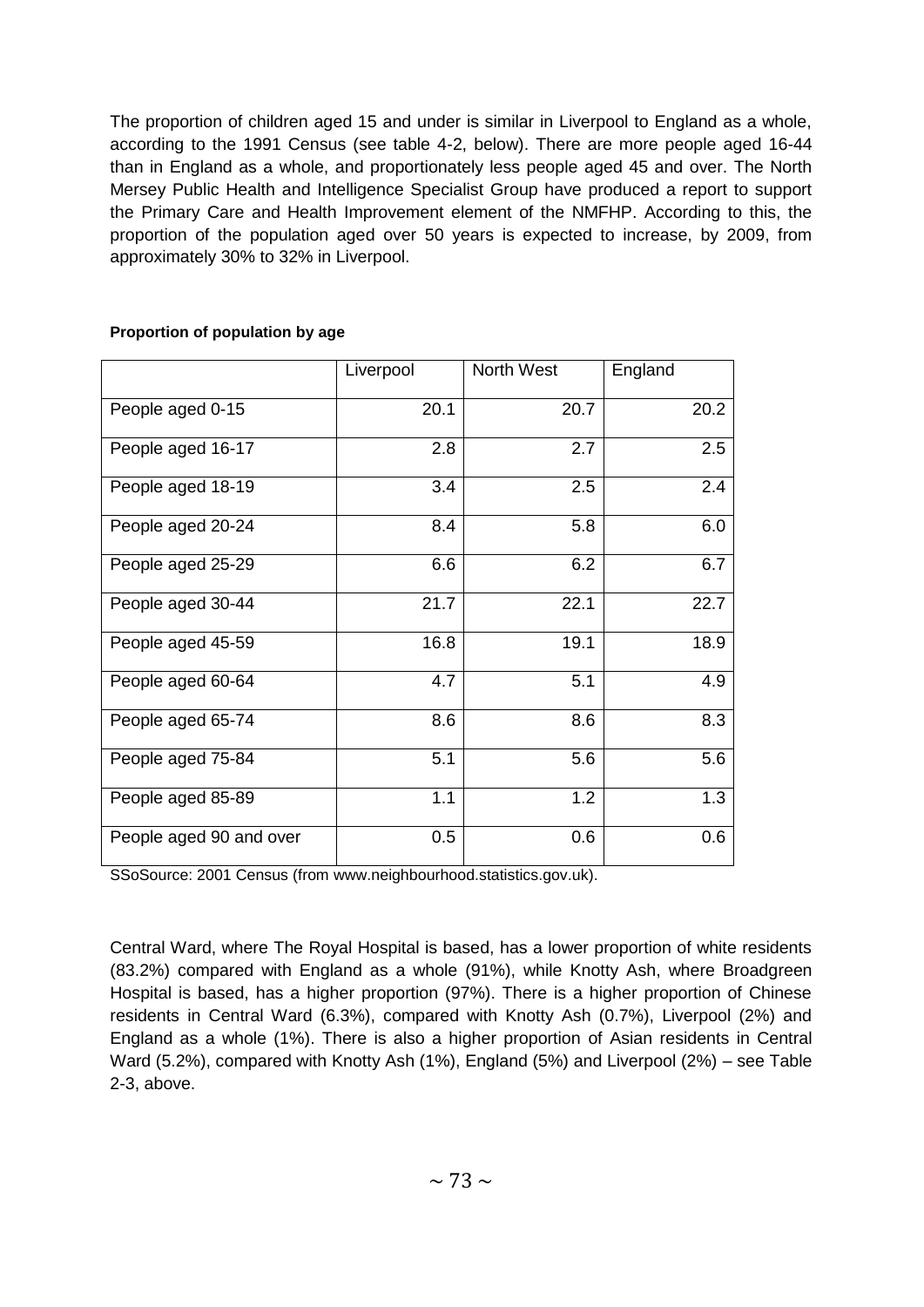The proportion of children aged 15 and under is similar in Liverpool to England as a whole, according to the 1991 Census (see table 4-2, below). There are more people aged 16-44 than in England as a whole, and proportionately less people aged 45 and over. The North Mersey Public Health and Intelligence Specialist Group have produced a report to support the Primary Care and Health Improvement element of the NMFHP. According to this, the proportion of the population aged over 50 years is expected to increase, by 2009, from approximately 30% to 32% in Liverpool.

**Proportion of population by age**

| | Liverpool | North West | England |
|---|---|---|---|
| People aged 0-15 | 20.1 | 20.7 | 20.2 |
| People aged 16-17 | 2.8 | 2.7 | 2.5 |
| People aged 18-19 | 3.4 | 2.5 | 2.4 |
| People aged 20-24 | 8.4 | 5.8 | 6.0 |
| People aged 25-29 | 6.6 | 6.2 | 6.7 |
| People aged 30-44 | 21.7 | 22.1 | 22.7 |
| People aged 45-59 | 16.8 | 19.1 | 18.9 |
| People aged 60-64 | 4.7 | 5.1 | 4.9 |
| People aged 65-74 | 8.6 | 8.6 | 8.3 |
| People aged 75-84 | 5.1 | 5.6 | 5.6 |
| People aged 85-89 | 1.1 | 1.2 | 1.3 |
| People aged 90 and over | 0.5 | 0.6 | 0.6 |

SSoSource: 2001 Census (from www.neighbourhood.statistics.gov.uk).

Central Ward, where The Royal Hospital is based, has a lower proportion of white residents (83.2%) compared with England as a whole (91%), while Knotty Ash, where Broadgreen Hospital is based, has a higher proportion (97%). There is a higher proportion of Chinese residents in Central Ward (6.3%), compared with Knotty Ash (0.7%), Liverpool (2%) and England as a whole (1%). There is also a higher proportion of Asian residents in Central Ward (5.2%), compared with Knotty Ash (1%), England (5%) and Liverpool (2%) – see Table 2-3, above.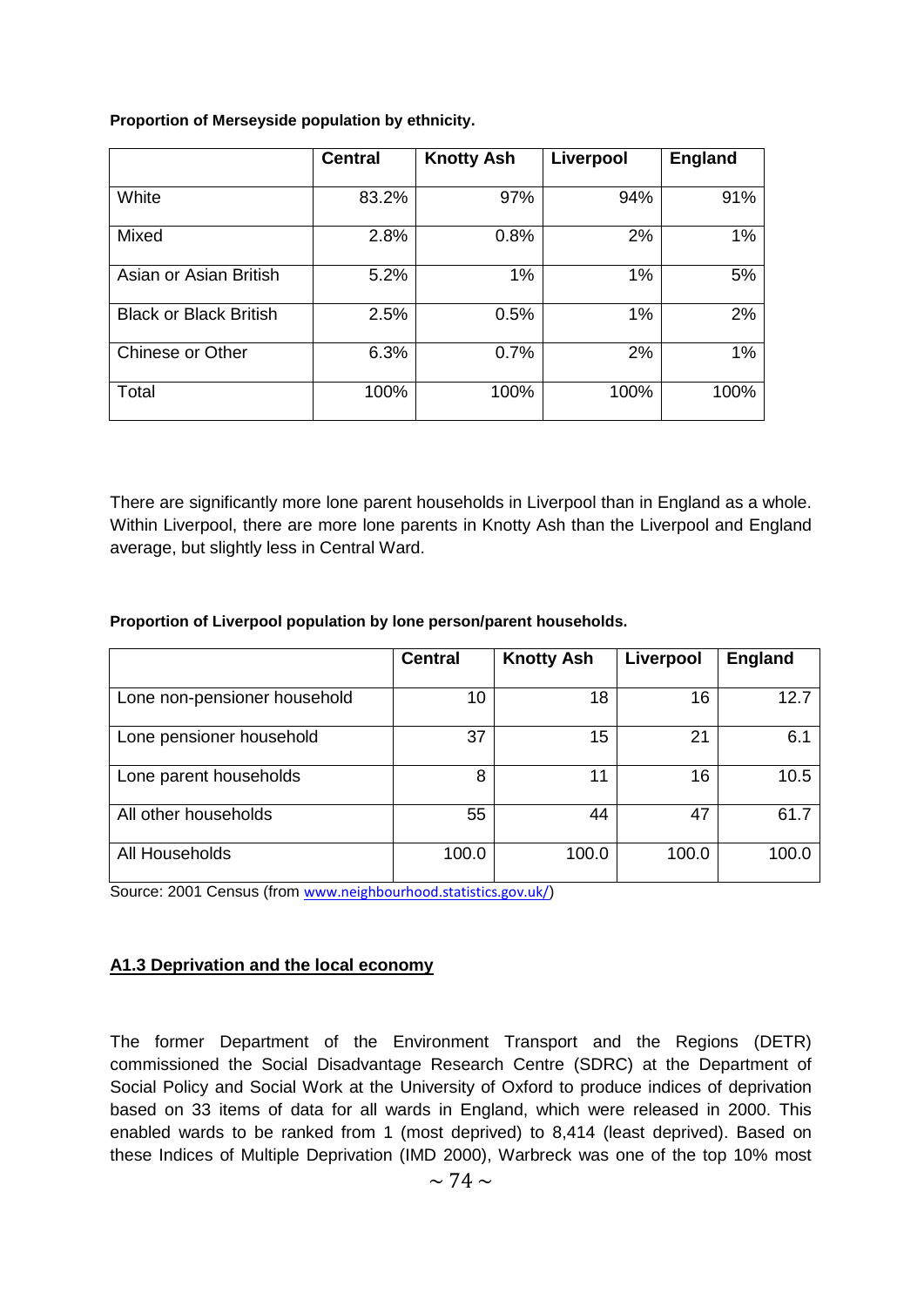**Proportion of Merseyside population by ethnicity.**

| | Central | Knotty Ash | Liverpool | England |
|---|---|---|---|---|
| White | 83.2% | 97% | 94% | 91% |
| Mixed | 2.8% | 0.8% | 2% | 1% |
| Asian or Asian British | 5.2% | 1% | 1% | 5% |
| Black or Black British | 2.5% | 0.5% | 1% | 2% |
| Chinese or Other | 6.3% | 0.7% | 2% | 1% |
| Total | 100% | 100% | 100% | 100% |

There are significantly more lone parent households in Liverpool than in England as a whole. Within Liverpool, there are more lone parents in Knotty Ash than the Liverpool and England average, but slightly less in Central Ward.

**Proportion of Liverpool population by lone person/parent households.**

| | Central | Knotty Ash | Liverpool | England |
|---|---|---|---|---|
| Lone non-pensioner household | 10 | 18 | 16 | 12.7 |
| Lone pensioner household | 37 | 15 | 21 | 6.1 |
| Lone parent households | 8 | 11 | 16 | 10.5 |
| All other households | 55 | 44 | 47 | 61.7 |
| All Households | 100.0 | 100.0 | 100.0 | 100.0 |

Source: 2001 Census (from www.neighbourhood.statistics.gov.uk/)

## A1.3 Deprivation and the local economy

The former Department of the Environment Transport and the Regions (DETR) commissioned the Social Disadvantage Research Centre (SDRC) at the Department of Social Policy and Social Work at the University of Oxford to produce indices of deprivation based on 33 items of data for all wards in England, which were released in 2000. This enabled wards to be ranked from 1 (most deprived) to 8,414 (least deprived). Based on these Indices of Multiple Deprivation (IMD 2000), Warbreck was one of the top 10% most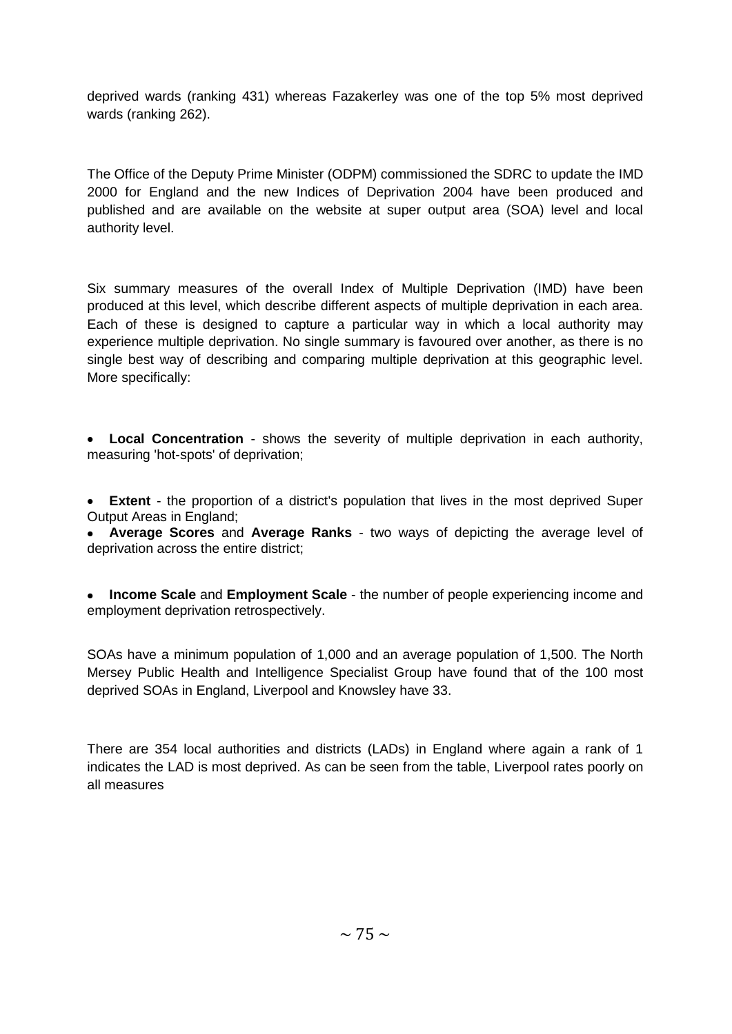deprived wards (ranking 431) whereas Fazakerley was one of the top 5% most deprived wards (ranking 262).

The Office of the Deputy Prime Minister (ODPM) commissioned the SDRC to update the IMD 2000 for England and the new Indices of Deprivation 2004 have been produced and published and are available on the website at super output area (SOA) level and local authority level.

Six summary measures of the overall Index of Multiple Deprivation (IMD) have been produced at this level, which describe different aspects of multiple deprivation in each area. Each of these is designed to capture a particular way in which a local authority may experience multiple deprivation. No single summary is favoured over another, as there is no single best way of describing and comparing multiple deprivation at this geographic level. More specifically:

- **Local Concentration** - shows the severity of multiple deprivation in each authority, measuring 'hot-spots' of deprivation;
- **Extent** - the proportion of a district's population that lives in the most deprived Super Output Areas in England;
- **Average Scores** and **Average Ranks** - two ways of depicting the average level of deprivation across the entire district;
- **Income Scale** and **Employment Scale** - the number of people experiencing income and employment deprivation retrospectively.

SOAs have a minimum population of 1,000 and an average population of 1,500. The North Mersey Public Health and Intelligence Specialist Group have found that of the 100 most deprived SOAs in England, Liverpool and Knowsley have 33.

There are 354 local authorities and districts (LADs) in England where again a rank of 1 indicates the LAD is most deprived. As can be seen from the table, Liverpool rates poorly on all measures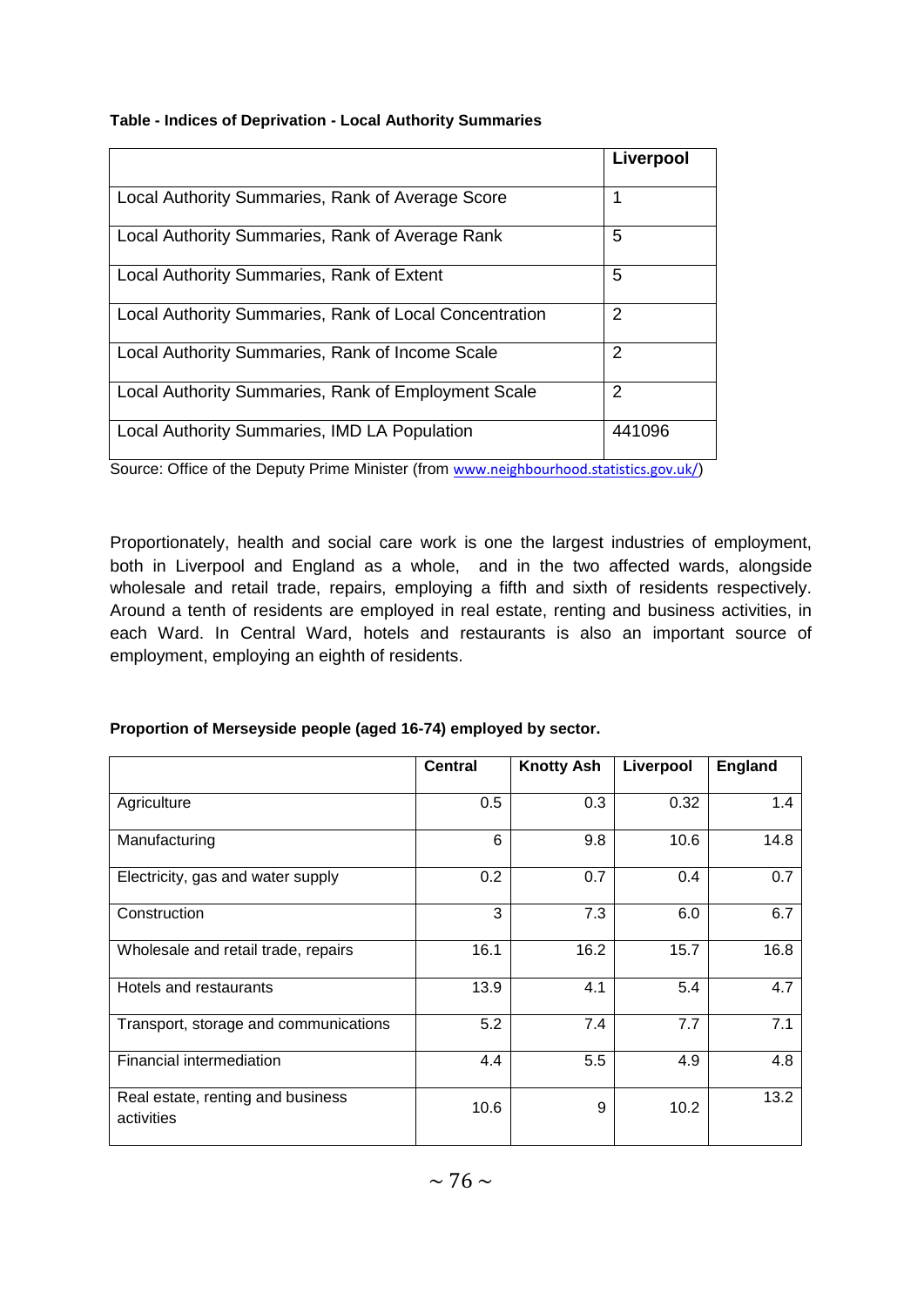**Table - Indices of Deprivation - Local Authority Summaries**

| | Liverpool |
|---|---|
| Local Authority Summaries, Rank of Average Score | 1 |
| Local Authority Summaries, Rank of Average Rank | 5 |
| Local Authority Summaries, Rank of Extent | 5 |
| Local Authority Summaries, Rank of Local Concentration | 2 |
| Local Authority Summaries, Rank of Income Scale | 2 |
| Local Authority Summaries, Rank of Employment Scale | 2 |
| Local Authority Summaries, IMD LA Population | 441096 |

Source: Office of the Deputy Prime Minister (from www.neighbourhood.statistics.gov.uk/)

Proportionately, health and social care work is one the largest industries of employment, both in Liverpool and England as a whole, and in the two affected wards, alongside wholesale and retail trade, repairs, employing a fifth and sixth of residents respectively. Around a tenth of residents are employed in real estate, renting and business activities, in each Ward. In Central Ward, hotels and restaurants is also an important source of employment, employing an eighth of residents.

**Proportion of Merseyside people (aged 16-74) employed by sector.**

| | Central | Knotty Ash | Liverpool | England |
|---|---|---|---|---|
| Agriculture | 0.5 | 0.3 | 0.32 | 1.4 |
| Manufacturing | 6 | 9.8 | 10.6 | 14.8 |
| Electricity, gas and water supply | 0.2 | 0.7 | 0.4 | 0.7 |
| Construction | 3 | 7.3 | 6.0 | 6.7 |
| Wholesale and retail trade, repairs | 16.1 | 16.2 | 15.7 | 16.8 |
| Hotels and restaurants | 13.9 | 4.1 | 5.4 | 4.7 |
| Transport, storage and communications | 5.2 | 7.4 | 7.7 | 7.1 |
| Financial intermediation | 4.4 | 5.5 | 4.9 | 4.8 |
| Real estate, renting and business activities | 10.6 | 9 | 10.2 | 13.2 |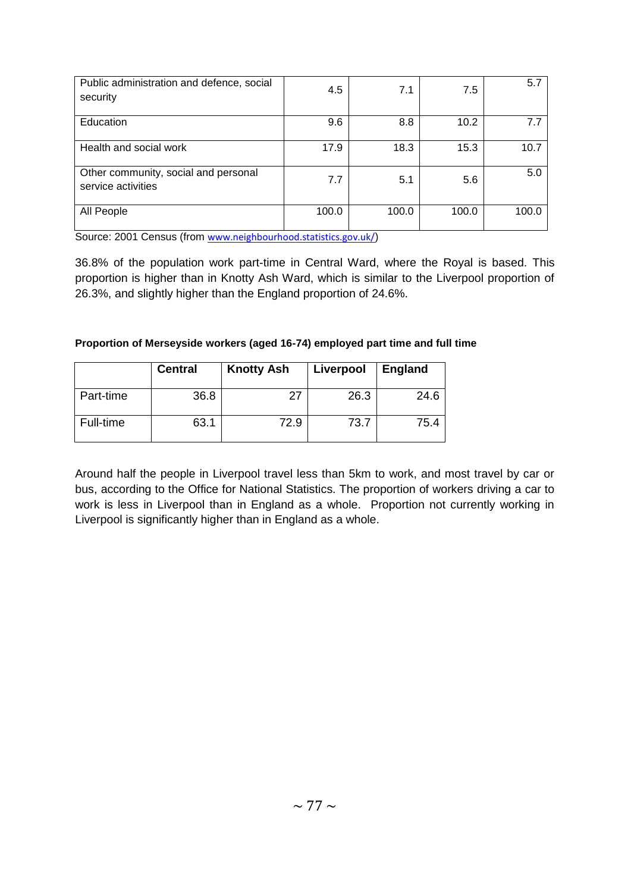| | | | | |
|---|---|---|---|---|
| Public administration and defence, social security | 4.5 | 7.1 | 7.5 | 5.7 |
| Education | 9.6 | 8.8 | 10.2 | 7.7 |
| Health and social work | 17.9 | 18.3 | 15.3 | 10.7 |
| Other community, social and personal service activities | 7.7 | 5.1 | 5.6 | 5.0 |
| All People | 100.0 | 100.0 | 100.0 | 100.0 |

Source: 2001 Census (from www.neighbourhood.statistics.gov.uk/)

36.8% of the population work part-time in Central Ward, where the Royal is based. This proportion is higher than in Knotty Ash Ward, which is similar to the Liverpool proportion of 26.3%, and slightly higher than the England proportion of 24.6%.

**Proportion of Merseyside workers (aged 16-74) employed part time and full time**

| | Central | Knotty Ash | Liverpool | England |
|---|---|---|---|---|
| Part-time | 36.8 | 27 | 26.3 | 24.6 |
| Full-time | 63.1 | 72.9 | 73.7 | 75.4 |

Around half the people in Liverpool travel less than 5km to work, and most travel by car or bus, according to the Office for National Statistics. The proportion of workers driving a car to work is less in Liverpool than in England as a whole. Proportion not currently working in Liverpool is significantly higher than in England as a whole.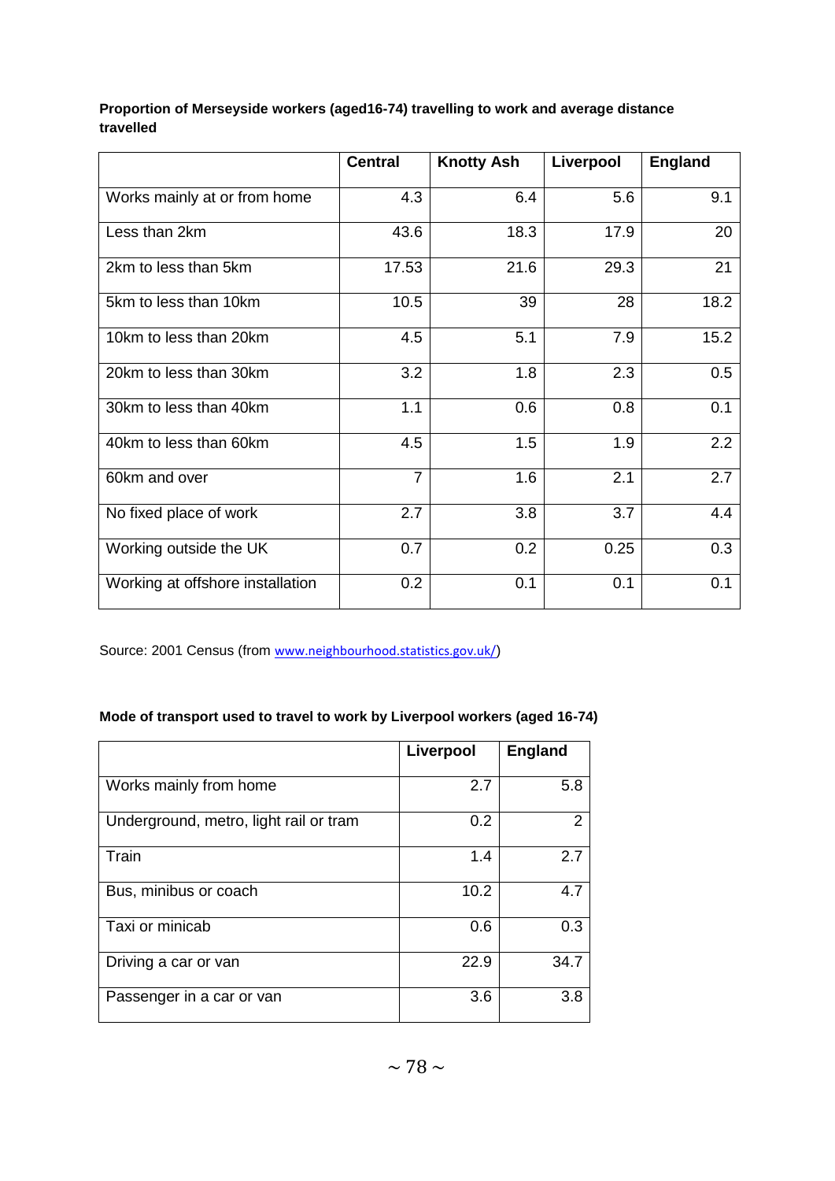**Proportion of Merseyside workers (aged16-74) travelling to work and average distance travelled**

| | Central | Knotty Ash | Liverpool | England |
|---|---|---|---|---|
| Works mainly at or from home | 4.3 | 6.4 | 5.6 | 9.1 |
| Less than 2km | 43.6 | 18.3 | 17.9 | 20 |
| 2km to less than 5km | 17.53 | 21.6 | 29.3 | 21 |
| 5km to less than 10km | 10.5 | 39 | 28 | 18.2 |
| 10km to less than 20km | 4.5 | 5.1 | 7.9 | 15.2 |
| 20km to less than 30km | 3.2 | 1.8 | 2.3 | 0.5 |
| 30km to less than 40km | 1.1 | 0.6 | 0.8 | 0.1 |
| 40km to less than 60km | 4.5 | 1.5 | 1.9 | 2.2 |
| 60km and over | 7 | 1.6 | 2.1 | 2.7 |
| No fixed place of work | 2.7 | 3.8 | 3.7 | 4.4 |
| Working outside the UK | 0.7 | 0.2 | 0.25 | 0.3 |
| Working at offshore installation | 0.2 | 0.1 | 0.1 | 0.1 |

Source: 2001 Census (from www.neighbourhood.statistics.gov.uk/)

**Mode of transport used to travel to work by Liverpool workers (aged 16-74)**

| | Liverpool | England |
|---|---|---|
| Works mainly from home | 2.7 | 5.8 |
| Underground, metro, light rail or tram | 0.2 | 2 |
| Train | 1.4 | 2.7 |
| Bus, minibus or coach | 10.2 | 4.7 |
| Taxi or minicab | 0.6 | 0.3 |
| Driving a car or van | 22.9 | 34.7 |
| Passenger in a car or van | 3.6 | 3.8 |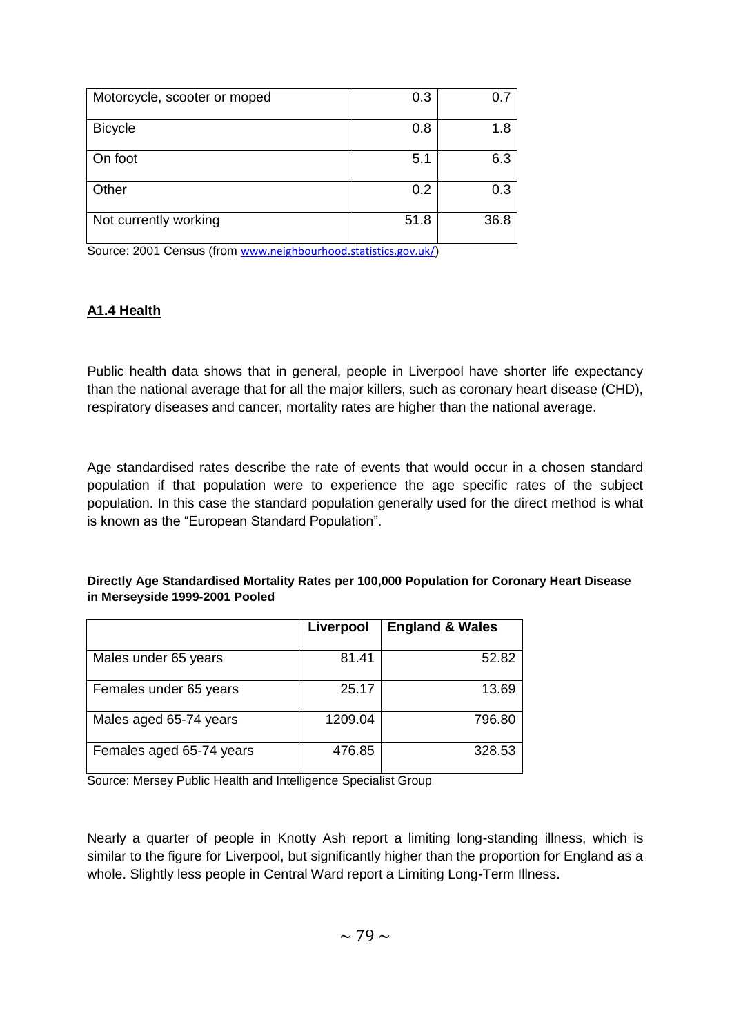| Motorcycle, scooter or moped | 0.3 | 0.7 |
|---|---|---|
| Bicycle | 0.8 | 1.8 |
| On foot | 5.1 | 6.3 |
| Other | 0.2 | 0.3 |
| Not currently working | 51.8 | 36.8 |

Source: 2001 Census (from www.neighbourhood.statistics.gov.uk/)

## A1.4 Health

Public health data shows that in general, people in Liverpool have shorter life expectancy than the national average that for all the major killers, such as coronary heart disease (CHD), respiratory diseases and cancer, mortality rates are higher than the national average.

Age standardised rates describe the rate of events that would occur in a chosen standard population if that population were to experience the age specific rates of the subject population. In this case the standard population generally used for the direct method is what is known as the "European Standard Population".

**Directly Age Standardised Mortality Rates per 100,000 Population for Coronary Heart Disease in Merseyside 1999-2001 Pooled**

| | Liverpool | England & Wales |
|---|---|---|
| Males under 65 years | 81.41 | 52.82 |
| Females under 65 years | 25.17 | 13.69 |
| Males aged 65-74 years | 1209.04 | 796.80 |
| Females aged 65-74 years | 476.85 | 328.53 |

Source: Mersey Public Health and Intelligence Specialist Group

Nearly a quarter of people in Knotty Ash report a limiting long-standing illness, which is similar to the figure for Liverpool, but significantly higher than the proportion for England as a whole. Slightly less people in Central Ward report a Limiting Long-Term Illness.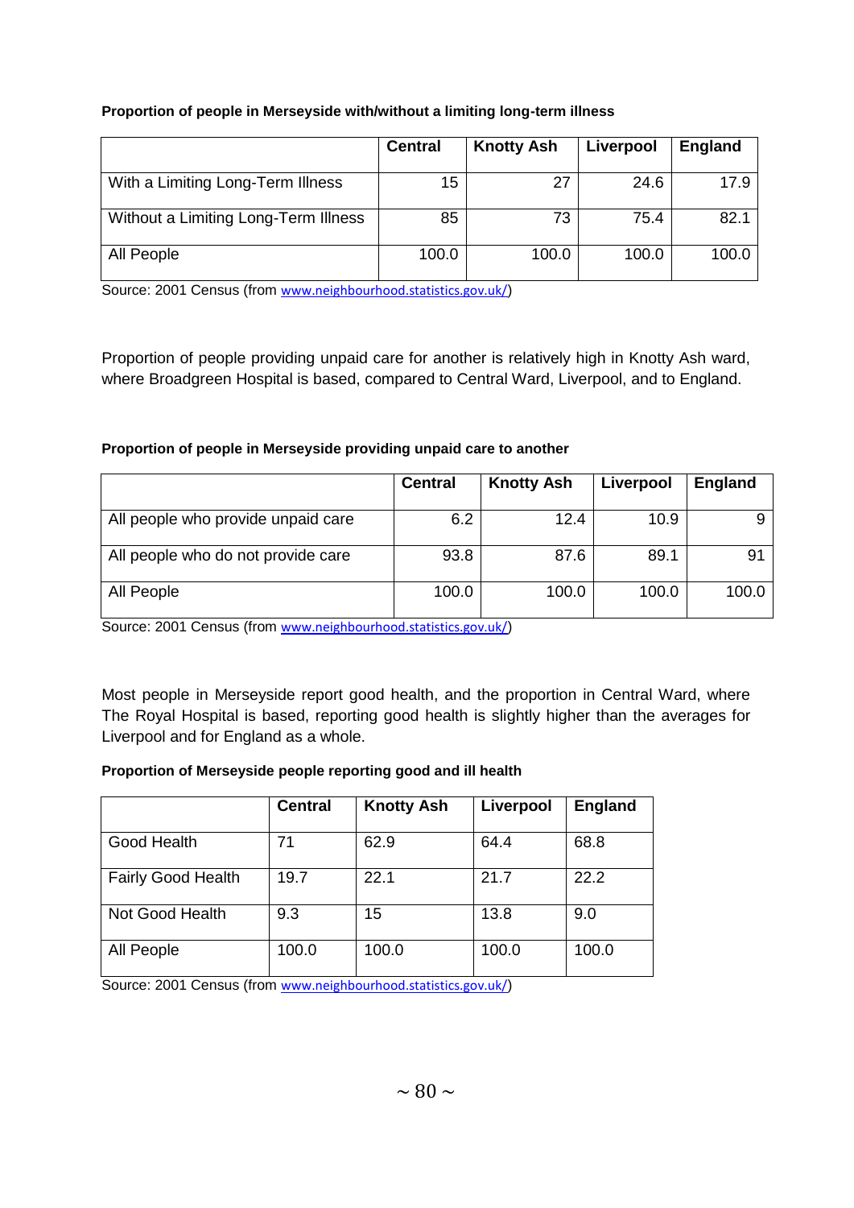**Proportion of people in Merseyside with/without a limiting long-term illness**

| | Central | Knotty Ash | Liverpool | England |
|---|---|---|---|---|
| With a Limiting Long-Term Illness | 15 | 27 | 24.6 | 17.9 |
| Without a Limiting Long-Term Illness | 85 | 73 | 75.4 | 82.1 |
| All People | 100.0 | 100.0 | 100.0 | 100.0 |

Source: 2001 Census (from www.neighbourhood.statistics.gov.uk/)

Proportion of people providing unpaid care for another is relatively high in Knotty Ash ward, where Broadgreen Hospital is based, compared to Central Ward, Liverpool, and to England.

**Proportion of people in Merseyside providing unpaid care to another**

| | Central | Knotty Ash | Liverpool | England |
|---|---|---|---|---|
| All people who provide unpaid care | 6.2 | 12.4 | 10.9 | 9 |
| All people who do not provide care | 93.8 | 87.6 | 89.1 | 91 |
| All People | 100.0 | 100.0 | 100.0 | 100.0 |

Source: 2001 Census (from www.neighbourhood.statistics.gov.uk/)

Most people in Merseyside report good health, and the proportion in Central Ward, where The Royal Hospital is based, reporting good health is slightly higher than the averages for Liverpool and for England as a whole.

**Proportion of Merseyside people reporting good and ill health**

| | Central | Knotty Ash | Liverpool | England |
|---|---|---|---|---|
| Good Health | 71 | 62.9 | 64.4 | 68.8 |
| Fairly Good Health | 19.7 | 22.1 | 21.7 | 22.2 |
| Not Good Health | 9.3 | 15 | 13.8 | 9.0 |
| All People | 100.0 | 100.0 | 100.0 | 100.0 |

Source: 2001 Census (from www.neighbourhood.statistics.gov.uk/)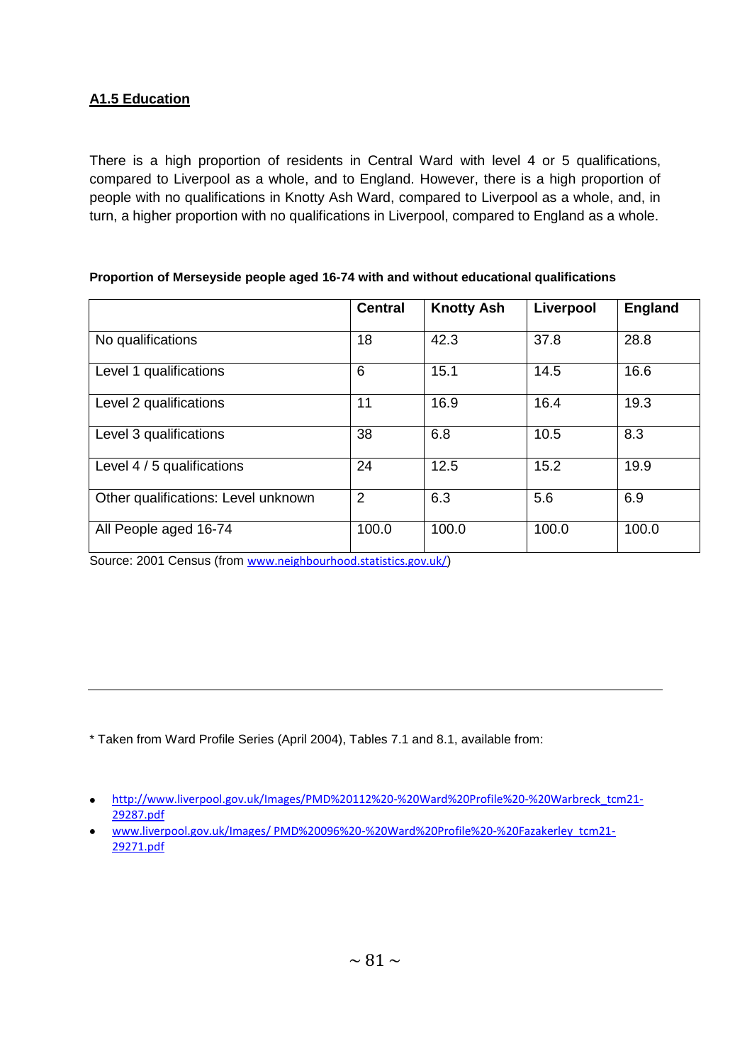## A1.5 Education

There is a high proportion of residents in Central Ward with level 4 or 5 qualifications, compared to Liverpool as a whole, and to England. However, there is a high proportion of people with no qualifications in Knotty Ash Ward, compared to Liverpool as a whole, and, in turn, a higher proportion with no qualifications in Liverpool, compared to England as a whole.

**Proportion of Merseyside people aged 16-74 with and without educational qualifications**

| | Central | Knotty Ash | Liverpool | England |
|---|---|---|---|---|
| No qualifications | 18 | 42.3 | 37.8 | 28.8 |
| Level 1 qualifications | 6 | 15.1 | 14.5 | 16.6 |
| Level 2 qualifications | 11 | 16.9 | 16.4 | 19.3 |
| Level 3 qualifications | 38 | 6.8 | 10.5 | 8.3 |
| Level 4 / 5 qualifications | 24 | 12.5 | 15.2 | 19.9 |
| Other qualifications: Level unknown | 2 | 6.3 | 5.6 | 6.9 |
| All People aged 16-74 | 100.0 | 100.0 | 100.0 | 100.0 |

Source: 2001 Census (from www.neighbourhood.statistics.gov.uk/)

---

* Taken from Ward Profile Series (April 2004), Tables 7.1 and 8.1, available from:

- http://www.liverpool.gov.uk/Images/PMD%20112%20-%20Ward%20Profile%20-%20Warbreck_tcm21-29287.pdf
- www.liverpool.gov.uk/Images/ PMD%20096%20-%20Ward%20Profile%20-%20Fazakerley_tcm21-29271.pdf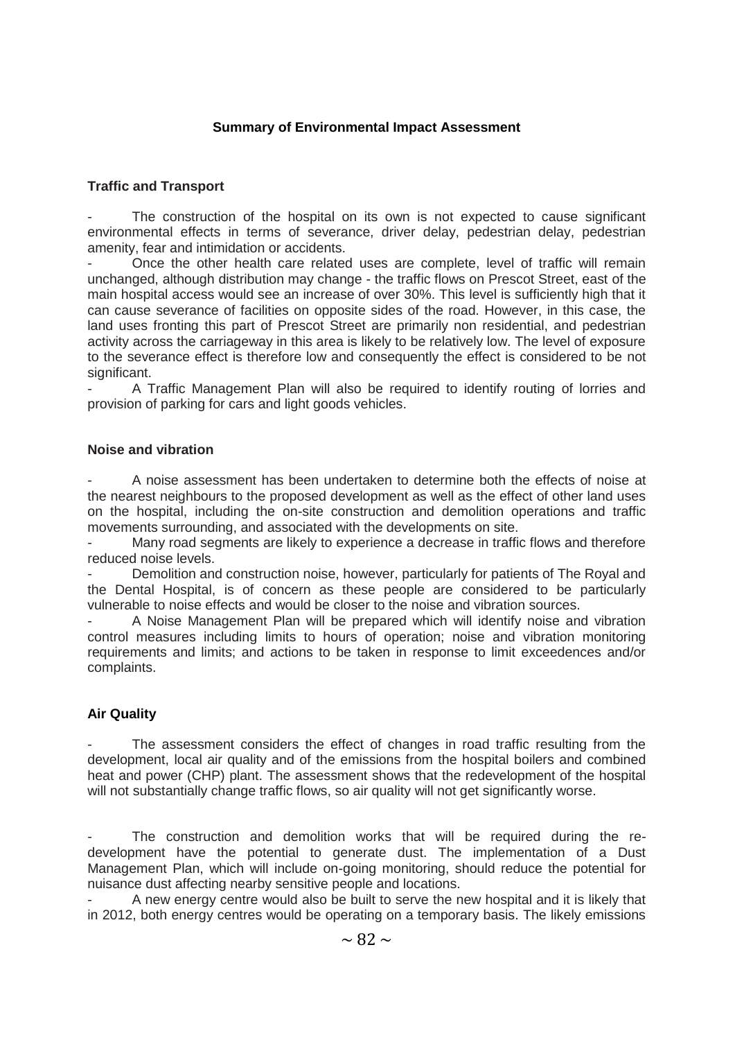**Summary of Environmental Impact Assessment**

**Traffic and Transport**

- The construction of the hospital on its own is not expected to cause significant environmental effects in terms of severance, driver delay, pedestrian delay, pedestrian amenity, fear and intimidation or accidents.
- Once the other health care related uses are complete, level of traffic will remain unchanged, although distribution may change - the traffic flows on Prescot Street, east of the main hospital access would see an increase of over 30%. This level is sufficiently high that it can cause severance of facilities on opposite sides of the road. However, in this case, the land uses fronting this part of Prescot Street are primarily non residential, and pedestrian activity across the carriageway in this area is likely to be relatively low. The level of exposure to the severance effect is therefore low and consequently the effect is considered to be not significant.
- A Traffic Management Plan will also be required to identify routing of lorries and provision of parking for cars and light goods vehicles.

**Noise and vibration**

- A noise assessment has been undertaken to determine both the effects of noise at the nearest neighbours to the proposed development as well as the effect of other land uses on the hospital, including the on-site construction and demolition operations and traffic movements surrounding, and associated with the developments on site.
- Many road segments are likely to experience a decrease in traffic flows and therefore reduced noise levels.
- Demolition and construction noise, however, particularly for patients of The Royal and the Dental Hospital, is of concern as these people are considered to be particularly vulnerable to noise effects and would be closer to the noise and vibration sources.
- A Noise Management Plan will be prepared which will identify noise and vibration control measures including limits to hours of operation; noise and vibration monitoring requirements and limits; and actions to be taken in response to limit exceedences and/or complaints.

**Air Quality**

- The assessment considers the effect of changes in road traffic resulting from the development, local air quality and of the emissions from the hospital boilers and combined heat and power (CHP) plant. The assessment shows that the redevelopment of the hospital will not substantially change traffic flows, so air quality will not get significantly worse.

- The construction and demolition works that will be required during the re-development have the potential to generate dust. The implementation of a Dust Management Plan, which will include on-going monitoring, should reduce the potential for nuisance dust affecting nearby sensitive people and locations.
- A new energy centre would also be built to serve the new hospital and it is likely that in 2012, both energy centres would be operating on a temporary basis. The likely emissions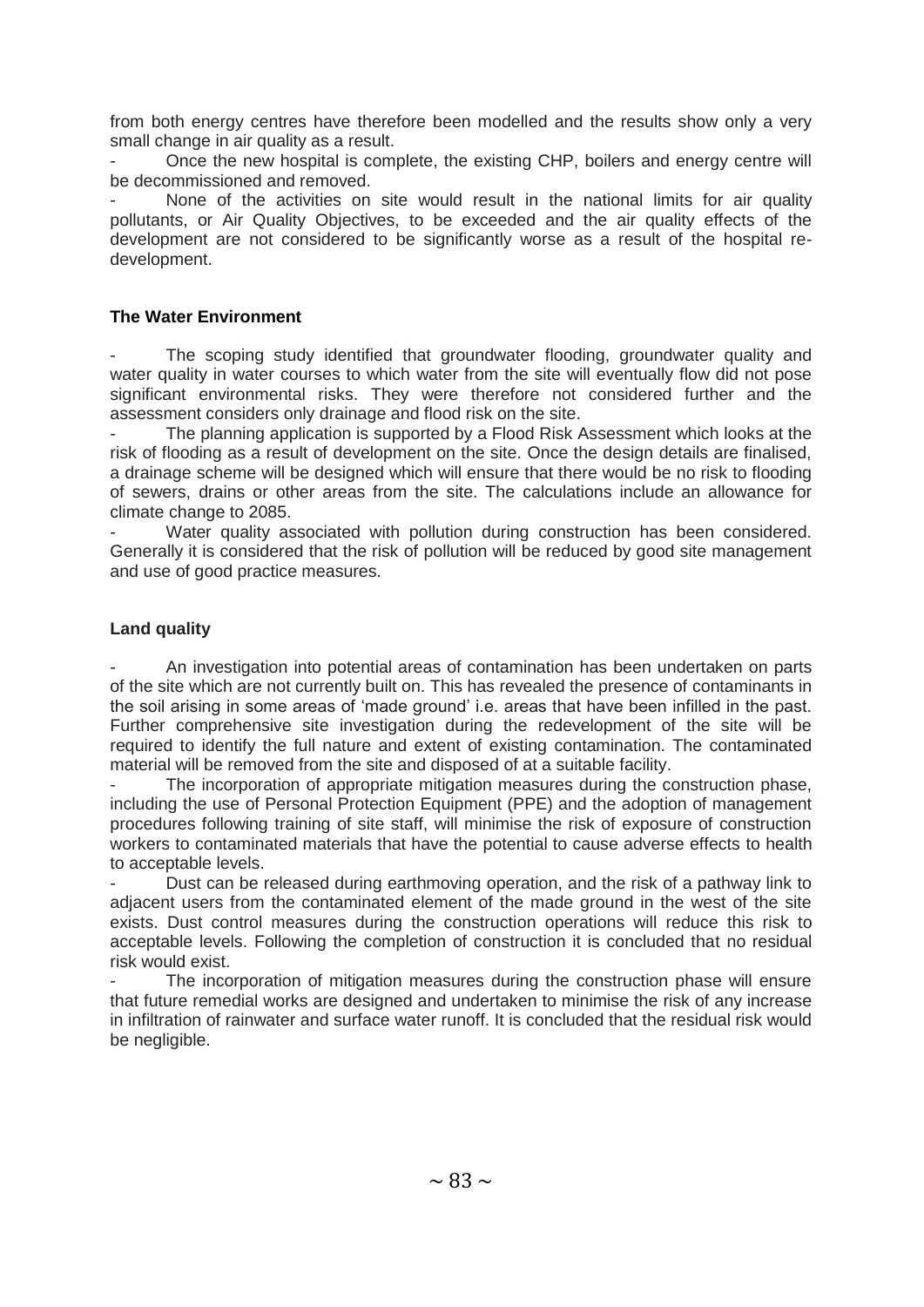from both energy centres have therefore been modelled and the results show only a very small change in air quality as a result.

- Once the new hospital is complete, the existing CHP, boilers and energy centre will be decommissioned and removed.
- None of the activities on site would result in the national limits for air quality pollutants, or Air Quality Objectives, to be exceeded and the air quality effects of the development are not considered to be significantly worse as a result of the hospital re-development.

**The Water Environment**

- The scoping study identified that groundwater flooding, groundwater quality and water quality in water courses to which water from the site will eventually flow did not pose significant environmental risks. They were therefore not considered further and the assessment considers only drainage and flood risk on the site.
- The planning application is supported by a Flood Risk Assessment which looks at the risk of flooding as a result of development on the site. Once the design details are finalised, a drainage scheme will be designed which will ensure that there would be no risk to flooding of sewers, drains or other areas from the site. The calculations include an allowance for climate change to 2085.
- Water quality associated with pollution during construction has been considered. Generally it is considered that the risk of pollution will be reduced by good site management and use of good practice measures.

**Land quality**

- An investigation into potential areas of contamination has been undertaken on parts of the site which are not currently built on. This has revealed the presence of contaminants in the soil arising in some areas of 'made ground' i.e. areas that have been infilled in the past. Further comprehensive site investigation during the redevelopment of the site will be required to identify the full nature and extent of existing contamination. The contaminated material will be removed from the site and disposed of at a suitable facility.
- The incorporation of appropriate mitigation measures during the construction phase, including the use of Personal Protection Equipment (PPE) and the adoption of management procedures following training of site staff, will minimise the risk of exposure of construction workers to contaminated materials that have the potential to cause adverse effects to health to acceptable levels.
- Dust can be released during earthmoving operation, and the risk of a pathway link to adjacent users from the contaminated element of the made ground in the west of the site exists. Dust control measures during the construction operations will reduce this risk to acceptable levels. Following the completion of construction it is concluded that no residual risk would exist.
- The incorporation of mitigation measures during the construction phase will ensure that future remedial works are designed and undertaken to minimise the risk of any increase in infiltration of rainwater and surface water runoff. It is concluded that the residual risk would be negligible.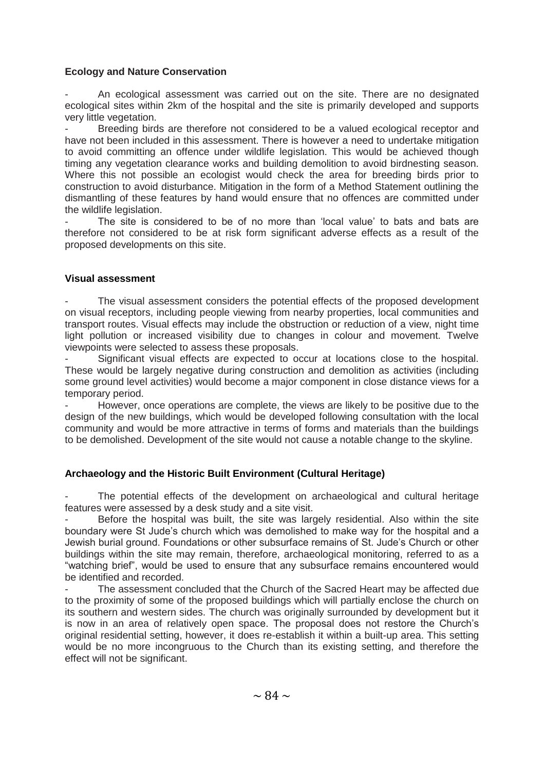**Ecology and Nature Conservation**

- An ecological assessment was carried out on the site. There are no designated ecological sites within 2km of the hospital and the site is primarily developed and supports very little vegetation.
- Breeding birds are therefore not considered to be a valued ecological receptor and have not been included in this assessment. There is however a need to undertake mitigation to avoid committing an offence under wildlife legislation. This would be achieved though timing any vegetation clearance works and building demolition to avoid birdnesting season. Where this not possible an ecologist would check the area for breeding birds prior to construction to avoid disturbance. Mitigation in the form of a Method Statement outlining the dismantling of these features by hand would ensure that no offences are committed under the wildlife legislation.
- The site is considered to be of no more than 'local value' to bats and bats are therefore not considered to be at risk form significant adverse effects as a result of the proposed developments on this site.

**Visual assessment**

- The visual assessment considers the potential effects of the proposed development on visual receptors, including people viewing from nearby properties, local communities and transport routes. Visual effects may include the obstruction or reduction of a view, night time light pollution or increased visibility due to changes in colour and movement. Twelve viewpoints were selected to assess these proposals.
- Significant visual effects are expected to occur at locations close to the hospital. These would be largely negative during construction and demolition as activities (including some ground level activities) would become a major component in close distance views for a temporary period.
- However, once operations are complete, the views are likely to be positive due to the design of the new buildings, which would be developed following consultation with the local community and would be more attractive in terms of forms and materials than the buildings to be demolished. Development of the site would not cause a notable change to the skyline.

**Archaeology and the Historic Built Environment (Cultural Heritage)**

- The potential effects of the development on archaeological and cultural heritage features were assessed by a desk study and a site visit.
- Before the hospital was built, the site was largely residential. Also within the site boundary were St Jude's church which was demolished to make way for the hospital and a Jewish burial ground. Foundations or other subsurface remains of St. Jude's Church or other buildings within the site may remain, therefore, archaeological monitoring, referred to as a "watching brief", would be used to ensure that any subsurface remains encountered would be identified and recorded.
- The assessment concluded that the Church of the Sacred Heart may be affected due to the proximity of some of the proposed buildings which will partially enclose the church on its southern and western sides. The church was originally surrounded by development but it is now in an area of relatively open space. The proposal does not restore the Church's original residential setting, however, it does re-establish it within a built-up area. This setting would be no more incongruous to the Church than its existing setting, and therefore the effect will not be significant.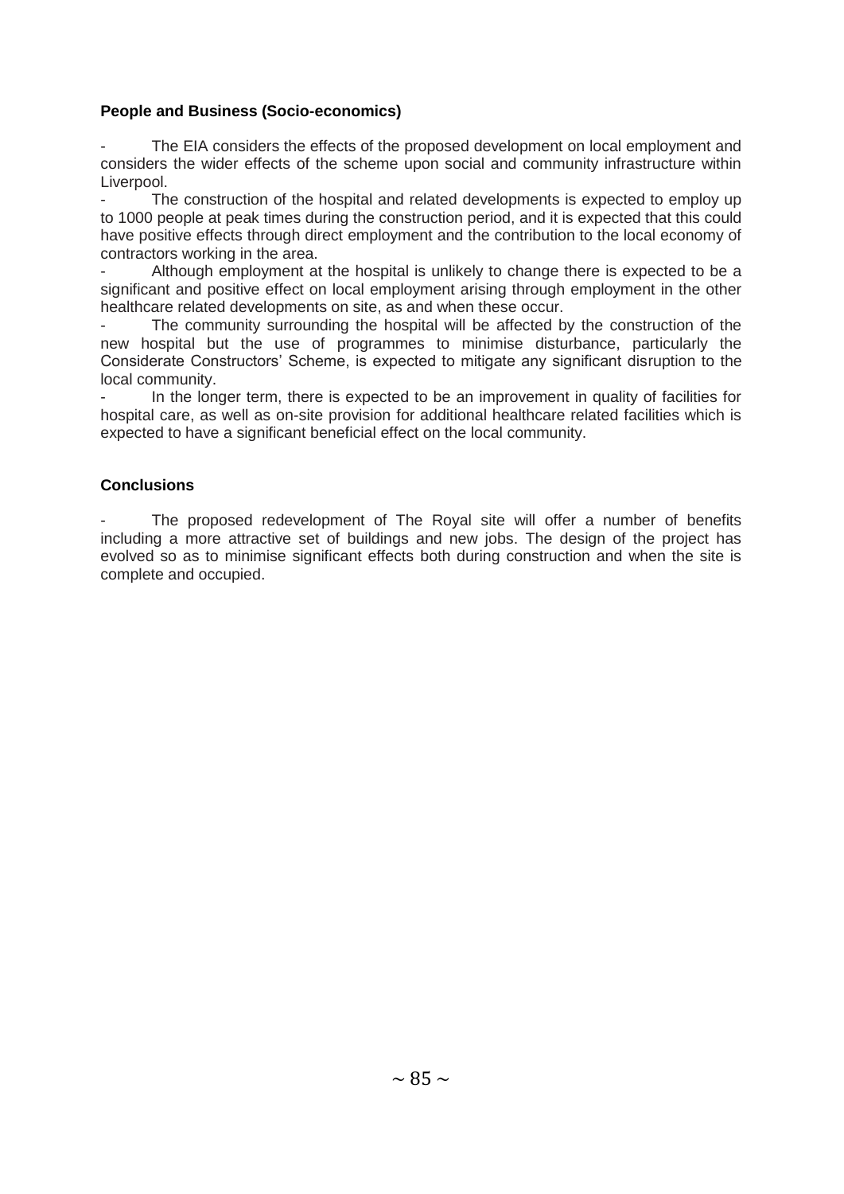**People and Business (Socio-economics)**

- The EIA considers the effects of the proposed development on local employment and considers the wider effects of the scheme upon social and community infrastructure within Liverpool.
- The construction of the hospital and related developments is expected to employ up to 1000 people at peak times during the construction period, and it is expected that this could have positive effects through direct employment and the contribution to the local economy of contractors working in the area.
- Although employment at the hospital is unlikely to change there is expected to be a significant and positive effect on local employment arising through employment in the other healthcare related developments on site, as and when these occur.
- The community surrounding the hospital will be affected by the construction of the new hospital but the use of programmes to minimise disturbance, particularly the Considerate Constructors' Scheme, is expected to mitigate any significant disruption to the local community.
- In the longer term, there is expected to be an improvement in quality of facilities for hospital care, as well as on-site provision for additional healthcare related facilities which is expected to have a significant beneficial effect on the local community.

**Conclusions**

- The proposed redevelopment of The Royal site will offer a number of benefits including a more attractive set of buildings and new jobs. The design of the project has evolved so as to minimise significant effects both during construction and when the site is complete and occupied.